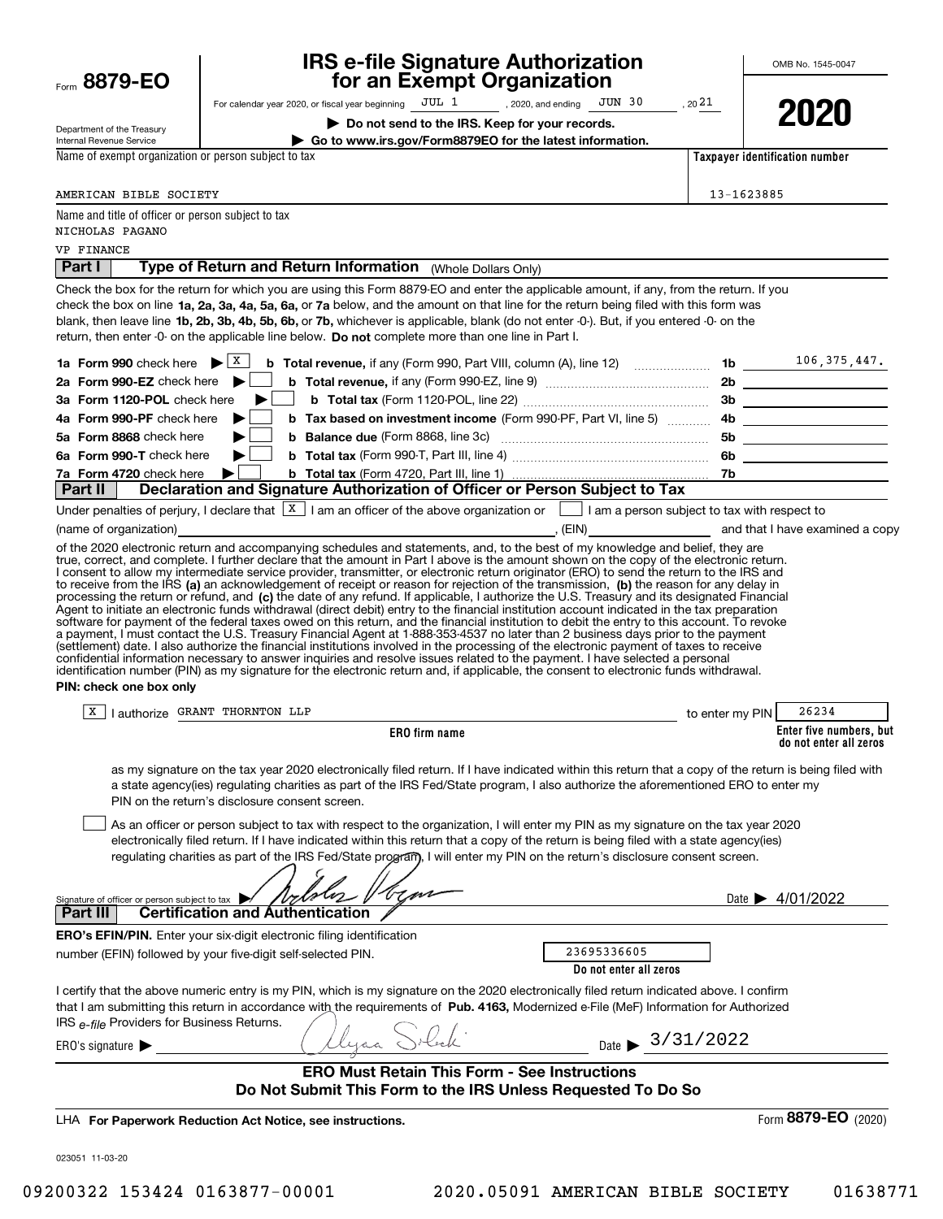Form **8879-EO**

Department of the Treasury
Internal Revenue Service

# IRS e-file Signature Authorization for an Exempt Organization

For calendar year 2020, or fiscal year beginning JUL 1, 2020, and ending JUN 30, 2021

▶ **Do not send to the IRS. Keep for your records.**

▶ **Go to www.irs.gov/Form8879EO for the latest information.**

OMB No. 1545-0047

**2020**

Name of exempt organization or person subject to tax: AMERICAN BIBLE SOCIETY

Taxpayer identification number: 13-1623885

Name and title of officer or person subject to tax: NICHOLAS PAGANO, VP FINANCE

## Part I — Type of Return and Return Information (Whole Dollars Only)

Check the box for the return for which you are using this Form 8879-EO and enter the applicable amount, if any, from the return. If you check the box on line **1a, 2a, 3a, 4a, 5a, 6a,** or **7a** below, and the amount on that line for the return being filed with this form was blank, then leave line **1b, 2b, 3b, 4b, 5b, 6b,** or **7b,** whichever is applicable, blank (do not enter -0-). But, if you entered -0- on the return, then enter -0- on the applicable line below. **Do not** complete more than one line in Part I.

| | | | |
|---|---|---|---|
| **1a Form 990** check here ▶ [X] | **b Total revenue,** if any (Form 990, Part VIII, column (A), line 12) | 1b | 106,375,447. |
| **2a Form 990-EZ** check here ▶ [ ] | **b Total revenue,** if any (Form 990-EZ, line 9) | 2b | |
| **3a Form 1120-POL** check here ▶ [ ] | **b Total tax** (Form 1120-POL, line 22) | 3b | |
| **4a Form 990-PF** check here ▶ [ ] | **b Tax based on investment income** (Form 990-PF, Part VI, line 5) | 4b | |
| **5a Form 8868** check here ▶ [ ] | **b Balance due** (Form 8868, line 3c) | 5b | |
| **6a Form 990-T** check here ▶ [ ] | **b Total tax** (Form 990-T, Part III, line 4) | 6b | |
| **7a Form 4720** check here ▶ [ ] | **b Total tax** (Form 4720, Part III, line 1) | 7b | |

## Part II — Declaration and Signature Authorization of Officer or Person Subject to Tax

Under penalties of perjury, I declare that [X] I am an officer of the above organization or [ ] I am a person subject to tax with respect to (name of organization) ______, (EIN) ______ and that I have examined a copy of the 2020 electronic return and accompanying schedules and statements, and, to the best of my knowledge and belief, they are true, correct, and complete. I further declare that the amount in Part I above is the amount shown on the copy of the electronic return. I consent to allow my intermediate service provider, transmitter, or electronic return originator (ERO) to send the return to the IRS and to receive from the IRS **(a)** an acknowledgement of receipt or reason for rejection of the transmission, **(b)** the reason for any delay in processing the return or refund, and **(c)** the date of any refund. If applicable, I authorize the U.S. Treasury and its designated Financial Agent to initiate an electronic funds withdrawal (direct debit) entry to the financial institution account indicated in the tax preparation software for payment of the federal taxes owed on this return, and the financial institution to debit the entry to this account. To revoke a payment, I must contact the U.S. Treasury Financial Agent at 1-888-353-4537 no later than 2 business days prior to the payment (settlement) date. I also authorize the financial institutions involved in the processing of the electronic payment of taxes to receive confidential information necessary to answer inquiries and resolve issues related to the payment. I have selected a personal identification number (PIN) as my signature for the electronic return and, if applicable, the consent to electronic funds withdrawal.

**PIN: check one box only**

[X] I authorize GRANT THORNTON LLP (ERO firm name) to enter my PIN 26234 (Enter five numbers, but do not enter all zeros) as my signature on the tax year 2020 electronically filed return. If I have indicated within this return that a copy of the return is being filed with a state agency(ies) regulating charities as part of the IRS Fed/State program, I also authorize the aforementioned ERO to enter my PIN on the return's disclosure consent screen.

[ ] As an officer or person subject to tax with respect to the organization, I will enter my PIN as my signature on the tax year 2020 electronically filed return. If I have indicated within this return that a copy of the return is being filed with a state agency(ies) regulating charities as part of the IRS Fed/State program, I will enter my PIN on the return's disclosure consent screen.

Signature of officer or person subject to tax ▶ [signature] Date ▶ 4/01/2022

## Part III — Certification and Authentication

**ERO's EFIN/PIN.** Enter your six-digit electronic filing identification number (EFIN) followed by your five-digit self-selected PIN. 23695336605 (Do not enter all zeros)

I certify that the above numeric entry is my PIN, which is my signature on the 2020 electronically filed return indicated above. I confirm that I am submitting this return in accordance with the requirements of **Pub. 4163,** Modernized e-File (MeF) Information for Authorized IRS *e-file* Providers for Business Returns.

ERO's signature ▶ [signature] Date ▶ 3/31/2022

**ERO Must Retain This Form - See Instructions**
**Do Not Submit This Form to the IRS Unless Requested To Do So**

LHA **For Paperwork Reduction Act Notice, see instructions.** Form **8879-EO** (2020)

023051 11-03-20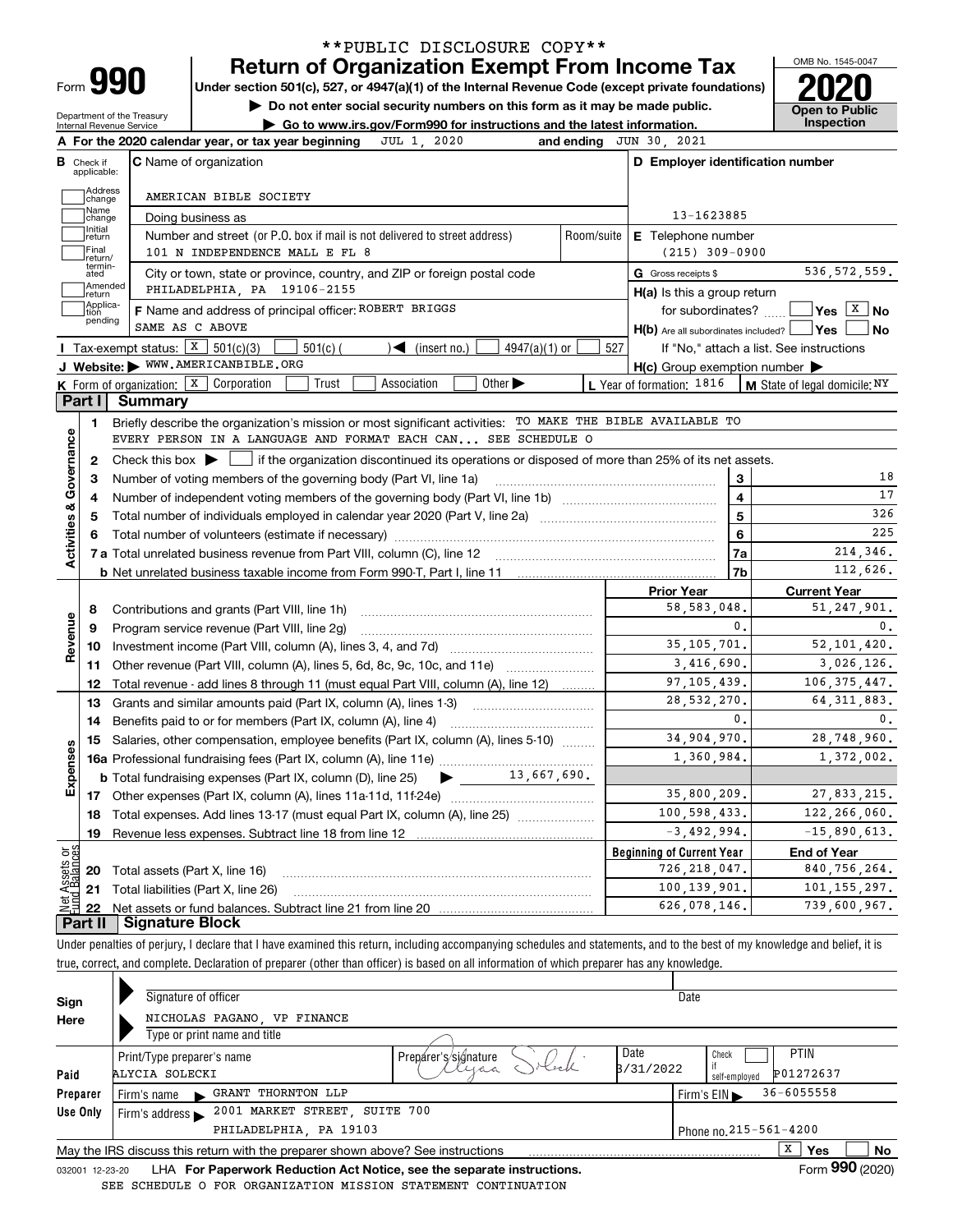**PUBLIC DISCLOSURE COPY**

# Form 990 — Return of Organization Exempt From Income Tax

Under section 501(c), 527, or 4947(a)(1) of the Internal Revenue Code (except private foundations)

▶ Do not enter social security numbers on this form as it may be made public.

▶ Go to www.irs.gov/Form990 for instructions and the latest information.

Department of the Treasury
Internal Revenue Service

OMB No. 1545-0047

**2020**

**Open to Public Inspection**

**A** For the 2020 calendar year, or tax year beginning JUL 1, 2020 and ending JUN 30, 2021

**B** Check if applicable: Address change, Name change, Initial return, Final return/terminated, Amended return, Application pending

**C** Name of organization: AMERICAN BIBLE SOCIETY

Doing business as

Number and street (or P.O. box if mail is not delivered to street address): 101 N INDEPENDENCE MALL E FL 8 | Room/suite

City or town, state or province, country, and ZIP or foreign postal code: PHILADELPHIA, PA 19106-2155

**D** Employer identification number: 13-1623885

**E** Telephone number: (215) 309-0900

**G** Gross receipts $ 536,572,559.

**F** Name and address of principal officer: ROBERT BRIGGS
SAME AS C ABOVE

**H(a)** Is this a group return for subordinates? ☐ Yes ☒ No

**H(b)** Are all subordinates included? ☐ Yes ☐ No
If "No," attach a list. See instructions

**H(c)** Group exemption number ▶

**I** Tax-exempt status: ☒ 501(c)(3) ☐ 501(c) ( ) ◀ (insert no.) ☐ 4947(a)(1) or ☐ 527

**J** Website: ▶ WWW.AMERICANBIBLE.ORG

**K** Form of organization: ☒ Corporation ☐ Trust ☐ Association ☐ Other ▶

**L** Year of formation: 1816 | **M** State of legal domicile: NY

## Part I Summary

**Activities & Governance**

1. Briefly describe the organization's mission or most significant activities: TO MAKE THE BIBLE AVAILABLE TO EVERY PERSON IN A LANGUAGE AND FORMAT EACH CAN... SEE SCHEDULE O
2. Check this box ▶ ☐ if the organization discontinued its operations or disposed of more than 25% of its net assets.

| Line | Description | | Value |
|---|---|---|---|
| 3 | Number of voting members of the governing body (Part VI, line 1a) | 3 | 18 |
| 4 | Number of independent voting members of the governing body (Part VI, line 1b) | 4 | 17 |
| 5 | Total number of individuals employed in calendar year 2020 (Part V, line 2a) | 5 | 326 |
| 6 | Total number of volunteers (estimate if necessary) | 6 | 225 |
| 7a | Total unrelated business revenue from Part VIII, column (C), line 12 | 7a | 214,346. |
| 7b | Net unrelated business taxable income from Form 990-T, Part I, line 11 | 7b | 112,626. |

| Line | Description | Prior Year | Current Year |
|---|---|---|---|
| **Revenue** | | | |
| 8 | Contributions and grants (Part VIII, line 1h) | 58,583,048. | 51,247,901. |
| 9 | Program service revenue (Part VIII, line 2g) | 0. | 0. |
| 10 | Investment income (Part VIII, column (A), lines 3, 4, and 7d) | 35,105,701. | 52,101,420. |
| 11 | Other revenue (Part VIII, column (A), lines 5, 6d, 8c, 9c, 10c, and 11e) | 3,416,690. | 3,026,126. |
| 12 | Total revenue - add lines 8 through 11 (must equal Part VIII, column (A), line 12) | 97,105,439. | 106,375,447. |
| **Expenses** | | | |
| 13 | Grants and similar amounts paid (Part IX, column (A), lines 1-3) | 28,532,270. | 64,311,883. |
| 14 | Benefits paid to or for members (Part IX, column (A), line 4) | 0. | 0. |
| 15 | Salaries, other compensation, employee benefits (Part IX, column (A), lines 5-10) | 34,904,970. | 28,748,960. |
| 16a | Professional fundraising fees (Part IX, column (A), line 11e) | 1,360,984. | 1,372,002. |
| b | Total fundraising expenses (Part IX, column (D), line 25) ▶ 13,667,690. | | |
| 17 | Other expenses (Part IX, column (A), lines 11a-11d, 11f-24e) | 35,800,209. | 27,833,215. |
| 18 | Total expenses. Add lines 13-17 (must equal Part IX, column (A), line 25) | 100,598,433. | 122,266,060. |
| 19 | Revenue less expenses. Subtract line 18 from line 12 | -3,492,994. | -15,890,613. |
| **Net Assets or Fund Balances** | | **Beginning of Current Year** | **End of Year** |
| 20 | Total assets (Part X, line 16) | 726,218,047. | 840,756,264. |
| 21 | Total liabilities (Part X, line 26) | 100,139,901. | 101,155,297. |
| 22 | Net assets or fund balances. Subtract line 21 from line 20 | 626,078,146. | 739,600,967. |

## Part II Signature Block

Under penalties of perjury, I declare that I have examined this return, including accompanying schedules and statements, and to the best of my knowledge and belief, it is true, correct, and complete. Declaration of preparer (other than officer) is based on all information of which preparer has any knowledge.

**Sign Here**

Signature of officer | Date

NICHOLAS PAGANO, VP FINANCE
Type or print name and title

**Paid Preparer Use Only**

| Print/Type preparer's name | Preparer's signature | Date | Check if self-employed | PTIN |
|---|---|---|---|---|
| ALYCIA SOLECKI | Alycia Solecki | 3/31/2022 | ☐ | P01272637 |

Firm's name ▶ GRANT THORNTON LLP | Firm's EIN ▶ 36-6055558

Firm's address ▶ 2001 MARKET STREET, SUITE 700, PHILADELPHIA, PA 19103 | Phone no. 215-561-4200

May the IRS discuss this return with the preparer shown above? See instructions ☒ Yes ☐ No

032001 12-23-20 LHA For Paperwork Reduction Act Notice, see the separate instructions. Form **990** (2020)

SEE SCHEDULE O FOR ORGANIZATION MISSION STATEMENT CONTINUATION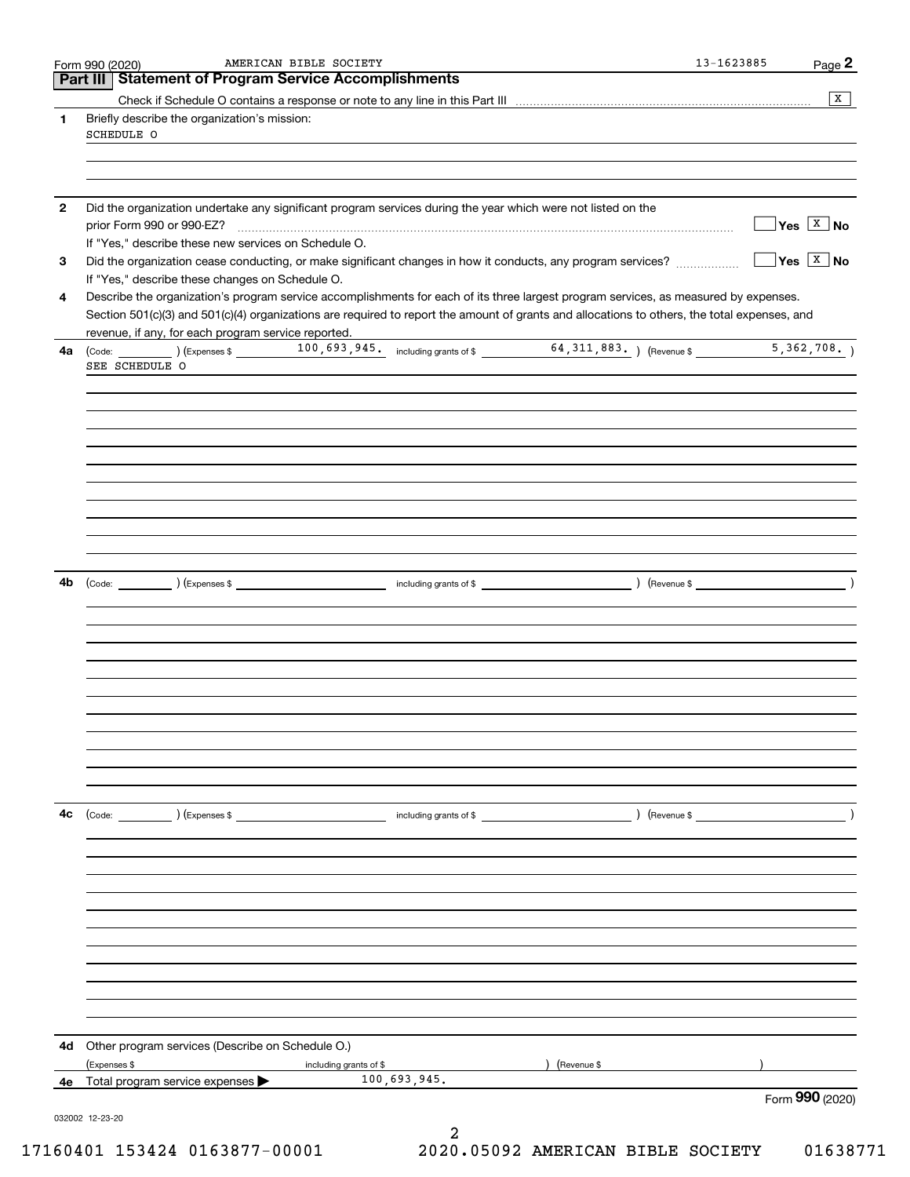Form 990 (2020) AMERICAN BIBLE SOCIETY 13-1623885

## Part III Statement of Program Service Accomplishments

Check if Schedule O contains a response or note to any line in this Part III .......... [X]

**1** Briefly describe the organization's mission:

SCHEDULE O

**2** Did the organization undertake any significant program services during the year which were not listed on the prior Form 990 or 990-EZ? .......... [ ] Yes [X] No

If "Yes," describe these new services on Schedule O.

**3** Did the organization cease conducting, or make significant changes in how it conducts, any program services? .......... [ ] Yes [X] No

If "Yes," describe these changes on Schedule O.

**4** Describe the organization's program service accomplishments for each of its three largest program services, as measured by expenses. Section 501(c)(3) and 501(c)(4) organizations are required to report the amount of grants and allocations to others, the total expenses, and revenue, if any, for each program service reported.

**4a** (Code: ) (Expenses $ 100,693,945. including grants of $ 64,311,883. ) (Revenue $ 5,362,708. )

SEE SCHEDULE O

**4b** (Code: ) (Expenses $ including grants of $ ) (Revenue $ )

**4c** (Code: ) (Expenses $ including grants of $ ) (Revenue $ )

**4d** Other program services (Describe on Schedule O.)

(Expenses $ including grants of $ ) (Revenue $ )

**4e** Total program service expenses ▶ 100,693,945.

Form **990** (2020)

032002 12-23-20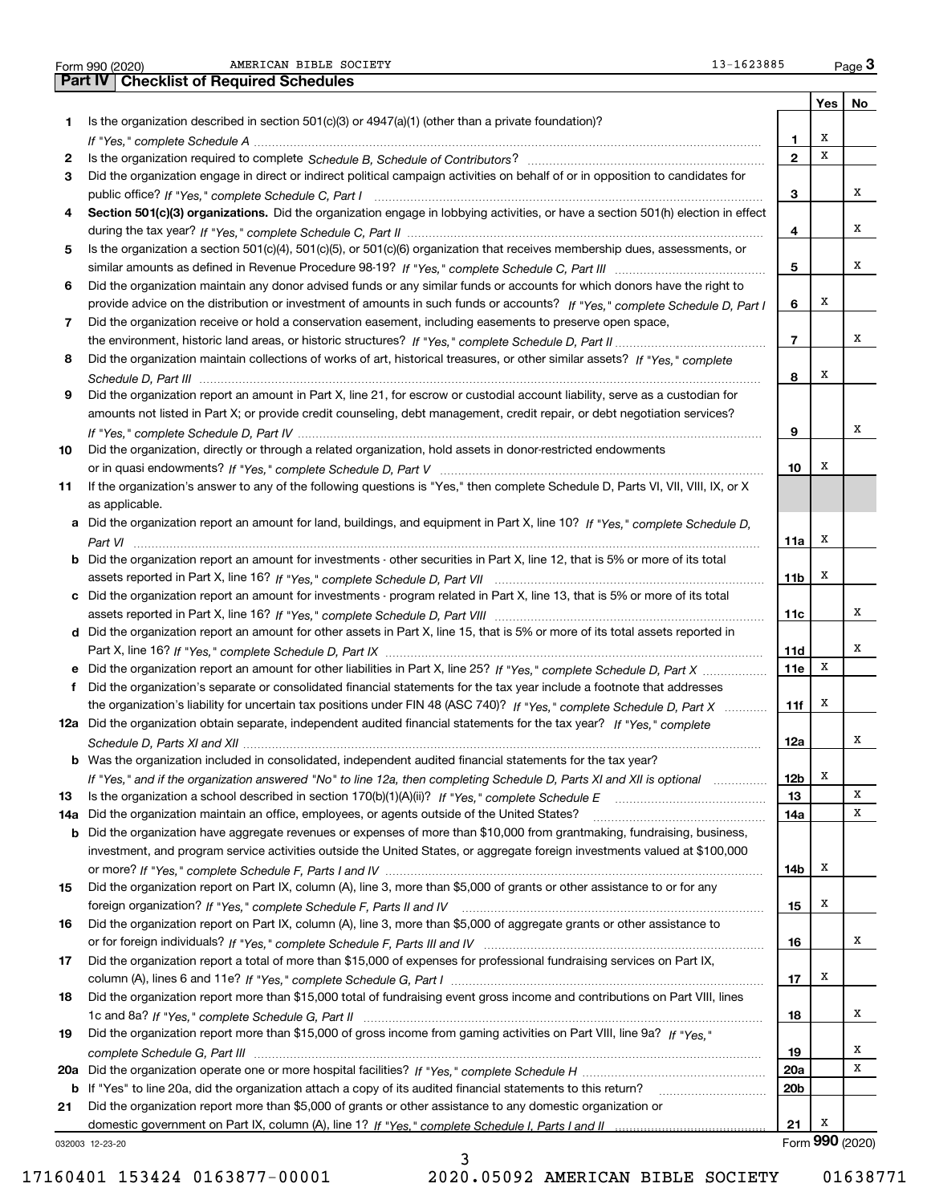Form 990 (2020) AMERICAN BIBLE SOCIETY 13-1623885

## Part IV | Checklist of Required Schedules

| | | | Yes | No |
|---|---|---|---|---|
| 1 | Is the organization described in section 501(c)(3) or 4947(a)(1) (other than a private foundation)? *If "Yes," complete Schedule A* | 1 | X | |
| 2 | Is the organization required to complete *Schedule B, Schedule of Contributors*? | 2 | X | |
| 3 | Did the organization engage in direct or indirect political campaign activities on behalf of or in opposition to candidates for public office? *If "Yes," complete Schedule C, Part I* | 3 | | X |
| 4 | **Section 501(c)(3) organizations.** Did the organization engage in lobbying activities, or have a section 501(h) election in effect during the tax year? *If "Yes," complete Schedule C, Part II* | 4 | | X |
| 5 | Is the organization a section 501(c)(4), 501(c)(5), or 501(c)(6) organization that receives membership dues, assessments, or similar amounts as defined in Revenue Procedure 98-19? *If "Yes," complete Schedule C, Part III* | 5 | | X |
| 6 | Did the organization maintain any donor advised funds or any similar funds or accounts for which donors have the right to provide advice on the distribution or investment of amounts in such funds or accounts? *If "Yes," complete Schedule D, Part I* | 6 | X | |
| 7 | Did the organization receive or hold a conservation easement, including easements to preserve open space, the environment, historic land areas, or historic structures? *If "Yes," complete Schedule D, Part II* | 7 | | X |
| 8 | Did the organization maintain collections of works of art, historical treasures, or other similar assets? *If "Yes," complete Schedule D, Part III* | 8 | X | |
| 9 | Did the organization report an amount in Part X, line 21, for escrow or custodial account liability, serve as a custodian for amounts not listed in Part X; or provide credit counseling, debt management, credit repair, or debt negotiation services? *If "Yes," complete Schedule D, Part IV* | 9 | | X |
| 10 | Did the organization, directly or through a related organization, hold assets in donor-restricted endowments or in quasi endowments? *If "Yes," complete Schedule D, Part V* | 10 | X | |
| 11 | If the organization's answer to any of the following questions is "Yes," then complete Schedule D, Parts VI, VII, VIII, IX, or X as applicable. | | | |
| a | Did the organization report an amount for land, buildings, and equipment in Part X, line 10? *If "Yes," complete Schedule D, Part VI* | 11a | X | |
| b | Did the organization report an amount for investments - other securities in Part X, line 12, that is 5% or more of its total assets reported in Part X, line 16? *If "Yes," complete Schedule D, Part VII* | 11b | X | |
| c | Did the organization report an amount for investments - program related in Part X, line 13, that is 5% or more of its total assets reported in Part X, line 16? *If "Yes," complete Schedule D, Part VIII* | 11c | | X |
| d | Did the organization report an amount for other assets in Part X, line 15, that is 5% or more of its total assets reported in Part X, line 16? *If "Yes," complete Schedule D, Part IX* | 11d | | X |
| e | Did the organization report an amount for other liabilities in Part X, line 25? *If "Yes," complete Schedule D, Part X* | 11e | X | |
| f | Did the organization's separate or consolidated financial statements for the tax year include a footnote that addresses the organization's liability for uncertain tax positions under FIN 48 (ASC 740)? *If "Yes," complete Schedule D, Part X* | 11f | X | |
| 12a | Did the organization obtain separate, independent audited financial statements for the tax year? *If "Yes," complete Schedule D, Parts XI and XII* | 12a | | X |
| b | Was the organization included in consolidated, independent audited financial statements for the tax year? *If "Yes," and if the organization answered "No" to line 12a, then completing Schedule D, Parts XI and XII is optional* | 12b | X | |
| 13 | Is the organization a school described in section 170(b)(1)(A)(ii)? *If "Yes," complete Schedule E* | 13 | | X |
| 14a | Did the organization maintain an office, employees, or agents outside of the United States? | 14a | | X |
| b | Did the organization have aggregate revenues or expenses of more than $10,000 from grantmaking, fundraising, business, investment, and program service activities outside the United States, or aggregate foreign investments valued at $100,000 or more? *If "Yes," complete Schedule F, Parts I and IV* | 14b | X | |
| 15 | Did the organization report on Part IX, column (A), line 3, more than $5,000 of grants or other assistance to or for any foreign organization? *If "Yes," complete Schedule F, Parts II and IV* | 15 | X | |
| 16 | Did the organization report on Part IX, column (A), line 3, more than $5,000 of aggregate grants or other assistance to or for foreign individuals? *If "Yes," complete Schedule F, Parts III and IV* | 16 | | X |
| 17 | Did the organization report a total of more than $15,000 of expenses for professional fundraising services on Part IX, column (A), lines 6 and 11e? *If "Yes," complete Schedule G, Part I* | 17 | X | |
| 18 | Did the organization report more than $15,000 total of fundraising event gross income and contributions on Part VIII, lines 1c and 8a? *If "Yes," complete Schedule G, Part II* | 18 | | X |
| 19 | Did the organization report more than $15,000 of gross income from gaming activities on Part VIII, line 9a? *If "Yes," complete Schedule G, Part III* | 19 | | X |
| 20a | Did the organization operate one or more hospital facilities? *If "Yes," complete Schedule H* | 20a | | X |
| b | If "Yes" to line 20a, did the organization attach a copy of its audited financial statements to this return? | 20b | | |
| 21 | Did the organization report more than $5,000 of grants or other assistance to any domestic organization or domestic government on Part IX, column (A), line 1? *If "Yes," complete Schedule I, Parts I and II* | 21 | X | |

032003 12-23-20

Form **990** (2020)

17160401 153424 0163877-00001 2020.05092 AMERICAN BIBLE SOCIETY 01638771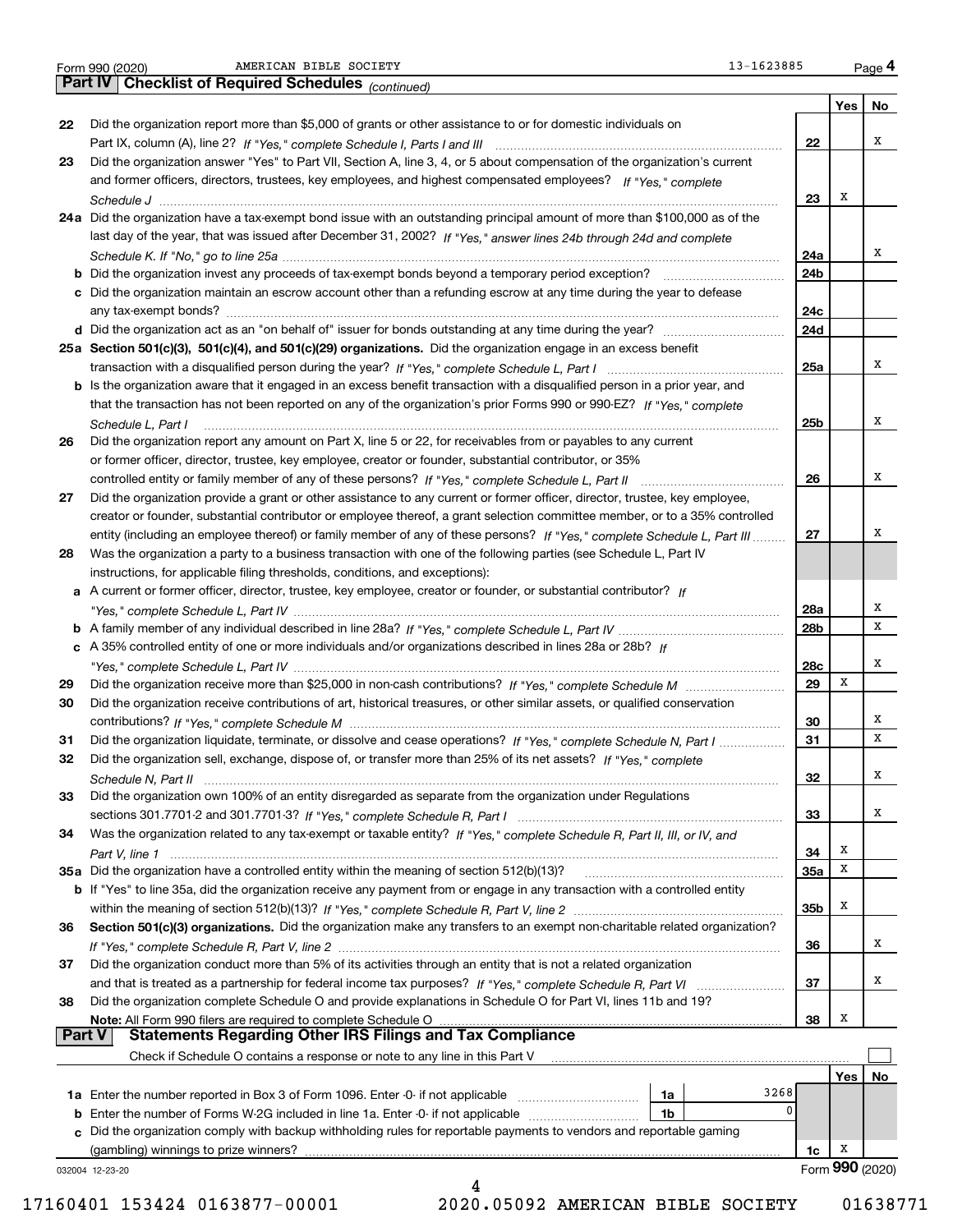Form 990 (2020) AMERICAN BIBLE SOCIETY 13-1623885

## Part IV Checklist of Required Schedules *(continued)*

| | | | Yes | No |
|---|---|---|---|---|
| 22 | Did the organization report more than $5,000 of grants or other assistance to or for domestic individuals on Part IX, column (A), line 2? *If "Yes," complete Schedule I, Parts I and III* | 22 | | X |
| 23 | Did the organization answer "Yes" to Part VII, Section A, line 3, 4, or 5 about compensation of the organization's current and former officers, directors, trustees, key employees, and highest compensated employees? *If "Yes," complete Schedule J* | 23 | X | |
| 24a | Did the organization have a tax-exempt bond issue with an outstanding principal amount of more than $100,000 as of the last day of the year, that was issued after December 31, 2002? *If "Yes," answer lines 24b through 24d and complete Schedule K. If "No," go to line 25a* | 24a | | X |
| b | Did the organization invest any proceeds of tax-exempt bonds beyond a temporary period exception? | 24b | | |
| c | Did the organization maintain an escrow account other than a refunding escrow at any time during the year to defease any tax-exempt bonds? | 24c | | |
| d | Did the organization act as an "on behalf of" issuer for bonds outstanding at any time during the year? | 24d | | |
| 25a | **Section 501(c)(3), 501(c)(4), and 501(c)(29) organizations.** Did the organization engage in an excess benefit transaction with a disqualified person during the year? *If "Yes," complete Schedule L, Part I* | 25a | | X |
| b | Is the organization aware that it engaged in an excess benefit transaction with a disqualified person in a prior year, and that the transaction has not been reported on any of the organization's prior Forms 990 or 990-EZ? *If "Yes," complete Schedule L, Part I* | 25b | | X |
| 26 | Did the organization report any amount on Part X, line 5 or 22, for receivables from or payables to any current or former officer, director, trustee, key employee, creator or founder, substantial contributor, or 35% controlled entity or family member of any of these persons? *If "Yes," complete Schedule L, Part II* | 26 | | X |
| 27 | Did the organization provide a grant or other assistance to any current or former officer, director, trustee, key employee, creator or founder, substantial contributor or employee thereof, a grant selection committee member, or to a 35% controlled entity (including an employee thereof) or family member of any of these persons? *If "Yes," complete Schedule L, Part III* | 27 | | X |
| 28 | Was the organization a party to a business transaction with one of the following parties (see Schedule L, Part IV instructions, for applicable filing thresholds, conditions, and exceptions): | | | |
| a | A current or former officer, director, trustee, key employee, creator or founder, or substantial contributor? *If "Yes," complete Schedule L, Part IV* | 28a | | X |
| b | A family member of any individual described in line 28a? *If "Yes," complete Schedule L, Part IV* | 28b | | X |
| c | A 35% controlled entity of one or more individuals and/or organizations described in lines 28a or 28b? *If "Yes," complete Schedule L, Part IV* | 28c | | X |
| 29 | Did the organization receive more than $25,000 in non-cash contributions? *If "Yes," complete Schedule M* | 29 | X | |
| 30 | Did the organization receive contributions of art, historical treasures, or other similar assets, or qualified conservation contributions? *If "Yes," complete Schedule M* | 30 | | X |
| 31 | Did the organization liquidate, terminate, or dissolve and cease operations? *If "Yes," complete Schedule N, Part I* | 31 | | X |
| 32 | Did the organization sell, exchange, dispose of, or transfer more than 25% of its net assets? *If "Yes," complete Schedule N, Part II* | 32 | | X |
| 33 | Did the organization own 100% of an entity disregarded as separate from the organization under Regulations sections 301.7701-2 and 301.7701-3? *If "Yes," complete Schedule R, Part I* | 33 | | X |
| 34 | Was the organization related to any tax-exempt or taxable entity? *If "Yes," complete Schedule R, Part II, III, or IV, and Part V, line 1* | 34 | X | |
| 35a | Did the organization have a controlled entity within the meaning of section 512(b)(13)? | 35a | X | |
| b | If "Yes" to line 35a, did the organization receive any payment from or engage in any transaction with a controlled entity within the meaning of section 512(b)(13)? *If "Yes," complete Schedule R, Part V, line 2* | 35b | X | |
| 36 | **Section 501(c)(3) organizations.** Did the organization make any transfers to an exempt non-charitable related organization? *If "Yes," complete Schedule R, Part V, line 2* | 36 | | X |
| 37 | Did the organization conduct more than 5% of its activities through an entity that is not a related organization and that is treated as a partnership for federal income tax purposes? *If "Yes," complete Schedule R, Part VI* | 37 | | X |
| 38 | Did the organization complete Schedule O and provide explanations in Schedule O for Part VI, lines 11b and 19? **Note:** All Form 990 filers are required to complete Schedule O | 38 | X | |

## Part V Statements Regarding Other IRS Filings and Tax Compliance

Check if Schedule O contains a response or note to any line in this Part V ☐

| | | | | | Yes | No |
|---|---|---|---|---|---|---|
| 1a | Enter the number reported in Box 3 of Form 1096. Enter -0- if not applicable | 1a | 3268 | | | |
| b | Enter the number of Forms W-2G included in line 1a. Enter -0- if not applicable | 1b | 0 | | | |
| c | Did the organization comply with backup withholding rules for reportable payments to vendors and reportable gaming (gambling) winnings to prize winners? | | | 1c | X | |

032004 12-23-20 Form **990** (2020)

17160401 153424 0163877-00001 2020.05092 AMERICAN BIBLE SOCIETY 01638771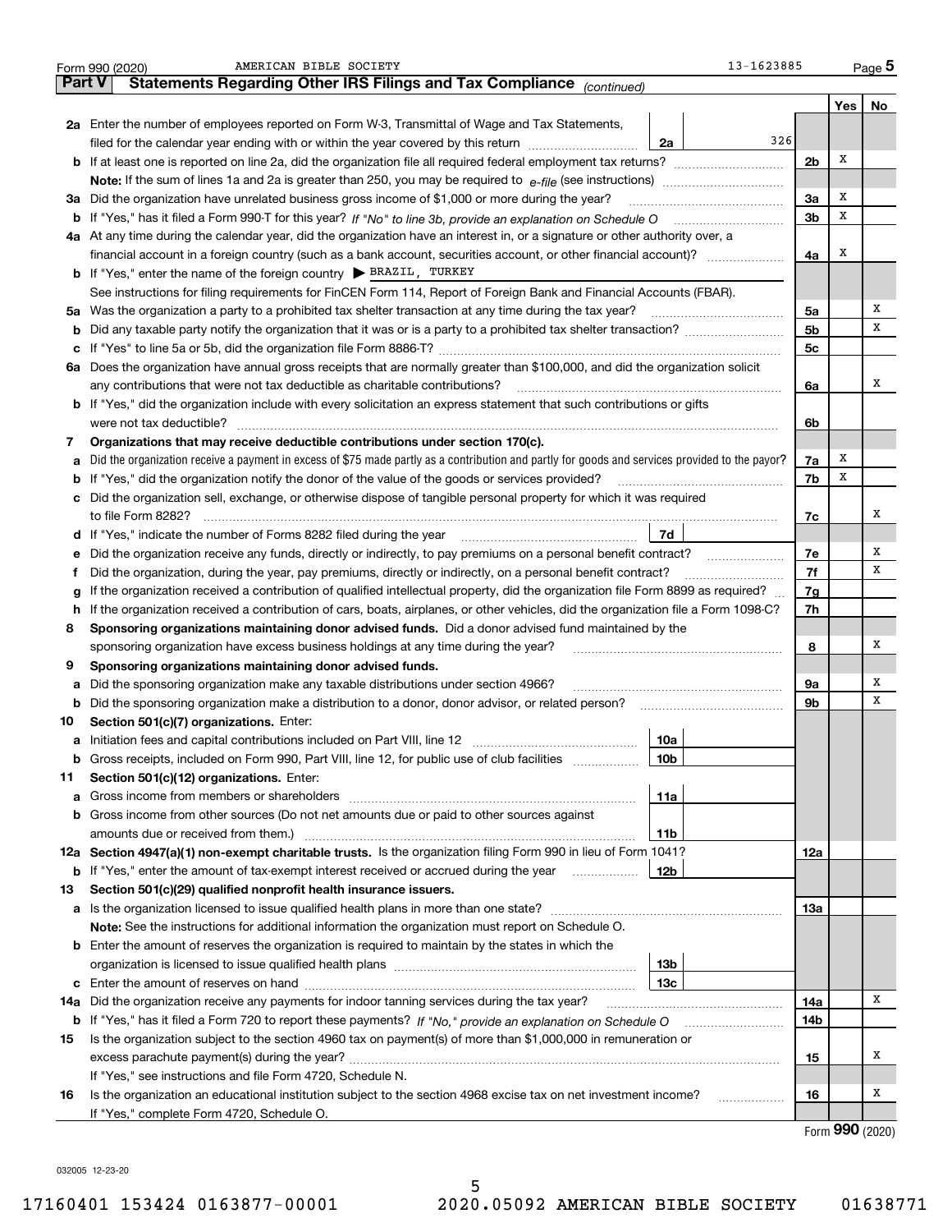Form 990 (2020) AMERICAN BIBLE SOCIETY 13-1623885 Page 5

## Part V Statements Regarding Other IRS Filings and Tax Compliance *(continued)*

| | | | | | Yes | No |
|---|---|---|---|---|---|---|
| **2a** | Enter the number of employees reported on Form W-3, Transmittal of Wage and Tax Statements, filed for the calendar year ending with or within the year covered by this return | 2a | 326 | | | |
| **b** | If at least one is reported on line 2a, did the organization file all required federal employment tax returns? | | | 2b | X | |
| | **Note:** If the sum of lines 1a and 2a is greater than 250, you may be required to *e-file* (see instructions) | | | | | |
| **3a** | Did the organization have unrelated business gross income of $1,000 or more during the year? | | | 3a | X | |
| **b** | If "Yes," has it filed a Form 990-T for this year? *If "No" to line 3b, provide an explanation on Schedule O* | | | 3b | X | |
| **4a** | At any time during the calendar year, did the organization have an interest in, or a signature or other authority over, a financial account in a foreign country (such as a bank account, securities account, or other financial account)? | | | 4a | X | |
| **b** | If "Yes," enter the name of the foreign country ▶ BRAZIL, TURKEY | | | | | |
| | See instructions for filing requirements for FinCEN Form 114, Report of Foreign Bank and Financial Accounts (FBAR). | | | | | |
| **5a** | Was the organization a party to a prohibited tax shelter transaction at any time during the tax year? | | | 5a | | X |
| **b** | Did any taxable party notify the organization that it was or is a party to a prohibited tax shelter transaction? | | | 5b | | X |
| **c** | If "Yes" to line 5a or 5b, did the organization file Form 8886-T? | | | 5c | | |
| **6a** | Does the organization have annual gross receipts that are normally greater than $100,000, and did the organization solicit any contributions that were not tax deductible as charitable contributions? | | | 6a | | X |
| **b** | If "Yes," did the organization include with every solicitation an express statement that such contributions or gifts were not tax deductible? | | | 6b | | |
| **7** | **Organizations that may receive deductible contributions under section 170(c).** | | | | | |
| **a** | Did the organization receive a payment in excess of $75 made partly as a contribution and partly for goods and services provided to the payor? | | | 7a | X | |
| **b** | If "Yes," did the organization notify the donor of the value of the goods or services provided? | | | 7b | X | |
| **c** | Did the organization sell, exchange, or otherwise dispose of tangible personal property for which it was required to file Form 8282? | | | 7c | | X |
| **d** | If "Yes," indicate the number of Forms 8282 filed during the year | 7d | | | | |
| **e** | Did the organization receive any funds, directly or indirectly, to pay premiums on a personal benefit contract? | | | 7e | | X |
| **f** | Did the organization, during the year, pay premiums, directly or indirectly, on a personal benefit contract? | | | 7f | | X |
| **g** | If the organization received a contribution of qualified intellectual property, did the organization file Form 8899 as required? | | | 7g | | |
| **h** | If the organization received a contribution of cars, boats, airplanes, or other vehicles, did the organization file a Form 1098-C? | | | 7h | | |
| **8** | **Sponsoring organizations maintaining donor advised funds.** Did a donor advised fund maintained by the sponsoring organization have excess business holdings at any time during the year? | | | 8 | | X |
| **9** | **Sponsoring organizations maintaining donor advised funds.** | | | | | |
| **a** | Did the sponsoring organization make any taxable distributions under section 4966? | | | 9a | | X |
| **b** | Did the sponsoring organization make a distribution to a donor, donor advisor, or related person? | | | 9b | | X |
| **10** | **Section 501(c)(7) organizations.** Enter: | | | | | |
| **a** | Initiation fees and capital contributions included on Part VIII, line 12 | 10a | | | | |
| **b** | Gross receipts, included on Form 990, Part VIII, line 12, for public use of club facilities | 10b | | | | |
| **11** | **Section 501(c)(12) organizations.** Enter: | | | | | |
| **a** | Gross income from members or shareholders | 11a | | | | |
| **b** | Gross income from other sources (Do not net amounts due or paid to other sources against amounts due or received from them.) | 11b | | | | |
| **12a** | **Section 4947(a)(1) non-exempt charitable trusts.** Is the organization filing Form 990 in lieu of Form 1041? | | | 12a | | |
| **b** | If "Yes," enter the amount of tax-exempt interest received or accrued during the year | 12b | | | | |
| **13** | **Section 501(c)(29) qualified nonprofit health insurance issuers.** | | | | | |
| **a** | Is the organization licensed to issue qualified health plans in more than one state? | | | 13a | | |
| | **Note:** See the instructions for additional information the organization must report on Schedule O. | | | | | |
| **b** | Enter the amount of reserves the organization is required to maintain by the states in which the organization is licensed to issue qualified health plans | 13b | | | | |
| **c** | Enter the amount of reserves on hand | 13c | | | | |
| **14a** | Did the organization receive any payments for indoor tanning services during the tax year? | | | 14a | | X |
| **b** | If "Yes," has it filed a Form 720 to report these payments? *If "No," provide an explanation on Schedule O* | | | 14b | | |
| **15** | Is the organization subject to the section 4960 tax on payment(s) of more than $1,000,000 in remuneration or excess parachute payment(s) during the year? | | | 15 | | X |
| | If "Yes," see instructions and file Form 4720, Schedule N. | | | | | |
| **16** | Is the organization an educational institution subject to the section 4968 excise tax on net investment income? | | | 16 | | X |
| | If "Yes," complete Form 4720, Schedule O. | | | | | |

Form **990** (2020)

032005 12-23-20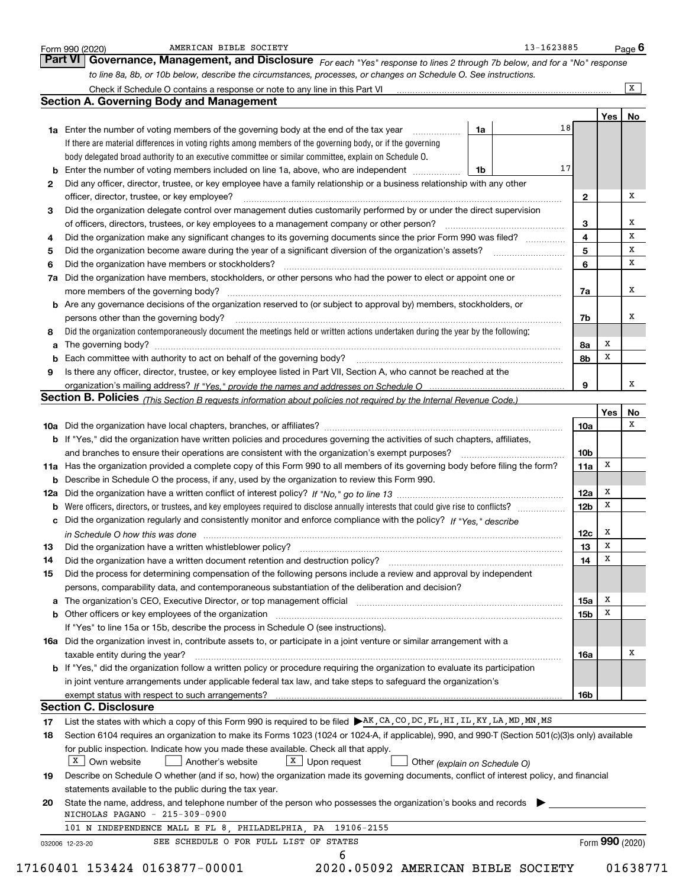Form 990 (2020) AMERICAN BIBLE SOCIETY 13-1623885 Page 6

## Part VI Governance, Management, and Disclosure

*For each "Yes" response to lines 2 through 7b below, and for a "No" response to line 8a, 8b, or 10b below, describe the circumstances, processes, or changes on Schedule O. See instructions.*

Check if Schedule O contains a response or note to any line in this Part VI .......... [X]

### Section A. Governing Body and Management

| | | | | Yes | No |
|---|---|---|---|---|---|
| **1a** | Enter the number of voting members of the governing body at the end of the tax year .......... **1a** 18 | | | | |
| | If there are material differences in voting rights among members of the governing body, or if the governing body delegated broad authority to an executive committee or similar committee, explain on Schedule O. | | | | |
| **b** | Enter the number of voting members included on line 1a, above, who are independent .......... **1b** 17 | | | | |
| **2** | Did any officer, director, trustee, or key employee have a family relationship or a business relationship with any other officer, director, trustee, or key employee? | | **2** | | X |
| **3** | Did the organization delegate control over management duties customarily performed by or under the direct supervision of officers, directors, trustees, or key employees to a management company or other person? | | **3** | | X |
| **4** | Did the organization make any significant changes to its governing documents since the prior Form 990 was filed? | | **4** | | X |
| **5** | Did the organization become aware during the year of a significant diversion of the organization's assets? | | **5** | | X |
| **6** | Did the organization have members or stockholders? | | **6** | | X |
| **7a** | Did the organization have members, stockholders, or other persons who had the power to elect or appoint one or more members of the governing body? | | **7a** | | X |
| **b** | Are any governance decisions of the organization reserved to (or subject to approval by) members, stockholders, or persons other than the governing body? | | **7b** | | X |
| **8** | Did the organization contemporaneously document the meetings held or written actions undertaken during the year by the following: | | | | |
| **a** | The governing body? | | **8a** | X | |
| **b** | Each committee with authority to act on behalf of the governing body? | | **8b** | X | |
| **9** | Is there any officer, director, trustee, or key employee listed in Part VII, Section A, who cannot be reached at the organization's mailing address? *If "Yes," provide the names and addresses on Schedule O* | | **9** | | X |

### Section B. Policies *(This Section B requests information about policies not required by the Internal Revenue Code.)*

| | | | Yes | No |
|---|---|---|---|---|
| **10a** | Did the organization have local chapters, branches, or affiliates? | **10a** | | X |
| **b** | If "Yes," did the organization have written policies and procedures governing the activities of such chapters, affiliates, and branches to ensure their operations are consistent with the organization's exempt purposes? | **10b** | | |
| **11a** | Has the organization provided a complete copy of this Form 990 to all members of its governing body before filing the form? | **11a** | X | |
| **b** | Describe in Schedule O the process, if any, used by the organization to review this Form 990. | | | |
| **12a** | Did the organization have a written conflict of interest policy? *If "No," go to line 13* | **12a** | X | |
| **b** | Were officers, directors, or trustees, and key employees required to disclose annually interests that could give rise to conflicts? | **12b** | X | |
| **c** | Did the organization regularly and consistently monitor and enforce compliance with the policy? *If "Yes," describe in Schedule O how this was done* | **12c** | X | |
| **13** | Did the organization have a written whistleblower policy? | **13** | X | |
| **14** | Did the organization have a written document retention and destruction policy? | **14** | X | |
| **15** | Did the process for determining compensation of the following persons include a review and approval by independent persons, comparability data, and contemporaneous substantiation of the deliberation and decision? | | | |
| **a** | The organization's CEO, Executive Director, or top management official | **15a** | X | |
| **b** | Other officers or key employees of the organization | **15b** | X | |
| | If "Yes" to line 15a or 15b, describe the process in Schedule O (see instructions). | | | |
| **16a** | Did the organization invest in, contribute assets to, or participate in a joint venture or similar arrangement with a taxable entity during the year? | **16a** | | X |
| **b** | If "Yes," did the organization follow a written policy or procedure requiring the organization to evaluate its participation in joint venture arrangements under applicable federal tax law, and take steps to safeguard the organization's exempt status with respect to such arrangements? | **16b** | | |

### Section C. Disclosure

**17** List the states with which a copy of this Form 990 is required to be filed ▶ AK,CA,CO,DC,FL,HI,IL,KY,LA,MD,MN,MS

**18** Section 6104 requires an organization to make its Forms 1023 (1024 or 1024-A, if applicable), 990, and 990-T (Section 501(c)(3)s only) available for public inspection. Indicate how you made these available. Check all that apply.

[X] Own website  [ ] Another's website  [X] Upon request  [ ] Other *(explain on Schedule O)*

**19** Describe on Schedule O whether (and if so, how) the organization made its governing documents, conflict of interest policy, and financial statements available to the public during the tax year.

**20** State the name, address, and telephone number of the person who possesses the organization's books and records ▶

NICHOLAS PAGANO - 215-309-0900

101 N INDEPENDENCE MALL E FL 8, PHILADELPHIA, PA 19106-2155

SEE SCHEDULE O FOR FULL LIST OF STATES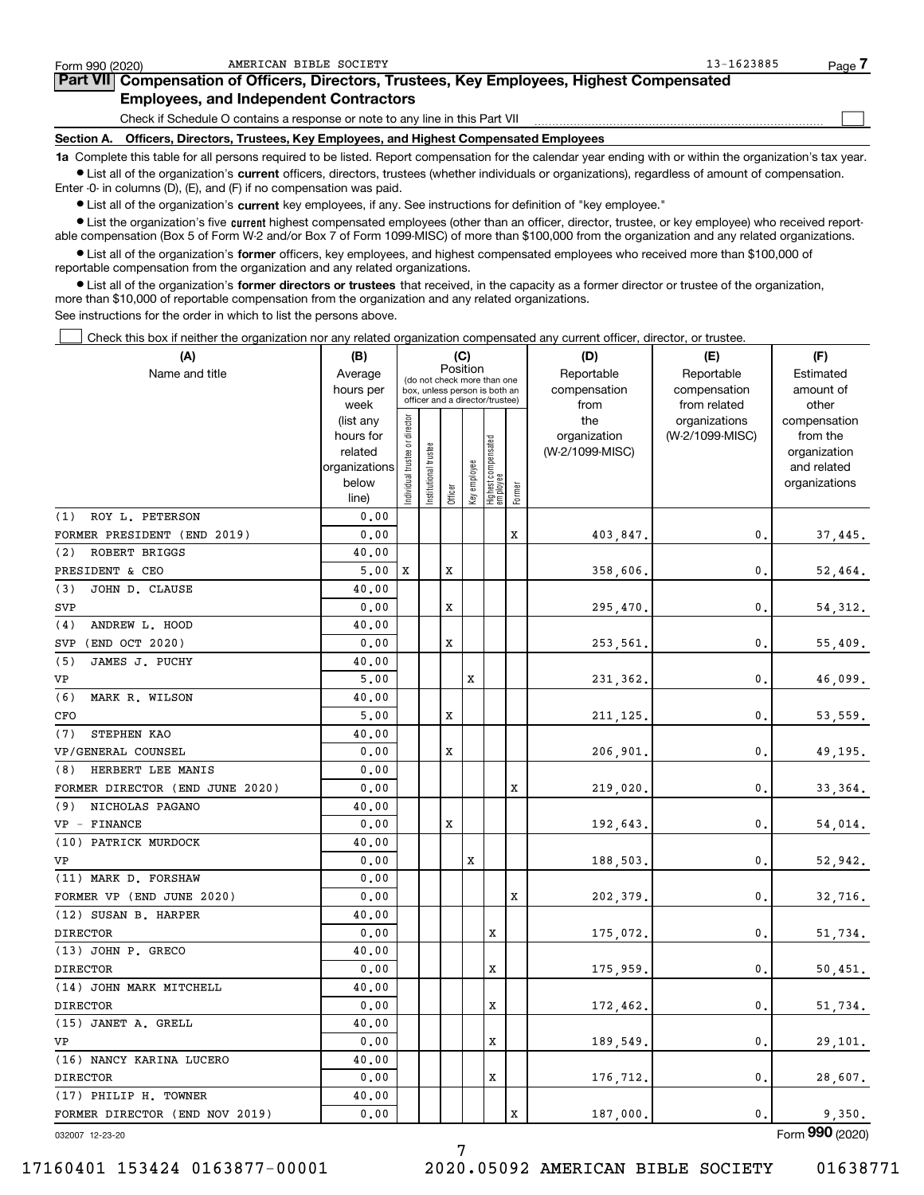Form 990 (2020) AMERICAN BIBLE SOCIETY 13-1623885

## Part VII Compensation of Officers, Directors, Trustees, Key Employees, Highest Compensated Employees, and Independent Contractors

Check if Schedule O contains a response or note to any line in this Part VII

### Section A. Officers, Directors, Trustees, Key Employees, and Highest Compensated Employees

**1a** Complete this table for all persons required to be listed. Report compensation for the calendar year ending with or within the organization's tax year.

- List all of the organization's **current** officers, directors, trustees (whether individuals or organizations), regardless of amount of compensation. Enter -0- in columns (D), (E), and (F) if no compensation was paid.
- List all of the organization's **current** key employees, if any. See instructions for definition of "key employee."
- List the organization's five **current** highest compensated employees (other than an officer, director, trustee, or key employee) who received reportable compensation (Box 5 of Form W-2 and/or Box 7 of Form 1099-MISC) of more than $100,000 from the organization and any related organizations.
- List all of the organization's **former** officers, key employees, and highest compensated employees who received more than $100,000 of reportable compensation from the organization and any related organizations.
- List all of the organization's **former directors or trustees** that received, in the capacity as a former director or trustee of the organization, more than $10,000 of reportable compensation from the organization and any related organizations.

See instructions for the order in which to list the persons above.

Check this box if neither the organization nor any related organization compensated any current officer, director, or trustee.

| (A) Name and title | (B) Average hours per week (list any hours for related organizations below line) | (C) Position: Individual trustee or director | Institutional trustee | Officer | Key employee | Highest compensated employee | Former | (D) Reportable compensation from the organization (W-2/1099-MISC) | (E) Reportable compensation from related organizations (W-2/1099-MISC) | (F) Estimated amount of other compensation from the organization and related organizations |
|---|---|---|---|---|---|---|---|---|---|---|
| (1) ROY L. PETERSON<br>FORMER PRESIDENT (END 2019) | 0.00<br>0.00 | | | | | | X | 403,847. | 0. | 37,445. |
| (2) ROBERT BRIGGS<br>PRESIDENT & CEO | 40.00<br>5.00 | X | | X | | | | 358,606. | 0. | 52,464. |
| (3) JOHN D. CLAUSE<br>SVP | 40.00<br>0.00 | | | X | | | | 295,470. | 0. | 54,312. |
| (4) ANDREW L. HOOD<br>SVP (END OCT 2020) | 40.00<br>0.00 | | | X | | | | 253,561. | 0. | 55,409. |
| (5) JAMES J. PUCHY<br>VP | 40.00<br>5.00 | | | | X | | | 231,362. | 0. | 46,099. |
| (6) MARK R. WILSON<br>CFO | 40.00<br>5.00 | | | X | | | | 211,125. | 0. | 53,559. |
| (7) STEPHEN KAO<br>VP/GENERAL COUNSEL | 40.00<br>0.00 | | | X | | | | 206,901. | 0. | 49,195. |
| (8) HERBERT LEE MANIS<br>FORMER DIRECTOR (END JUNE 2020) | 0.00<br>0.00 | | | | | | X | 219,020. | 0. | 33,364. |
| (9) NICHOLAS PAGANO<br>VP - FINANCE | 40.00<br>0.00 | | | X | | | | 192,643. | 0. | 54,014. |
| (10) PATRICK MURDOCK<br>VP | 40.00<br>0.00 | | | | X | | | 188,503. | 0. | 52,942. |
| (11) MARK D. FORSHAW<br>FORMER VP (END JUNE 2020) | 0.00<br>0.00 | | | | | | X | 202,379. | 0. | 32,716. |
| (12) SUSAN B. HARPER<br>DIRECTOR | 40.00<br>0.00 | | | | | X | | 175,072. | 0. | 51,734. |
| (13) JOHN P. GRECO<br>DIRECTOR | 40.00<br>0.00 | | | | | X | | 175,959. | 0. | 50,451. |
| (14) JOHN MARK MITCHELL<br>DIRECTOR | 40.00<br>0.00 | | | | | X | | 172,462. | 0. | 51,734. |
| (15) JANET A. GRELL<br>VP | 40.00<br>0.00 | | | | | X | | 189,549. | 0. | 29,101. |
| (16) NANCY KARINA LUCERO<br>DIRECTOR | 40.00<br>0.00 | | | | | X | | 176,712. | 0. | 28,607. |
| (17) PHILIP H. TOWNER<br>FORMER DIRECTOR (END NOV 2019) | 40.00<br>0.00 | | | | | | X | 187,000. | 0. | 9,350. |

032007 12-23-20

Form **990** (2020)

17160401 153424 0163877-00001 2020.05092 AMERICAN BIBLE SOCIETY 01638771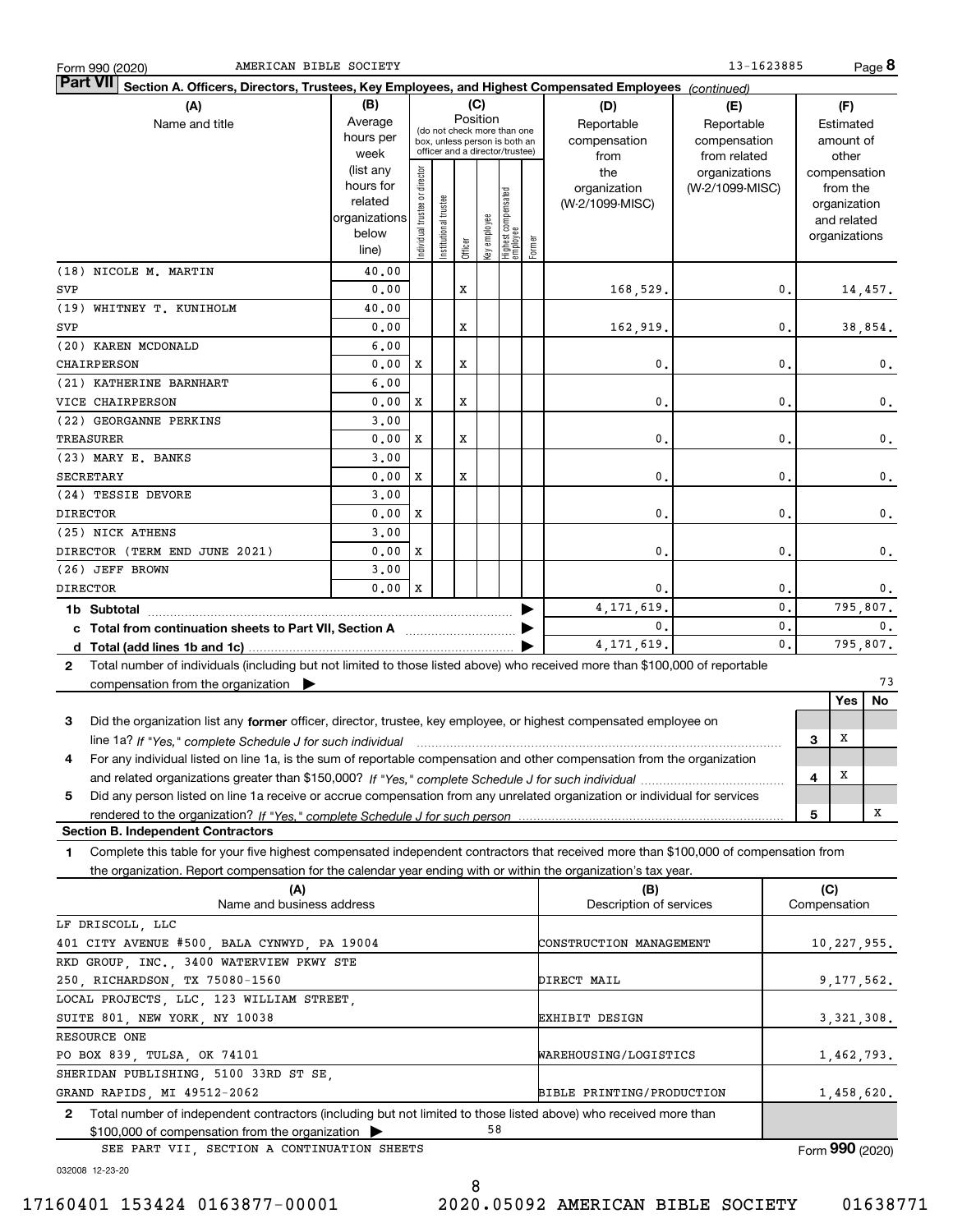Form 990 (2020) AMERICAN BIBLE SOCIETY 13-1623885 Page 8

**Part VII Section A. Officers, Directors, Trustees, Key Employees, and Highest Compensated Employees** *(continued)*

| (A) Name and title | (B) Average hours per week (list any hours for related organizations below line) | (C) Position: Individual trustee or director | Institutional trustee | Officer | Key employee | Highest compensated employee | Former | (D) Reportable compensation from the organization (W-2/1099-MISC) | (E) Reportable compensation from related organizations (W-2/1099-MISC) | (F) Estimated amount of other compensation from the organization and related organizations |
|---|---|---|---|---|---|---|---|---|---|---|
| (18) NICOLE M. MARTIN | 40.00 | | | | | | | | | |
| SVP | 0.00 | | | X | | | | 168,529. | 0. | 14,457. |
| (19) WHITNEY T. KUNIHOLM | 40.00 | | | | | | | | | |
| SVP | 0.00 | | | X | | | | 162,919. | 0. | 38,854. |
| (20) KAREN MCDONALD | 6.00 | | | | | | | | | |
| CHAIRPERSON | 0.00 | X | | X | | | | 0. | 0. | 0. |
| (21) KATHERINE BARNHART | 6.00 | | | | | | | | | |
| VICE CHAIRPERSON | 0.00 | X | | X | | | | 0. | 0. | 0. |
| (22) GEORGANNE PERKINS | 3.00 | | | | | | | | | |
| TREASURER | 0.00 | X | | X | | | | 0. | 0. | 0. |
| (23) MARY E. BANKS | 3.00 | | | | | | | | | |
| SECRETARY | 0.00 | X | | X | | | | 0. | 0. | 0. |
| (24) TESSIE DEVORE | 3.00 | | | | | | | | | |
| DIRECTOR | 0.00 | X | | | | | | 0. | 0. | 0. |
| (25) NICK ATHENS | 3.00 | | | | | | | | | |
| DIRECTOR (TERM END JUNE 2021) | 0.00 | X | | | | | | 0. | 0. | 0. |
| (26) JEFF BROWN | 3.00 | | | | | | | | | |
| DIRECTOR | 0.00 | X | | | | | | 0. | 0. | 0. |
| **1b Subtotal** | | | | | | | | 4,171,619. | 0. | 795,807. |
| **c Total from continuation sheets to Part VII, Section A** | | | | | | | | 0. | 0. | 0. |
| **d Total (add lines 1b and 1c)** | | | | | | | | 4,171,619. | 0. | 795,807. |

**2** Total number of individuals (including but not limited to those listed above) who received more than $100,000 of reportable compensation from the organization ▶ 73

| | | | Yes | No |
|---|---|---|---|---|
| **3** | Did the organization list any **former** officer, director, trustee, key employee, or highest compensated employee on line 1a? *If "Yes," complete Schedule J for such individual* | 3 | X | |
| **4** | For any individual listed on line 1a, is the sum of reportable compensation and other compensation from the organization and related organizations greater than $150,000? *If "Yes," complete Schedule J for such individual* | 4 | X | |
| **5** | Did any person listed on line 1a receive or accrue compensation from any unrelated organization or individual for services rendered to the organization? *If "Yes," complete Schedule J for such person* | 5 | | X |

**Section B. Independent Contractors**

**1** Complete this table for your five highest compensated independent contractors that received more than $100,000 of compensation from the organization. Report compensation for the calendar year ending with or within the organization's tax year.

| (A) Name and business address | (B) Description of services | (C) Compensation |
|---|---|---|
| LF DRISCOLL, LLC<br>401 CITY AVENUE #500, BALA CYNWYD, PA 19004 | CONSTRUCTION MANAGEMENT | 10,227,955. |
| RKD GROUP, INC., 3400 WATERVIEW PKWY STE<br>250, RICHARDSON, TX 75080-1560 | DIRECT MAIL | 9,177,562. |
| LOCAL PROJECTS, LLC, 123 WILLIAM STREET,<br>SUITE 801, NEW YORK, NY 10038 | EXHIBIT DESIGN | 3,321,308. |
| RESOURCE ONE<br>PO BOX 839, TULSA, OK 74101 | WAREHOUSING/LOGISTICS | 1,462,793. |
| SHERIDAN PUBLISHING, 5100 33RD ST SE,<br>GRAND RAPIDS, MI 49512-2062 | BIBLE PRINTING/PRODUCTION | 1,458,620. |

**2** Total number of independent contractors (including but not limited to those listed above) who received more than $100,000 of compensation from the organization ▶ 58

SEE PART VII, SECTION A CONTINUATION SHEETS

Form **990** (2020)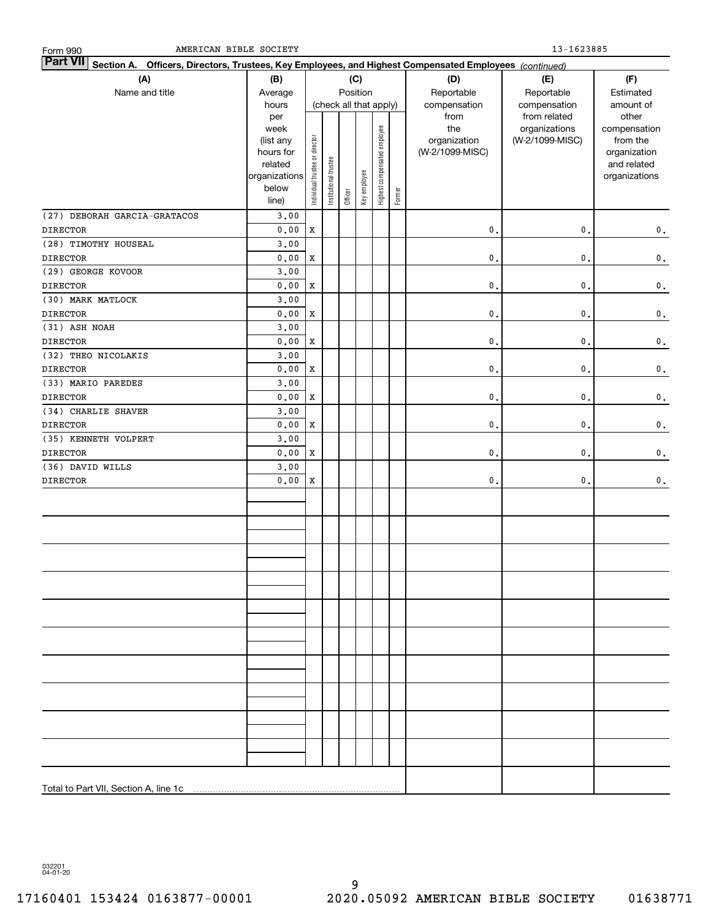Form 990 AMERICAN BIBLE SOCIETY 13-1623885

**Part VII Section A. Officers, Directors, Trustees, Key Employees, and Highest Compensated Employees** *(continued)*

| (A) Name and title | (B) Average hours per week (list any hours for related organizations below line) | (C) Position (check all that apply): Individual trustee or director | Institutional trustee | Officer | Key employee | Highest compensated employee | Former | (D) Reportable compensation from the organization (W-2/1099-MISC) | (E) Reportable compensation from related organizations (W-2/1099-MISC) | (F) Estimated amount of other compensation from the organization and related organizations |
|---|---|---|---|---|---|---|---|---|---|---|
| (27) DEBORAH GARCIA-GRATACOS<br>DIRECTOR | 3.00<br>0.00 | X | | | | | | 0. | 0. | 0. |
| (28) TIMOTHY HOUSEAL<br>DIRECTOR | 3.00<br>0.00 | X | | | | | | 0. | 0. | 0. |
| (29) GEORGE KOVOOR<br>DIRECTOR | 3.00<br>0.00 | X | | | | | | 0. | 0. | 0. |
| (30) MARK MATLOCK<br>DIRECTOR | 3.00<br>0.00 | X | | | | | | 0. | 0. | 0. |
| (31) ASH NOAH<br>DIRECTOR | 3.00<br>0.00 | X | | | | | | 0. | 0. | 0. |
| (32) THEO NICOLAKIS<br>DIRECTOR | 3.00<br>0.00 | X | | | | | | 0. | 0. | 0. |
| (33) MARIO PAREDES<br>DIRECTOR | 3.00<br>0.00 | X | | | | | | 0. | 0. | 0. |
| (34) CHARLIE SHAVER<br>DIRECTOR | 3.00<br>0.00 | X | | | | | | 0. | 0. | 0. |
| (35) KENNETH VOLPERT<br>DIRECTOR | 3.00<br>0.00 | X | | | | | | 0. | 0. | 0. |
| (36) DAVID WILLS<br>DIRECTOR | 3.00<br>0.00 | X | | | | | | 0. | 0. | 0. |
| Total to Part VII, Section A, line 1c | | | | | | | | | | |

032201 04-01-20

17160401 153424 0163877-00001 2020.05092 AMERICAN BIBLE SOCIETY 01638771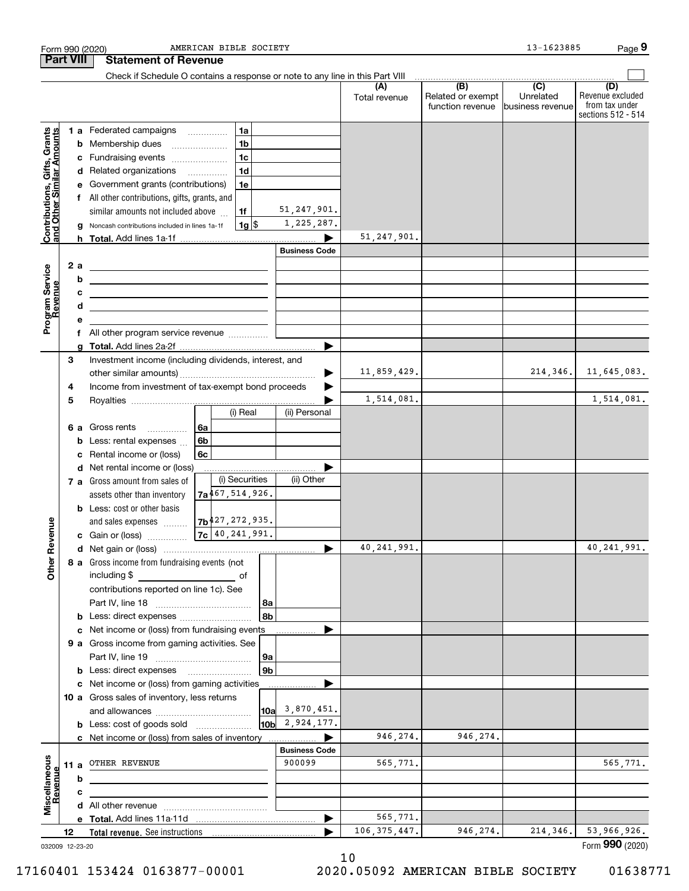Form 990 (2020) AMERICAN BIBLE SOCIETY 13-1623885 Page 9

**Part VIII Statement of Revenue**

Check if Schedule O contains a response or note to any line in this Part VIII

| | | | | (A) Total revenue | (B) Related or exempt function revenue | (C) Unrelated business revenue | (D) Revenue excluded from tax under sections 512 - 514 |
|---|---|---|---|---|---|---|---|
| **Contributions, Gifts, Grants and Other Similar Amounts** | 1 a Federated campaigns | 1a | | | | | |
| | b Membership dues | 1b | | | | | |
| | c Fundraising events | 1c | | | | | |
| | d Related organizations | 1d | | | | | |
| | e Government grants (contributions) | 1e | | | | | |
| | f All other contributions, gifts, grants, and similar amounts not included above | 1f | 51,247,901. | | | | |
| | g Noncash contributions included in lines 1a-1f | 1g $ | 1,225,287. | | | | |
| | h **Total.** Add lines 1a-1f | | | 51,247,901. | | | |
| **Program Service Revenue** | | | Business Code | | | | |
| | 2 a | | | | | | |
| | b | | | | | | |
| | c | | | | | | |
| | d | | | | | | |
| | e | | | | | | |
| | f All other program service revenue | | | | | | |
| | g **Total.** Add lines 2a-2f | | | | | | |
| **Other Revenue** | 3 Investment income (including dividends, interest, and other similar amounts) | | | 11,859,429. | | 214,346. | 11,645,083. |
| | 4 Income from investment of tax-exempt bond proceeds | | | | | | |
| | 5 Royalties | | | 1,514,081. | | | 1,514,081. |
| | | (i) Real | (ii) Personal | | | | |
| | 6 a Gross rents 6a | | | | | | |
| | b Less: rental expenses 6b | | | | | | |
| | c Rental income or (loss) 6c | | | | | | |
| | d Net rental income or (loss) | | | | | | |
| | | (i) Securities | (ii) Other | | | | |
| | 7 a Gross amount from sales of assets other than inventory 7a | 467,514,926. | | | | | |
| | b Less: cost or other basis and sales expenses 7b | 427,272,935. | | | | | |
| | c Gain or (loss) 7c | 40,241,991. | | | | | |
| | d Net gain or (loss) | | | 40,241,991. | | | 40,241,991. |
| | 8 a Gross income from fundraising events (not including $ ______ of contributions reported on line 1c). See Part IV, line 18 | 8a | | | | | |
| | b Less: direct expenses | 8b | | | | | |
| | c Net income or (loss) from fundraising events | | | | | | |
| | 9 a Gross income from gaming activities. See Part IV, line 19 | 9a | | | | | |
| | b Less: direct expenses | 9b | | | | | |
| | c Net income or (loss) from gaming activities | | | | | | |
| | 10 a Gross sales of inventory, less returns and allowances | 10a | 3,870,451. | | | | |
| | b Less: cost of goods sold | 10b | 2,924,177. | | | | |
| | c Net income or (loss) from sales of inventory | | | 946,274. | 946,274. | | |
| **Miscellaneous Revenue** | | | Business Code | | | | |
| | 11 a OTHER REVENUE | | 900099 | 565,771. | | | 565,771. |
| | b | | | | | | |
| | c | | | | | | |
| | d All other revenue | | | | | | |
| | e **Total.** Add lines 11a-11d | | | 565,771. | | | |
| | 12 **Total revenue.** See instructions | | | 106,375,447. | 946,274. | 214,346. | 53,966,926. |

032009 12-23-20 Form **990** (2020)

17160401 153424 0163877-00001 2020.05092 AMERICAN BIBLE SOCIETY 01638771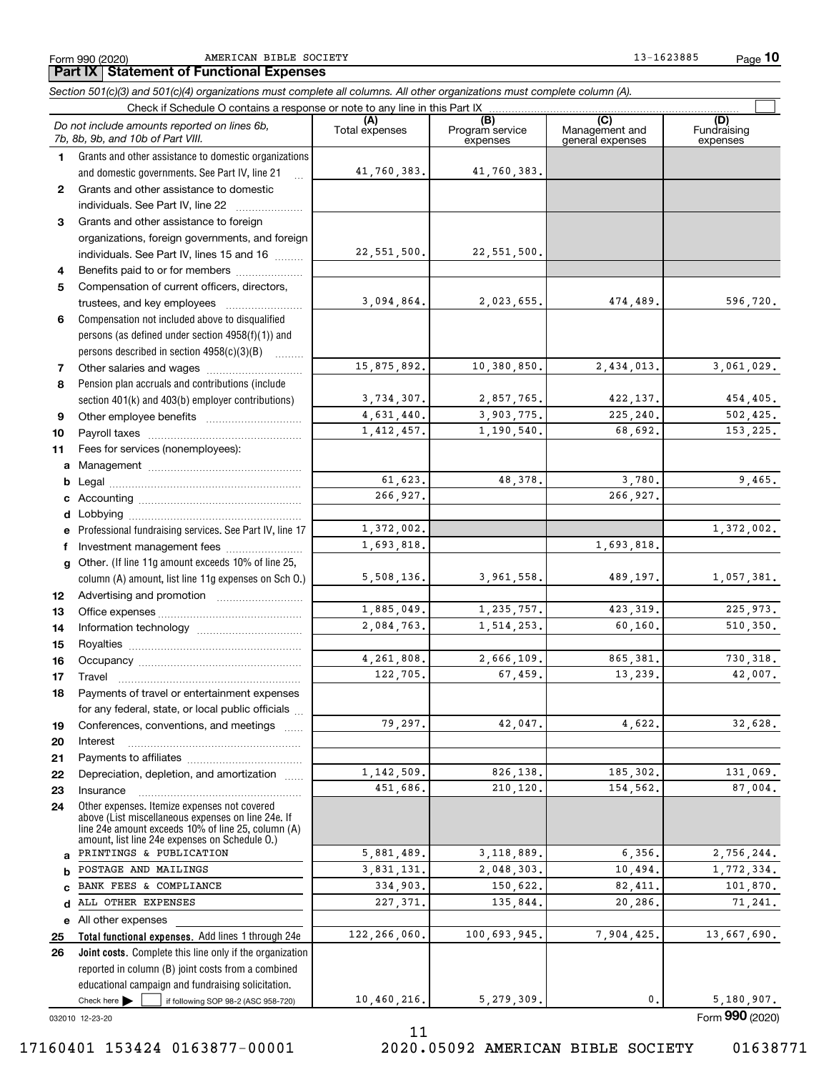Form 990 (2020) AMERICAN BIBLE SOCIETY 13-1623885

## Part IX Statement of Functional Expenses

*Section 501(c)(3) and 501(c)(4) organizations must complete all columns. All other organizations must complete column (A).*

Check if Schedule O contains a response or note to any line in this Part IX ☐

| | *Do not include amounts reported on lines 6b, 7b, 8b, 9b, and 10b of Part VIII.* | (A) Total expenses | (B) Program service expenses | (C) Management and general expenses | (D) Fundraising expenses |
|---|---|---|---|---|---|
| 1 | Grants and other assistance to domestic organizations and domestic governments. See Part IV, line 21 | 41,760,383. | 41,760,383. | | |
| 2 | Grants and other assistance to domestic individuals. See Part IV, line 22 | | | | |
| 3 | Grants and other assistance to foreign organizations, foreign governments, and foreign individuals. See Part IV, lines 15 and 16 | 22,551,500. | 22,551,500. | | |
| 4 | Benefits paid to or for members | | | | |
| 5 | Compensation of current officers, directors, trustees, and key employees | 3,094,864. | 2,023,655. | 474,489. | 596,720. |
| 6 | Compensation not included above to disqualified persons (as defined under section 4958(f)(1)) and persons described in section 4958(c)(3)(B) | | | | |
| 7 | Other salaries and wages | 15,875,892. | 10,380,850. | 2,434,013. | 3,061,029. |
| 8 | Pension plan accruals and contributions (include section 401(k) and 403(b) employer contributions) | 3,734,307. | 2,857,765. | 422,137. | 454,405. |
| 9 | Other employee benefits | 4,631,440. | 3,903,775. | 225,240. | 502,425. |
| 10 | Payroll taxes | 1,412,457. | 1,190,540. | 68,692. | 153,225. |
| 11 | Fees for services (nonemployees): | | | | |
| a | Management | | | | |
| b | Legal | 61,623. | 48,378. | 3,780. | 9,465. |
| c | Accounting | 266,927. | | 266,927. | |
| d | Lobbying | | | | |
| e | Professional fundraising services. See Part IV, line 17 | 1,372,002. | | | 1,372,002. |
| f | Investment management fees | 1,693,818. | | 1,693,818. | |
| g | Other. (If line 11g amount exceeds 10% of line 25, column (A) amount, list line 11g expenses on Sch O.) | 5,508,136. | 3,961,558. | 489,197. | 1,057,381. |
| 12 | Advertising and promotion | | | | |
| 13 | Office expenses | 1,885,049. | 1,235,757. | 423,319. | 225,973. |
| 14 | Information technology | 2,084,763. | 1,514,253. | 60,160. | 510,350. |
| 15 | Royalties | | | | |
| 16 | Occupancy | 4,261,808. | 2,666,109. | 865,381. | 730,318. |
| 17 | Travel | 122,705. | 67,459. | 13,239. | 42,007. |
| 18 | Payments of travel or entertainment expenses for any federal, state, or local public officials | | | | |
| 19 | Conferences, conventions, and meetings | 79,297. | 42,047. | 4,622. | 32,628. |
| 20 | Interest | | | | |
| 21 | Payments to affiliates | | | | |
| 22 | Depreciation, depletion, and amortization | 1,142,509. | 826,138. | 185,302. | 131,069. |
| 23 | Insurance | 451,686. | 210,120. | 154,562. | 87,004. |
| 24 | Other expenses. Itemize expenses not covered above (List miscellaneous expenses on line 24e. If line 24e amount exceeds 10% of line 25, column (A) amount, list line 24e expenses on Schedule O.) | | | | |
| a | PRINTINGS & PUBLICATION | 5,881,489. | 3,118,889. | 6,356. | 2,756,244. |
| b | POSTAGE AND MAILINGS | 3,831,131. | 2,048,303. | 10,494. | 1,772,334. |
| c | BANK FEES & COMPLIANCE | 334,903. | 150,622. | 82,411. | 101,870. |
| d | ALL OTHER EXPENSES | 227,371. | 135,844. | 20,286. | 71,241. |
| e | All other expenses | | | | |
| 25 | **Total functional expenses.** Add lines 1 through 24e | 122,266,060. | 100,693,945. | 7,904,425. | 13,667,690. |
| 26 | **Joint costs.** Complete this line only if the organization reported in column (B) joint costs from a combined educational campaign and fundraising solicitation. Check here ☐ if following SOP 98-2 (ASC 958-720) | 10,460,216. | 5,279,309. | 0. | 5,180,907. |

032010 12-23-20

Form **990** (2020)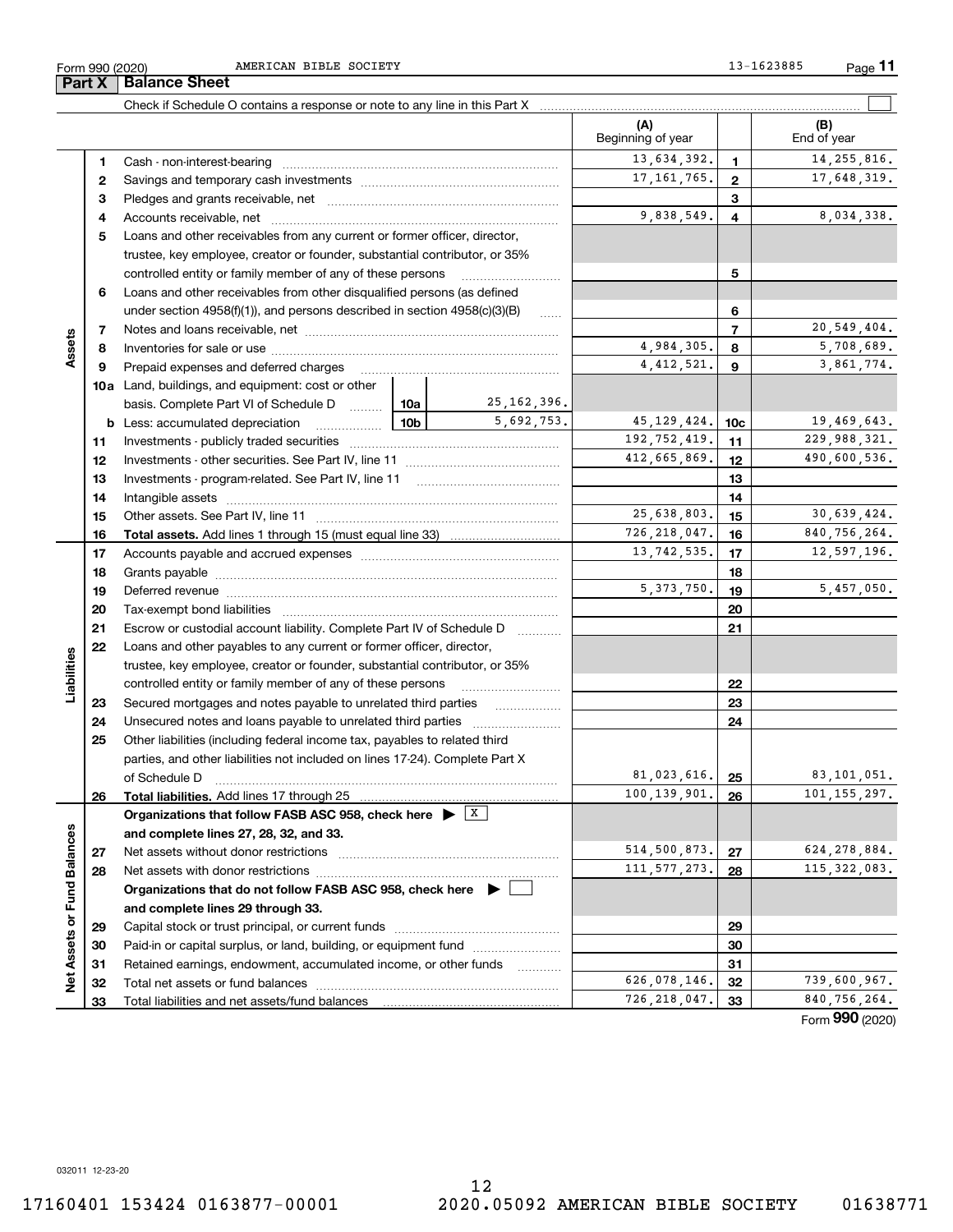Form 990 (2020) AMERICAN BIBLE SOCIETY 13-1623885

## Part X Balance Sheet

Check if Schedule O contains a response or note to any line in this Part X ☐

| | | | | | (A) Beginning of year | | (B) End of year |
|---|---|---|---|---|---|---|---|
| **Assets** | 1 | Cash - non-interest-bearing | | | 13,634,392. | 1 | 14,255,816. |
| | 2 | Savings and temporary cash investments | | | 17,161,765. | 2 | 17,648,319. |
| | 3 | Pledges and grants receivable, net | | | | 3 | |
| | 4 | Accounts receivable, net | | | 9,838,549. | 4 | 8,034,338. |
| | 5 | Loans and other receivables from any current or former officer, director, trustee, key employee, creator or founder, substantial contributor, or 35% controlled entity or family member of any of these persons | | | | 5 | |
| | 6 | Loans and other receivables from other disqualified persons (as defined under section 4958(f)(1)), and persons described in section 4958(c)(3)(B) | | | | 6 | |
| | 7 | Notes and loans receivable, net | | | | 7 | 20,549,404. |
| | 8 | Inventories for sale or use | | | 4,984,305. | 8 | 5,708,689. |
| | 9 | Prepaid expenses and deferred charges | | | 4,412,521. | 9 | 3,861,774. |
| | 10a | Land, buildings, and equipment: cost or other basis. Complete Part VI of Schedule D | 10a | 25,162,396. | | | |
| | b | Less: accumulated depreciation | 10b | 5,692,753. | 45,129,424. | 10c | 19,469,643. |
| | 11 | Investments - publicly traded securities | | | 192,752,419. | 11 | 229,988,321. |
| | 12 | Investments - other securities. See Part IV, line 11 | | | 412,665,869. | 12 | 490,600,536. |
| | 13 | Investments - program-related. See Part IV, line 11 | | | | 13 | |
| | 14 | Intangible assets | | | | 14 | |
| | 15 | Other assets. See Part IV, line 11 | | | 25,638,803. | 15 | 30,639,424. |
| | 16 | **Total assets.** Add lines 1 through 15 (must equal line 33) | | | 726,218,047. | 16 | 840,756,264. |
| **Liabilities** | 17 | Accounts payable and accrued expenses | | | 13,742,535. | 17 | 12,597,196. |
| | 18 | Grants payable | | | | 18 | |
| | 19 | Deferred revenue | | | 5,373,750. | 19 | 5,457,050. |
| | 20 | Tax-exempt bond liabilities | | | | 20 | |
| | 21 | Escrow or custodial account liability. Complete Part IV of Schedule D | | | | 21 | |
| | 22 | Loans and other payables to any current or former officer, director, trustee, key employee, creator or founder, substantial contributor, or 35% controlled entity or family member of any of these persons | | | | 22 | |
| | 23 | Secured mortgages and notes payable to unrelated third parties | | | | 23 | |
| | 24 | Unsecured notes and loans payable to unrelated third parties | | | | 24 | |
| | 25 | Other liabilities (including federal income tax, payables to related third parties, and other liabilities not included on lines 17-24). Complete Part X of Schedule D | | | 81,023,616. | 25 | 83,101,051. |
| | 26 | **Total liabilities.** Add lines 17 through 25 | | | 100,139,901. | 26 | 101,155,297. |
| **Net Assets or Fund Balances** | | **Organizations that follow FASB ASC 958, check here** ☒ **and complete lines 27, 28, 32, and 33.** | | | | | |
| | 27 | Net assets without donor restrictions | | | 514,500,873. | 27 | 624,278,884. |
| | 28 | Net assets with donor restrictions | | | 111,577,273. | 28 | 115,322,083. |
| | | **Organizations that do not follow FASB ASC 958, check here** ☐ **and complete lines 29 through 33.** | | | | | |
| | 29 | Capital stock or trust principal, or current funds | | | | 29 | |
| | 30 | Paid-in or capital surplus, or land, building, or equipment fund | | | | 30 | |
| | 31 | Retained earnings, endowment, accumulated income, or other funds | | | | 31 | |
| | 32 | Total net assets or fund balances | | | 626,078,146. | 32 | 739,600,967. |
| | 33 | Total liabilities and net assets/fund balances | | | 726,218,047. | 33 | 840,756,264. |

Form **990** (2020)

032011 12-23-20

17160401 153424 0163877-00001 2020.05092 AMERICAN BIBLE SOCIETY 01638771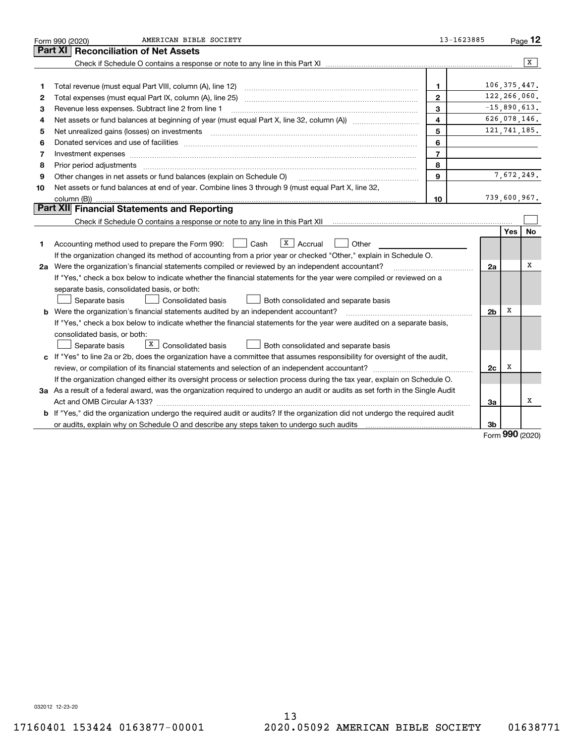Form 990 (2020) AMERICAN BIBLE SOCIETY 13-1623885

## Part XI Reconciliation of Net Assets

Check if Schedule O contains a response or note to any line in this Part XI [X]

| | | | |
|---|---|---|---|
| 1 | Total revenue (must equal Part VIII, column (A), line 12) | 1 | 106,375,447. |
| 2 | Total expenses (must equal Part IX, column (A), line 25) | 2 | 122,266,060. |
| 3 | Revenue less expenses. Subtract line 2 from line 1 | 3 | -15,890,613. |
| 4 | Net assets or fund balances at beginning of year (must equal Part X, line 32, column (A)) | 4 | 626,078,146. |
| 5 | Net unrealized gains (losses) on investments | 5 | 121,741,185. |
| 6 | Donated services and use of facilities | 6 | |
| 7 | Investment expenses | 7 | |
| 8 | Prior period adjustments | 8 | |
| 9 | Other changes in net assets or fund balances (explain on Schedule O) | 9 | 7,672,249. |
| 10 | Net assets or fund balances at end of year. Combine lines 3 through 9 (must equal Part X, line 32, column (B)) | 10 | 739,600,967. |

## Part XII Financial Statements and Reporting

Check if Schedule O contains a response or note to any line in this Part XII [ ]

| | | | Yes | No |
|---|---|---|---|---|
| 1 | Accounting method used to prepare the Form 990: [ ] Cash [X] Accrual [ ] Other<br>If the organization changed its method of accounting from a prior year or checked "Other," explain in Schedule O. | | | |
| 2a | Were the organization's financial statements compiled or reviewed by an independent accountant?<br>If "Yes," check a box below to indicate whether the financial statements for the year were compiled or reviewed on a separate basis, consolidated basis, or both:<br>[ ] Separate basis [ ] Consolidated basis [ ] Both consolidated and separate basis | 2a | | X |
| b | Were the organization's financial statements audited by an independent accountant?<br>If "Yes," check a box below to indicate whether the financial statements for the year were audited on a separate basis, consolidated basis, or both:<br>[ ] Separate basis [X] Consolidated basis [ ] Both consolidated and separate basis | 2b | X | |
| c | If "Yes" to line 2a or 2b, does the organization have a committee that assumes responsibility for oversight of the audit, review, or compilation of its financial statements and selection of an independent accountant?<br>If the organization changed either its oversight process or selection process during the tax year, explain on Schedule O. | 2c | X | |
| 3a | As a result of a federal award, was the organization required to undergo an audit or audits as set forth in the Single Audit Act and OMB Circular A-133? | 3a | | X |
| b | If "Yes," did the organization undergo the required audit or audits? If the organization did not undergo the required audit or audits, explain why on Schedule O and describe any steps taken to undergo such audits | 3b | | |

Form **990** (2020)

032012 12-23-20

17160401 153424 0163877-00001 2020.05092 AMERICAN BIBLE SOCIETY 01638771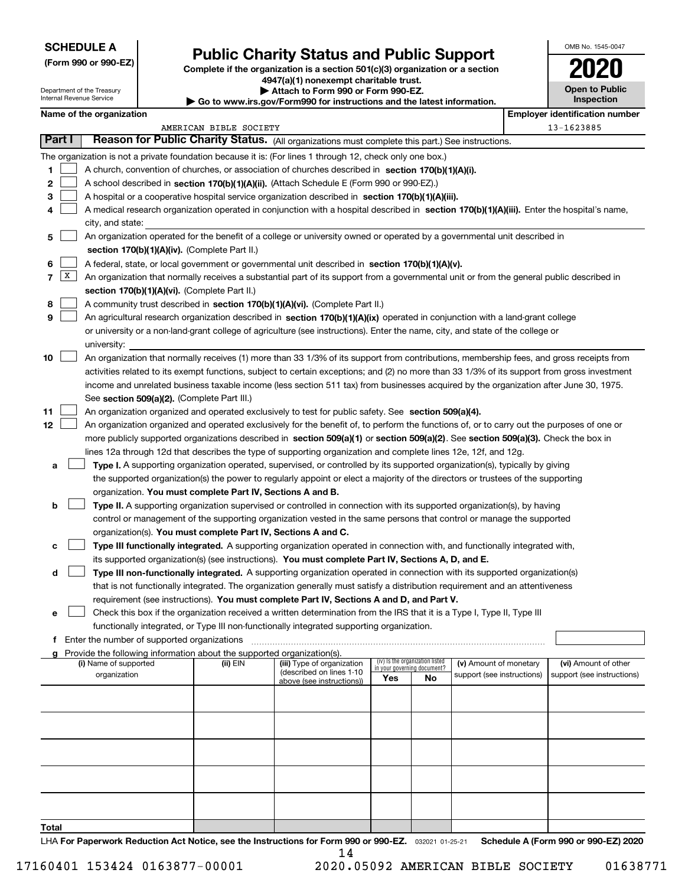**SCHEDULE A**
**(Form 990 or 990-EZ)**

Department of the Treasury
Internal Revenue Service

# Public Charity Status and Public Support

**Complete if the organization is a section 501(c)(3) organization or a section 4947(a)(1) nonexempt charitable trust.**
**▶ Attach to Form 990 or Form 990-EZ.**
**▶ Go to www.irs.gov/Form990 for instructions and the latest information.**

OMB No. 1545-0047
**2020**
**Open to Public Inspection**

**Name of the organization:** AMERICAN BIBLE SOCIETY
**Employer identification number:** 13-1623885

## Part I Reason for Public Charity Status. (All organizations must complete this part.) See instructions.

The organization is not a private foundation because it is: (For lines 1 through 12, check only one box.)

1. [ ] A church, convention of churches, or association of churches described in **section 170(b)(1)(A)(i).**
2. [ ] A school described in **section 170(b)(1)(A)(ii).** (Attach Schedule E (Form 990 or 990-EZ).)
3. [ ] A hospital or a cooperative hospital service organization described in **section 170(b)(1)(A)(iii).**
4. [ ] A medical research organization operated in conjunction with a hospital described in **section 170(b)(1)(A)(iii).** Enter the hospital's name, city, and state:
5. [ ] An organization operated for the benefit of a college or university owned or operated by a governmental unit described in **section 170(b)(1)(A)(iv).** (Complete Part II.)
6. [ ] A federal, state, or local government or governmental unit described in **section 170(b)(1)(A)(v).**
7. [X] An organization that normally receives a substantial part of its support from a governmental unit or from the general public described in **section 170(b)(1)(A)(vi).** (Complete Part II.)
8. [ ] A community trust described in **section 170(b)(1)(A)(vi).** (Complete Part II.)
9. [ ] An agricultural research organization described in **section 170(b)(1)(A)(ix)** operated in conjunction with a land-grant college or university or a non-land-grant college of agriculture (see instructions). Enter the name, city, and state of the college or university:
10. [ ] An organization that normally receives (1) more than 33 1/3% of its support from contributions, membership fees, and gross receipts from activities related to its exempt functions, subject to certain exceptions; and (2) no more than 33 1/3% of its support from gross investment income and unrelated business taxable income (less section 511 tax) from businesses acquired by the organization after June 30, 1975. See **section 509(a)(2).** (Complete Part III.)
11. [ ] An organization organized and operated exclusively to test for public safety. See **section 509(a)(4).**
12. [ ] An organization organized and operated exclusively for the benefit of, to perform the functions of, or to carry out the purposes of one or more publicly supported organizations described in **section 509(a)(1)** or **section 509(a)(2)**. See **section 509(a)(3).** Check the box in lines 12a through 12d that describes the type of supporting organization and complete lines 12e, 12f, and 12g.
   - **a** [ ] **Type I.** A supporting organization operated, supervised, or controlled by its supported organization(s), typically by giving the supported organization(s) the power to regularly appoint or elect a majority of the directors or trustees of the supporting organization. **You must complete Part IV, Sections A and B.**
   - **b** [ ] **Type II.** A supporting organization supervised or controlled in connection with its supported organization(s), by having control or management of the supporting organization vested in the same persons that control or manage the supported organization(s). **You must complete Part IV, Sections A and C.**
   - **c** [ ] **Type III functionally integrated.** A supporting organization operated in connection with, and functionally integrated with, its supported organization(s) (see instructions). **You must complete Part IV, Sections A, D, and E.**
   - **d** [ ] **Type III non-functionally integrated.** A supporting organization operated in connection with its supported organization(s) that is not functionally integrated. The organization generally must satisfy a distribution requirement and an attentiveness requirement (see instructions). **You must complete Part IV, Sections A and D, and Part V.**
   - **e** [ ] Check this box if the organization received a written determination from the IRS that it is a Type I, Type II, Type III functionally integrated, or Type III non-functionally integrated supporting organization.
   - **f** Enter the number of supported organizations
   - **g** Provide the following information about the supported organization(s).

| (i) Name of supported organization | (ii) EIN | (iii) Type of organization (described on lines 1-10 above (see instructions)) | (iv) Is the organization listed in your governing document? Yes | No | (v) Amount of monetary support (see instructions) | (vi) Amount of other support (see instructions) |
|---|---|---|---|---|---|---|
| | | | | | | |
| | | | | | | |
| | | | | | | |
| | | | | | | |
| | | | | | | |
| **Total** | | | | | | |

LHA **For Paperwork Reduction Act Notice, see the Instructions for Form 990 or 990-EZ.** 032021 01-25-21 **Schedule A (Form 990 or 990-EZ) 2020**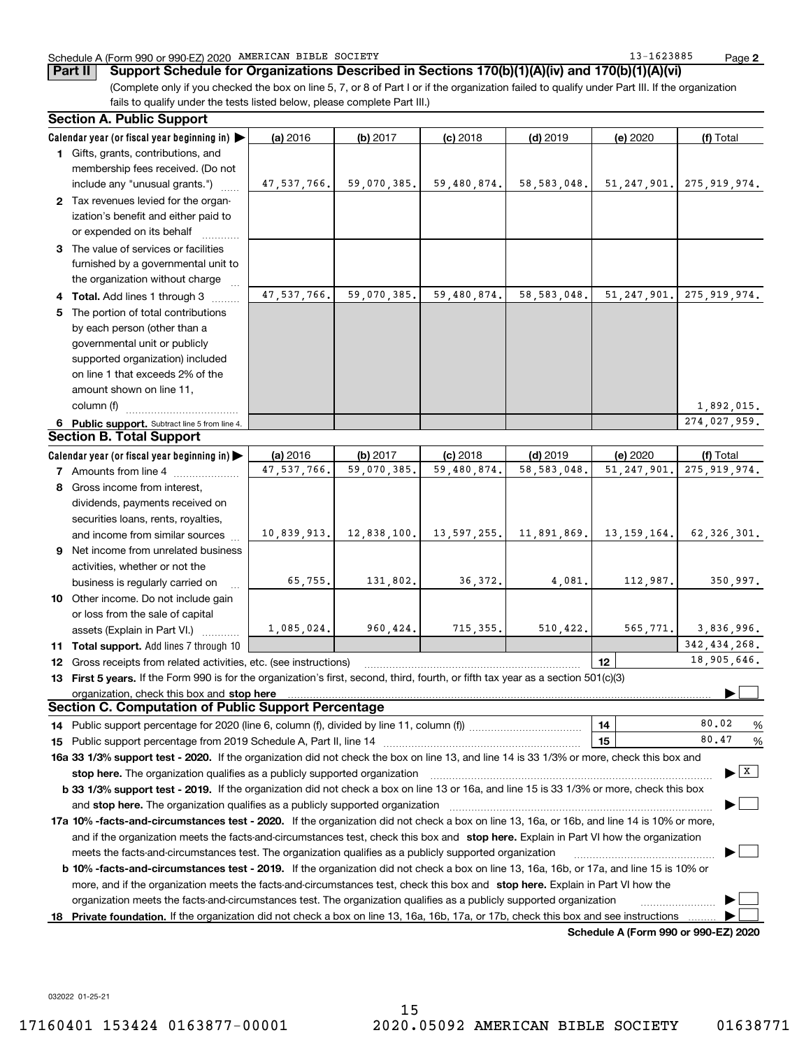Schedule A (Form 990 or 990-EZ) 2020 AMERICAN BIBLE SOCIETY 13-1623885

## Part II Support Schedule for Organizations Described in Sections 170(b)(1)(A)(iv) and 170(b)(1)(A)(vi)

(Complete only if you checked the box on line 5, 7, or 8 of Part I or if the organization failed to qualify under Part III. If the organization fails to qualify under the tests listed below, please complete Part III.)

### Section A. Public Support

| Calendar year (or fiscal year beginning in) ▶ | (a) 2016 | (b) 2017 | (c) 2018 | (d) 2019 | (e) 2020 | (f) Total |
|---|---|---|---|---|---|---|
| **1** Gifts, grants, contributions, and membership fees received. (Do not include any "unusual grants.") | 47,537,766. | 59,070,385. | 59,480,874. | 58,583,048. | 51,247,901. | 275,919,974. |
| **2** Tax revenues levied for the organization's benefit and either paid to or expended on its behalf | | | | | | |
| **3** The value of services or facilities furnished by a governmental unit to the organization without charge | | | | | | |
| **4** **Total.** Add lines 1 through 3 | 47,537,766. | 59,070,385. | 59,480,874. | 58,583,048. | 51,247,901. | 275,919,974. |
| **5** The portion of total contributions by each person (other than a governmental unit or publicly supported organization) included on line 1 that exceeds 2% of the amount shown on line 11, column (f) | | | | | | 1,892,015. |
| **6** **Public support.** Subtract line 5 from line 4. | | | | | | 274,027,959. |

### Section B. Total Support

| Calendar year (or fiscal year beginning in) ▶ | (a) 2016 | (b) 2017 | (c) 2018 | (d) 2019 | (e) 2020 | (f) Total |
|---|---|---|---|---|---|---|
| **7** Amounts from line 4 | 47,537,766. | 59,070,385. | 59,480,874. | 58,583,048. | 51,247,901. | 275,919,974. |
| **8** Gross income from interest, dividends, payments received on securities loans, rents, royalties, and income from similar sources | 10,839,913. | 12,838,100. | 13,597,255. | 11,891,869. | 13,159,164. | 62,326,301. |
| **9** Net income from unrelated business activities, whether or not the business is regularly carried on | 65,755. | 131,802. | 36,372. | 4,081. | 112,987. | 350,997. |
| **10** Other income. Do not include gain or loss from the sale of capital assets (Explain in Part VI.) | 1,085,024. | 960,424. | 715,355. | 510,422. | 565,771. | 3,836,996. |
| **11** **Total support.** Add lines 7 through 10 | | | | | | 342,434,268. |

**12** Gross receipts from related activities, etc. (see instructions) — **12** — 18,905,646.

**13** **First 5 years.** If the Form 990 is for the organization's first, second, third, fourth, or fifth tax year as a section 501(c)(3) organization, check this box and **stop here** ▶ ☐

### Section C. Computation of Public Support Percentage

**14** Public support percentage for 2020 (line 6, column (f), divided by line 11, column (f)) — **14** — 80.02 %

**15** Public support percentage from 2019 Schedule A, Part II, line 14 — **15** — 80.47 %

**16a 33 1/3% support test - 2020.** If the organization did not check the box on line 13, and line 14 is 33 1/3% or more, check this box and **stop here.** The organization qualifies as a publicly supported organization ▶ ☒

**b 33 1/3% support test - 2019.** If the organization did not check a box on line 13 or 16a, and line 15 is 33 1/3% or more, check this box and **stop here.** The organization qualifies as a publicly supported organization ▶ ☐

**17a 10% -facts-and-circumstances test - 2020.** If the organization did not check a box on line 13, 16a, or 16b, and line 14 is 10% or more, and if the organization meets the facts-and-circumstances test, check this box and **stop here.** Explain in Part VI how the organization meets the facts-and-circumstances test. The organization qualifies as a publicly supported organization ▶ ☐

**b 10% -facts-and-circumstances test - 2019.** If the organization did not check a box on line 13, 16a, 16b, or 17a, and line 15 is 10% or more, and if the organization meets the facts-and-circumstances test, check this box and **stop here.** Explain in Part VI how the organization meets the facts-and-circumstances test. The organization qualifies as a publicly supported organization ▶ ☐

**18** **Private foundation.** If the organization did not check a box on line 13, 16a, 16b, 17a, or 17b, check this box and see instructions ▶ ☐

**Schedule A (Form 990 or 990-EZ) 2020**

032022 01-25-21

17160401 153424 0163877-00001 2020.05092 AMERICAN BIBLE SOCIETY 01638771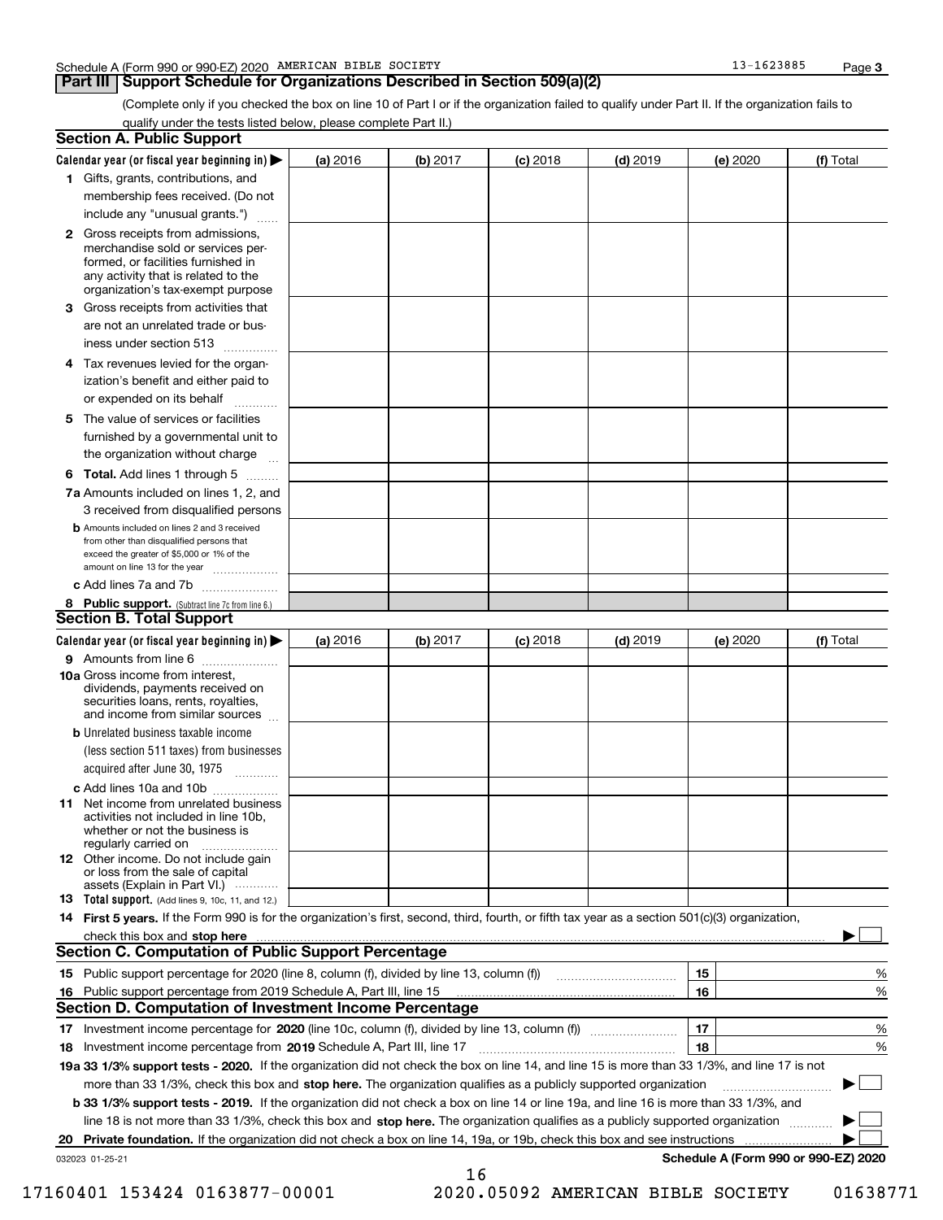Schedule A (Form 990 or 990-EZ) 2020 AMERICAN BIBLE SOCIETY 13-1623885 Page 3

## Part III Support Schedule for Organizations Described in Section 509(a)(2)

(Complete only if you checked the box on line 10 of Part I or if the organization failed to qualify under Part II. If the organization fails to qualify under the tests listed below, please complete Part II.)

### Section A. Public Support

| Calendar year (or fiscal year beginning in) ▶ | (a) 2016 | (b) 2017 | (c) 2018 | (d) 2019 | (e) 2020 | (f) Total |
|---|---|---|---|---|---|---|
| **1** Gifts, grants, contributions, and membership fees received. (Do not include any "unusual grants.") | | | | | | |
| **2** Gross receipts from admissions, merchandise sold or services performed, or facilities furnished in any activity that is related to the organization's tax-exempt purpose | | | | | | |
| **3** Gross receipts from activities that are not an unrelated trade or business under section 513 | | | | | | |
| **4** Tax revenues levied for the organization's benefit and either paid to or expended on its behalf | | | | | | |
| **5** The value of services or facilities furnished by a governmental unit to the organization without charge | | | | | | |
| **6 Total.** Add lines 1 through 5 | | | | | | |
| **7a** Amounts included on lines 1, 2, and 3 received from disqualified persons | | | | | | |
| **b** Amounts included on lines 2 and 3 received from other than disqualified persons that exceed the greater of $5,000 or 1% of the amount on line 13 for the year | | | | | | |
| **c** Add lines 7a and 7b | | | | | | |
| **8 Public support.** (Subtract line 7c from line 6.) | | | | | | |

### Section B. Total Support

| Calendar year (or fiscal year beginning in) ▶ | (a) 2016 | (b) 2017 | (c) 2018 | (d) 2019 | (e) 2020 | (f) Total |
|---|---|---|---|---|---|---|
| **9** Amounts from line 6 | | | | | | |
| **10a** Gross income from interest, dividends, payments received on securities loans, rents, royalties, and income from similar sources | | | | | | |
| **b** Unrelated business taxable income (less section 511 taxes) from businesses acquired after June 30, 1975 | | | | | | |
| **c** Add lines 10a and 10b | | | | | | |
| **11** Net income from unrelated business activities not included in line 10b, whether or not the business is regularly carried on | | | | | | |
| **12** Other income. Do not include gain or loss from the sale of capital assets (Explain in Part VI.) | | | | | | |
| **13 Total support.** (Add lines 9, 10c, 11, and 12.) | | | | | | |

**14 First 5 years.** If the Form 990 is for the organization's first, second, third, fourth, or fifth tax year as a section 501(c)(3) organization, check this box and **stop here** ▶ ☐

### Section C. Computation of Public Support Percentage

| | | |
|---|---|---|
| **15** Public support percentage for 2020 (line 8, column (f), divided by line 13, column (f)) | 15 | % |
| **16** Public support percentage from 2019 Schedule A, Part III, line 15 | 16 | % |

### Section D. Computation of Investment Income Percentage

| | | |
|---|---|---|
| **17** Investment income percentage for **2020** (line 10c, column (f), divided by line 13, column (f)) | 17 | % |
| **18** Investment income percentage from **2019** Schedule A, Part III, line 17 | 18 | % |

**19a 33 1/3% support tests - 2020.** If the organization did not check the box on line 14, and line 15 is more than 33 1/3%, and line 17 is not more than 33 1/3%, check this box and **stop here.** The organization qualifies as a publicly supported organization ▶ ☐

**b 33 1/3% support tests - 2019.** If the organization did not check a box on line 14 or line 19a, and line 16 is more than 33 1/3%, and line 18 is not more than 33 1/3%, check this box and **stop here.** The organization qualifies as a publicly supported organization ▶ ☐

**20 Private foundation.** If the organization did not check a box on line 14, 19a, or 19b, check this box and see instructions ▶ ☐

032023 01-25-21 **Schedule A (Form 990 or 990-EZ) 2020**

17160401 153424 0163877-00001 2020.05092 AMERICAN BIBLE SOCIETY 01638771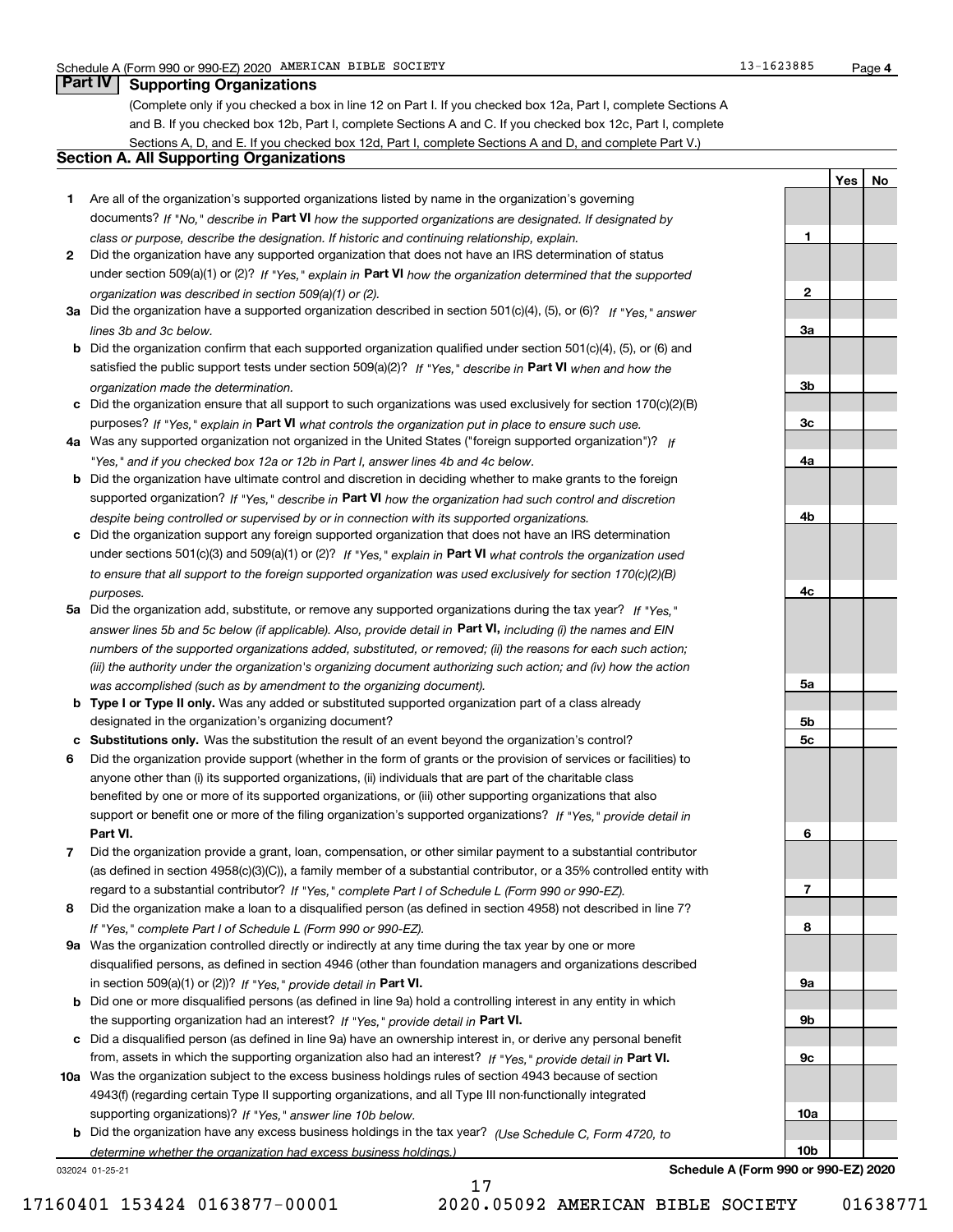Schedule A (Form 990 or 990-EZ) 2020 AMERICAN BIBLE SOCIETY 13-1623885 Page 4

## Part IV Supporting Organizations

(Complete only if you checked a box in line 12 on Part I. If you checked box 12a, Part I, complete Sections A and B. If you checked box 12b, Part I, complete Sections A and C. If you checked box 12c, Part I, complete Sections A, D, and E. If you checked box 12d, Part I, complete Sections A and D, and complete Part V.)

### Section A. All Supporting Organizations

| | | | Yes | No |
|---|---|---|---|---|
| 1 | Are all of the organization's supported organizations listed by name in the organization's governing documents? *If "No," describe in* **Part VI** *how the supported organizations are designated. If designated by class or purpose, describe the designation. If historic and continuing relationship, explain.* | 1 | | |
| 2 | Did the organization have any supported organization that does not have an IRS determination of status under section 509(a)(1) or (2)? *If "Yes," explain in* **Part VI** *how the organization determined that the supported organization was described in section 509(a)(1) or (2).* | 2 | | |
| 3a | Did the organization have a supported organization described in section 501(c)(4), (5), or (6)? *If "Yes," answer lines 3b and 3c below.* | 3a | | |
| b | Did the organization confirm that each supported organization qualified under section 501(c)(4), (5), or (6) and satisfied the public support tests under section 509(a)(2)? *If "Yes," describe in* **Part VI** *when and how the organization made the determination.* | 3b | | |
| c | Did the organization ensure that all support to such organizations was used exclusively for section 170(c)(2)(B) purposes? *If "Yes," explain in* **Part VI** *what controls the organization put in place to ensure such use.* | 3c | | |
| 4a | Was any supported organization not organized in the United States ("foreign supported organization")? *If "Yes," and if you checked box 12a or 12b in Part I, answer lines 4b and 4c below.* | 4a | | |
| b | Did the organization have ultimate control and discretion in deciding whether to make grants to the foreign supported organization? *If "Yes," describe in* **Part VI** *how the organization had such control and discretion despite being controlled or supervised by or in connection with its supported organizations.* | 4b | | |
| c | Did the organization support any foreign supported organization that does not have an IRS determination under sections 501(c)(3) and 509(a)(1) or (2)? *If "Yes," explain in* **Part VI** *what controls the organization used to ensure that all support to the foreign supported organization was used exclusively for section 170(c)(2)(B) purposes.* | 4c | | |
| 5a | Did the organization add, substitute, or remove any supported organizations during the tax year? *If "Yes," answer lines 5b and 5c below (if applicable). Also, provide detail in* **Part VI,** *including (i) the names and EIN numbers of the supported organizations added, substituted, or removed; (ii) the reasons for each such action; (iii) the authority under the organization's organizing document authorizing such action; and (iv) how the action was accomplished (such as by amendment to the organizing document).* | 5a | | |
| b | **Type I or Type II only.** Was any added or substituted supported organization part of a class already designated in the organization's organizing document? | 5b | | |
| c | **Substitutions only.** Was the substitution the result of an event beyond the organization's control? | 5c | | |
| 6 | Did the organization provide support (whether in the form of grants or the provision of services or facilities) to anyone other than (i) its supported organizations, (ii) individuals that are part of the charitable class benefited by one or more of its supported organizations, or (iii) other supporting organizations that also support or benefit one or more of the filing organization's supported organizations? *If "Yes," provide detail in* **Part VI.** | 6 | | |
| 7 | Did the organization provide a grant, loan, compensation, or other similar payment to a substantial contributor (as defined in section 4958(c)(3)(C)), a family member of a substantial contributor, or a 35% controlled entity with regard to a substantial contributor? *If "Yes," complete Part I of Schedule L (Form 990 or 990-EZ).* | 7 | | |
| 8 | Did the organization make a loan to a disqualified person (as defined in section 4958) not described in line 7? *If "Yes," complete Part I of Schedule L (Form 990 or 990-EZ).* | 8 | | |
| 9a | Was the organization controlled directly or indirectly at any time during the tax year by one or more disqualified persons, as defined in section 4946 (other than foundation managers and organizations described in section 509(a)(1) or (2))? *If "Yes," provide detail in* **Part VI.** | 9a | | |
| b | Did one or more disqualified persons (as defined in line 9a) hold a controlling interest in any entity in which the supporting organization had an interest? *If "Yes," provide detail in* **Part VI.** | 9b | | |
| c | Did a disqualified person (as defined in line 9a) have an ownership interest in, or derive any personal benefit from, assets in which the supporting organization also had an interest? *If "Yes," provide detail in* **Part VI.** | 9c | | |
| 10a | Was the organization subject to the excess business holdings rules of section 4943 because of section 4943(f) (regarding certain Type II supporting organizations, and all Type III non-functionally integrated supporting organizations)? *If "Yes," answer line 10b below.* | 10a | | |
| b | Did the organization have any excess business holdings in the tax year? *(Use Schedule C, Form 4720, to determine whether the organization had excess business holdings.)* | 10b | | |

032024 01-25-21 **Schedule A (Form 990 or 990-EZ) 2020**

17160401 153424 0163877-00001 2020.05092 AMERICAN BIBLE SOCIETY 01638771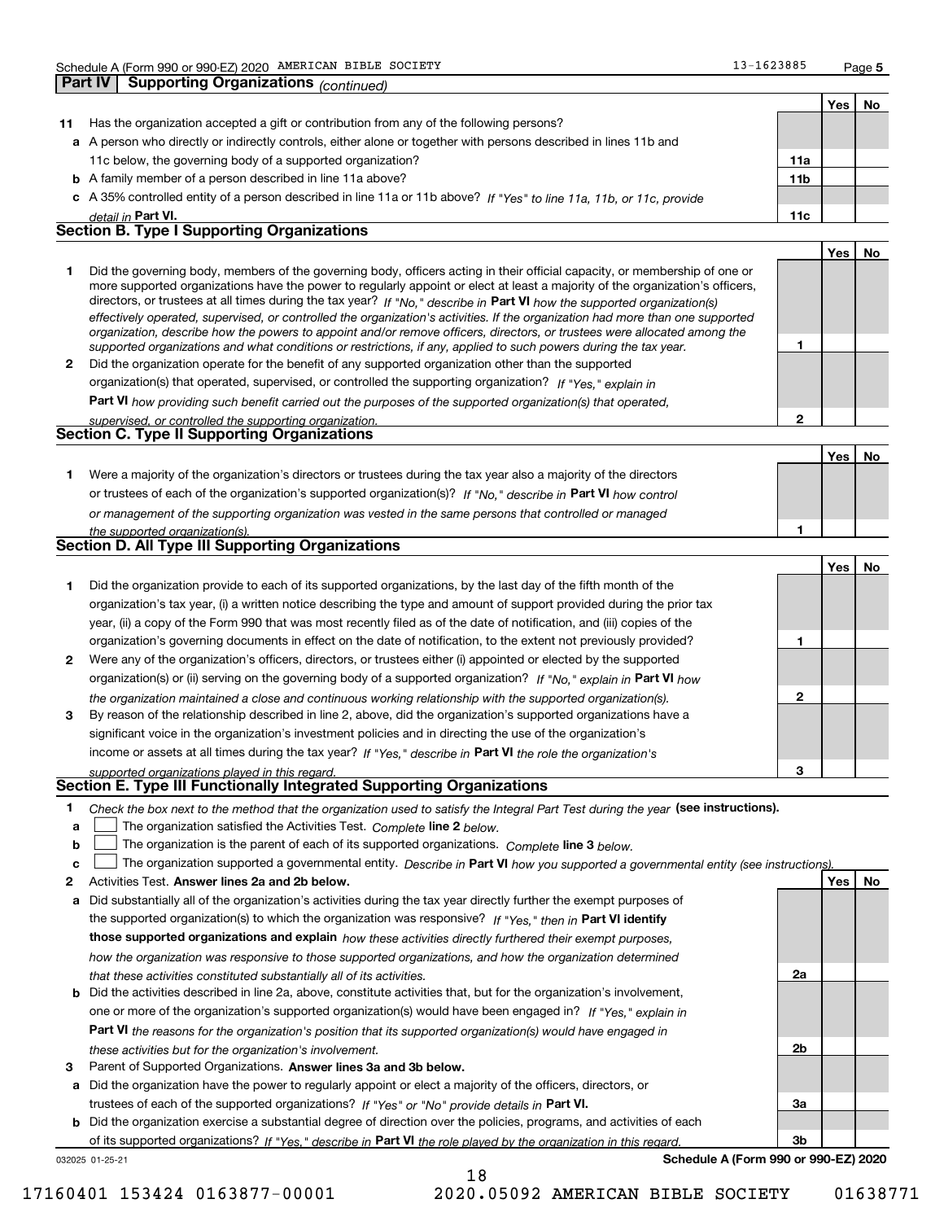## Part IV | Supporting Organizations *(continued)*

| | | | Yes | No |
|---|---|---|---|---|
| **11** | Has the organization accepted a gift or contribution from any of the following persons? | | | |
| **a** | A person who directly or indirectly controls, either alone or together with persons described in lines 11b and 11c below, the governing body of a supported organization? | 11a | | |
| **b** | A family member of a person described in line 11a above? | 11b | | |
| **c** | A 35% controlled entity of a person described in line 11a or 11b above? *If "Yes" to line 11a, 11b, or 11c, provide detail in* **Part VI.** | 11c | | |

### Section B. Type I Supporting Organizations

| | | | Yes | No |
|---|---|---|---|---|
| **1** | Did the governing body, members of the governing body, officers acting in their official capacity, or membership of one or more supported organizations have the power to regularly appoint or elect at least a majority of the organization's officers, directors, or trustees at all times during the tax year? *If "No," describe in* **Part VI** *how the supported organization(s) effectively operated, supervised, or controlled the organization's activities. If the organization had more than one supported organization, describe how the powers to appoint and/or remove officers, directors, or trustees were allocated among the supported organizations and what conditions or restrictions, if any, applied to such powers during the tax year.* | 1 | | |
| **2** | Did the organization operate for the benefit of any supported organization other than the supported organization(s) that operated, supervised, or controlled the supporting organization? *If "Yes," explain in* **Part VI** *how providing such benefit carried out the purposes of the supported organization(s) that operated, supervised, or controlled the supporting organization.* | 2 | | |

### Section C. Type II Supporting Organizations

| | | | Yes | No |
|---|---|---|---|---|
| **1** | Were a majority of the organization's directors or trustees during the tax year also a majority of the directors or trustees of each of the organization's supported organization(s)? *If "No," describe in* **Part VI** *how control or management of the supporting organization was vested in the same persons that controlled or managed the supported organization(s).* | 1 | | |

### Section D. All Type III Supporting Organizations

| | | | Yes | No |
|---|---|---|---|---|
| **1** | Did the organization provide to each of its supported organizations, by the last day of the fifth month of the organization's tax year, (i) a written notice describing the type and amount of support provided during the prior tax year, (ii) a copy of the Form 990 that was most recently filed as of the date of notification, and (iii) copies of the organization's governing documents in effect on the date of notification, to the extent not previously provided? | 1 | | |
| **2** | Were any of the organization's officers, directors, or trustees either (i) appointed or elected by the supported organization(s) or (ii) serving on the governing body of a supported organization? *If "No," explain in* **Part VI** *how the organization maintained a close and continuous working relationship with the supported organization(s).* | 2 | | |
| **3** | By reason of the relationship described in line 2, above, did the organization's supported organizations have a significant voice in the organization's investment policies and in directing the use of the organization's income or assets at all times during the tax year? *If "Yes," describe in* **Part VI** *the role the organization's supported organizations played in this regard.* | 3 | | |

### Section E. Type III Functionally Integrated Supporting Organizations

**1** *Check the box next to the method that the organization used to satisfy the Integral Part Test during the year* **(see instructions).**

- **a** ☐ The organization satisfied the Activities Test. *Complete* **line 2** *below.*
- **b** ☐ The organization is the parent of each of its supported organizations. *Complete* **line 3** *below.*
- **c** ☐ The organization supported a governmental entity. *Describe in* **Part VI** *how you supported a governmental entity (see instructions).*

| | | | Yes | No |
|---|---|---|---|---|
| **2** | Activities Test. **Answer lines 2a and 2b below.** | | | |
| **a** | Did substantially all of the organization's activities during the tax year directly further the exempt purposes of the supported organization(s) to which the organization was responsive? *If "Yes," then in* **Part VI identify those supported organizations and explain** *how these activities directly furthered their exempt purposes, how the organization was responsive to those supported organizations, and how the organization determined that these activities constituted substantially all of its activities.* | 2a | | |
| **b** | Did the activities described in line 2a, above, constitute activities that, but for the organization's involvement, one or more of the organization's supported organization(s) would have been engaged in? *If "Yes," explain in* **Part VI** *the reasons for the organization's position that its supported organization(s) would have engaged in these activities but for the organization's involvement.* | 2b | | |
| **3** | Parent of Supported Organizations. **Answer lines 3a and 3b below.** | | | |
| **a** | Did the organization have the power to regularly appoint or elect a majority of the officers, directors, or trustees of each of the supported organizations? *If "Yes" or "No" provide details in* **Part VI.** | 3a | | |
| **b** | Did the organization exercise a substantial degree of direction over the policies, programs, and activities of each of its supported organizations? *If "Yes," describe in* **Part VI** *the role played by the organization in this regard.* | 3b | | |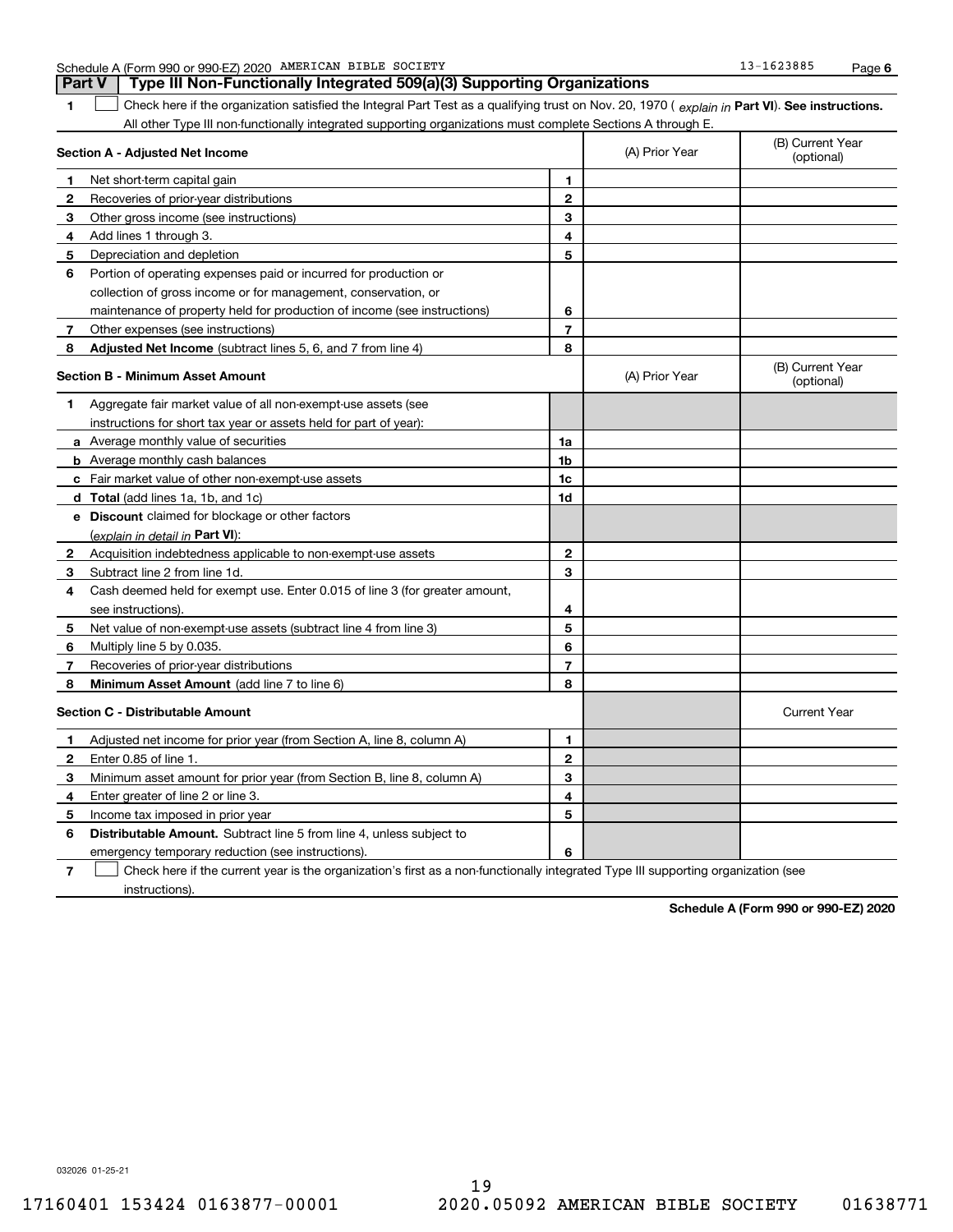## Part V — Type III Non-Functionally Integrated 509(a)(3) Supporting Organizations

**1** ☐ Check here if the organization satisfied the Integral Part Test as a qualifying trust on Nov. 20, 1970 ( *explain in* **Part VI**). **See instructions.** All other Type III non-functionally integrated supporting organizations must complete Sections A through E.

| **Section A - Adjusted Net Income** | | (A) Prior Year | (B) Current Year (optional) |
|---|---|---|---|
| **1** Net short-term capital gain | **1** | | |
| **2** Recoveries of prior-year distributions | **2** | | |
| **3** Other gross income (see instructions) | **3** | | |
| **4** Add lines 1 through 3. | **4** | | |
| **5** Depreciation and depletion | **5** | | |
| **6** Portion of operating expenses paid or incurred for production or collection of gross income or for management, conservation, or maintenance of property held for production of income (see instructions) | **6** | | |
| **7** Other expenses (see instructions) | **7** | | |
| **8** **Adjusted Net Income** (subtract lines 5, 6, and 7 from line 4) | **8** | | |

| **Section B - Minimum Asset Amount** | | (A) Prior Year | (B) Current Year (optional) |
|---|---|---|---|
| **1** Aggregate fair market value of all non-exempt-use assets (see instructions for short tax year or assets held for part of year): | | | |
| **a** Average monthly value of securities | **1a** | | |
| **b** Average monthly cash balances | **1b** | | |
| **c** Fair market value of other non-exempt-use assets | **1c** | | |
| **d** **Total** (add lines 1a, 1b, and 1c) | **1d** | | |
| **e** **Discount** claimed for blockage or other factors (*explain in detail in* **Part VI**): | | | |
| **2** Acquisition indebtedness applicable to non-exempt-use assets | **2** | | |
| **3** Subtract line 2 from line 1d. | **3** | | |
| **4** Cash deemed held for exempt use. Enter 0.015 of line 3 (for greater amount, see instructions). | **4** | | |
| **5** Net value of non-exempt-use assets (subtract line 4 from line 3) | **5** | | |
| **6** Multiply line 5 by 0.035. | **6** | | |
| **7** Recoveries of prior-year distributions | **7** | | |
| **8** **Minimum Asset Amount** (add line 7 to line 6) | **8** | | |

| **Section C - Distributable Amount** | | | Current Year |
|---|---|---|---|
| **1** Adjusted net income for prior year (from Section A, line 8, column A) | **1** | | |
| **2** Enter 0.85 of line 1. | **2** | | |
| **3** Minimum asset amount for prior year (from Section B, line 8, column A) | **3** | | |
| **4** Enter greater of line 2 or line 3. | **4** | | |
| **5** Income tax imposed in prior year | **5** | | |
| **6** **Distributable Amount.** Subtract line 5 from line 4, unless subject to emergency temporary reduction (see instructions). | **6** | | |

**7** ☐ Check here if the current year is the organization's first as a non-functionally integrated Type III supporting organization (see instructions).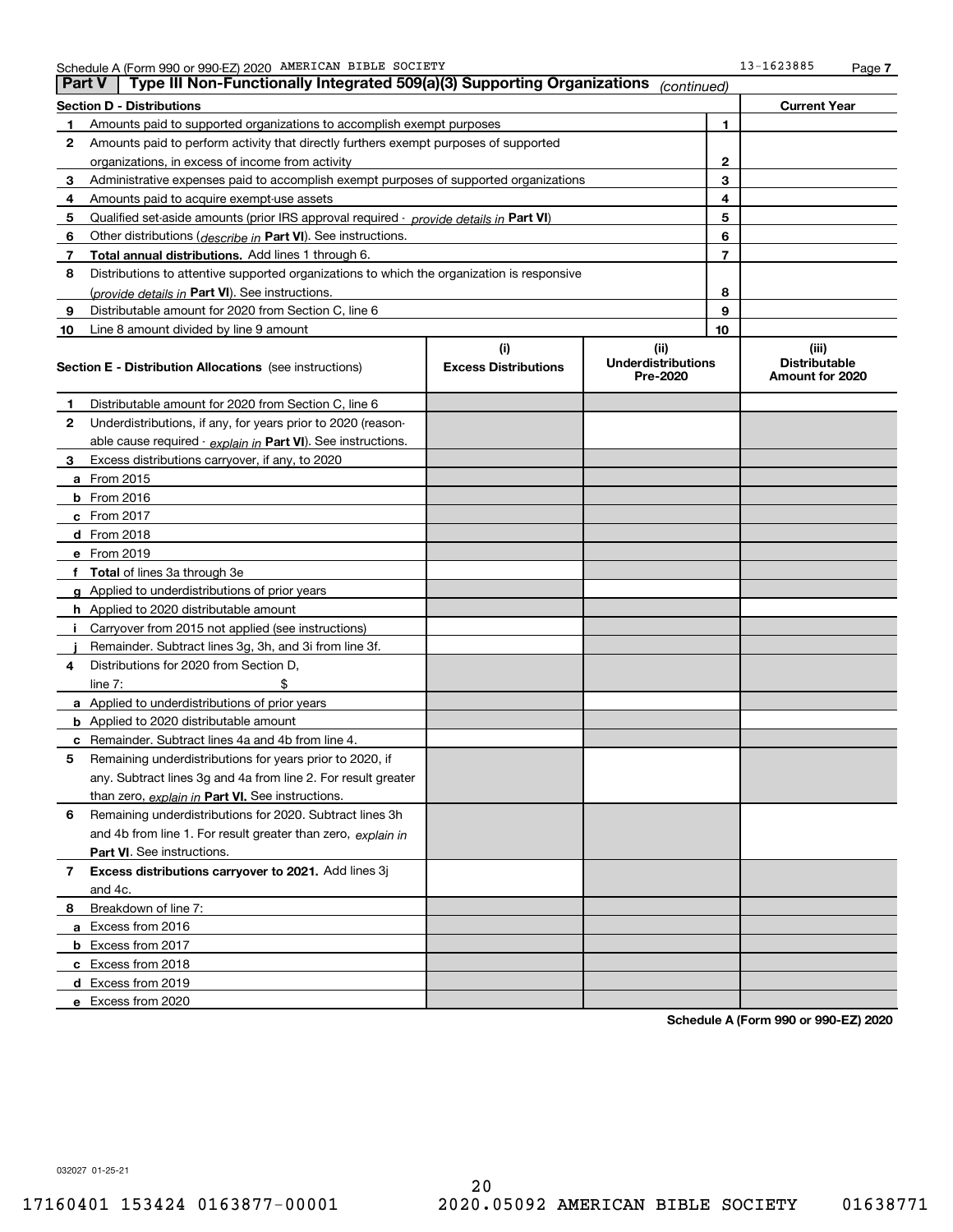Schedule A (Form 990 or 990-EZ) 2020 AMERICAN BIBLE SOCIETY 13-1623885

## Part V | Type III Non-Functionally Integrated 509(a)(3) Supporting Organizations *(continued)*

| Section D - Distributions | | | Current Year |
|---|---|---|---|
| 1 | Amounts paid to supported organizations to accomplish exempt purposes | 1 | |
| 2 | Amounts paid to perform activity that directly furthers exempt purposes of supported organizations, in excess of income from activity | 2 | |
| 3 | Administrative expenses paid to accomplish exempt purposes of supported organizations | 3 | |
| 4 | Amounts paid to acquire exempt-use assets | 4 | |
| 5 | Qualified set-aside amounts (prior IRS approval required - *provide details in* **Part VI**) | 5 | |
| 6 | Other distributions (*describe in* **Part VI**). See instructions. | 6 | |
| 7 | **Total annual distributions.** Add lines 1 through 6. | 7 | |
| 8 | Distributions to attentive supported organizations to which the organization is responsive (*provide details in* **Part VI**). See instructions. | 8 | |
| 9 | Distributable amount for 2020 from Section C, line 6 | 9 | |
| 10 | Line 8 amount divided by line 9 amount | 10 | |

| | Section E - Distribution Allocations (see instructions) | (i) Excess Distributions | (ii) Underdistributions Pre-2020 | (iii) Distributable Amount for 2020 |
|---|---|---|---|---|
| 1 | Distributable amount for 2020 from Section C, line 6 | | | |
| 2 | Underdistributions, if any, for years prior to 2020 (reasonable cause required - *explain in* **Part VI**). See instructions. | | | |
| 3 | Excess distributions carryover, if any, to 2020 | | | |
| a | From 2015 | | | |
| b | From 2016 | | | |
| c | From 2017 | | | |
| d | From 2018 | | | |
| e | From 2019 | | | |
| f | **Total** of lines 3a through 3e | | | |
| g | Applied to underdistributions of prior years | | | |
| h | Applied to 2020 distributable amount | | | |
| i | Carryover from 2015 not applied (see instructions) | | | |
| j | Remainder. Subtract lines 3g, 3h, and 3i from line 3f. | | | |
| 4 | Distributions for 2020 from Section D, line 7: $ | | | |
| a | Applied to underdistributions of prior years | | | |
| b | Applied to 2020 distributable amount | | | |
| c | Remainder. Subtract lines 4a and 4b from line 4. | | | |
| 5 | Remaining underdistributions for years prior to 2020, if any. Subtract lines 3g and 4a from line 2. For result greater than zero, *explain in* **Part VI.** See instructions. | | | |
| 6 | Remaining underdistributions for 2020. Subtract lines 3h and 4b from line 1. For result greater than zero, *explain in* **Part VI**. See instructions. | | | |
| 7 | **Excess distributions carryover to 2021.** Add lines 3j and 4c. | | | |
| 8 | Breakdown of line 7: | | | |
| a | Excess from 2016 | | | |
| b | Excess from 2017 | | | |
| c | Excess from 2018 | | | |
| d | Excess from 2019 | | | |
| e | Excess from 2020 | | | |

**Schedule A (Form 990 or 990-EZ) 2020**

032027 01-25-21

17160401 153424 0163877-00001 2020.05092 AMERICAN BIBLE SOCIETY 01638771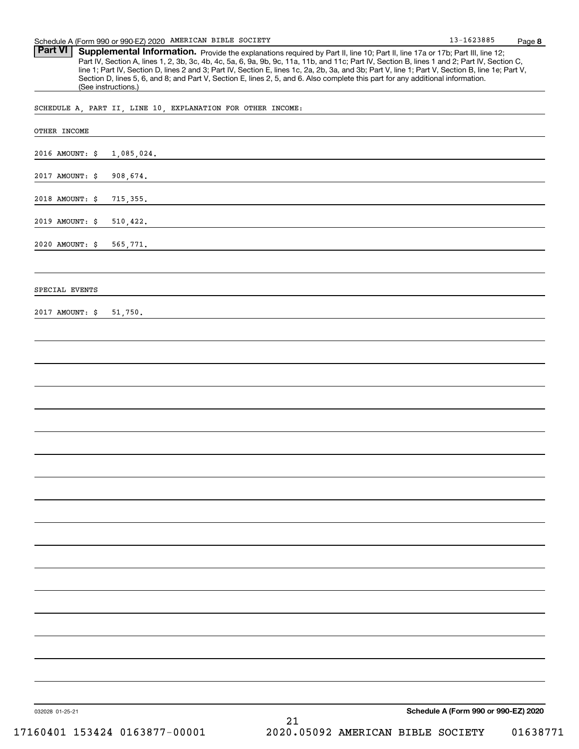## Part VI Supplemental Information.

Provide the explanations required by Part II, line 10; Part II, line 17a or 17b; Part III, line 12; Part IV, Section A, lines 1, 2, 3b, 3c, 4b, 4c, 5a, 6, 9a, 9b, 9c, 11a, 11b, and 11c; Part IV, Section B, lines 1 and 2; Part IV, Section C, line 1; Part IV, Section D, lines 2 and 3; Part IV, Section E, lines 1c, 2a, 2b, 3a, and 3b; Part V, line 1; Part V, Section B, line 1e; Part V, Section D, lines 5, 6, and 8; and Part V, Section E, lines 2, 5, and 6. Also complete this part for any additional information. (See instructions.)

SCHEDULE A, PART II, LINE 10, EXPLANATION FOR OTHER INCOME:

OTHER INCOME

2016 AMOUNT: $ 1,085,024.

2017 AMOUNT: $ 908,674.

2018 AMOUNT: $ 715,355.

2019 AMOUNT: $ 510,422.

2020 AMOUNT: $ 565,771.

SPECIAL EVENTS

2017 AMOUNT: $ 51,750.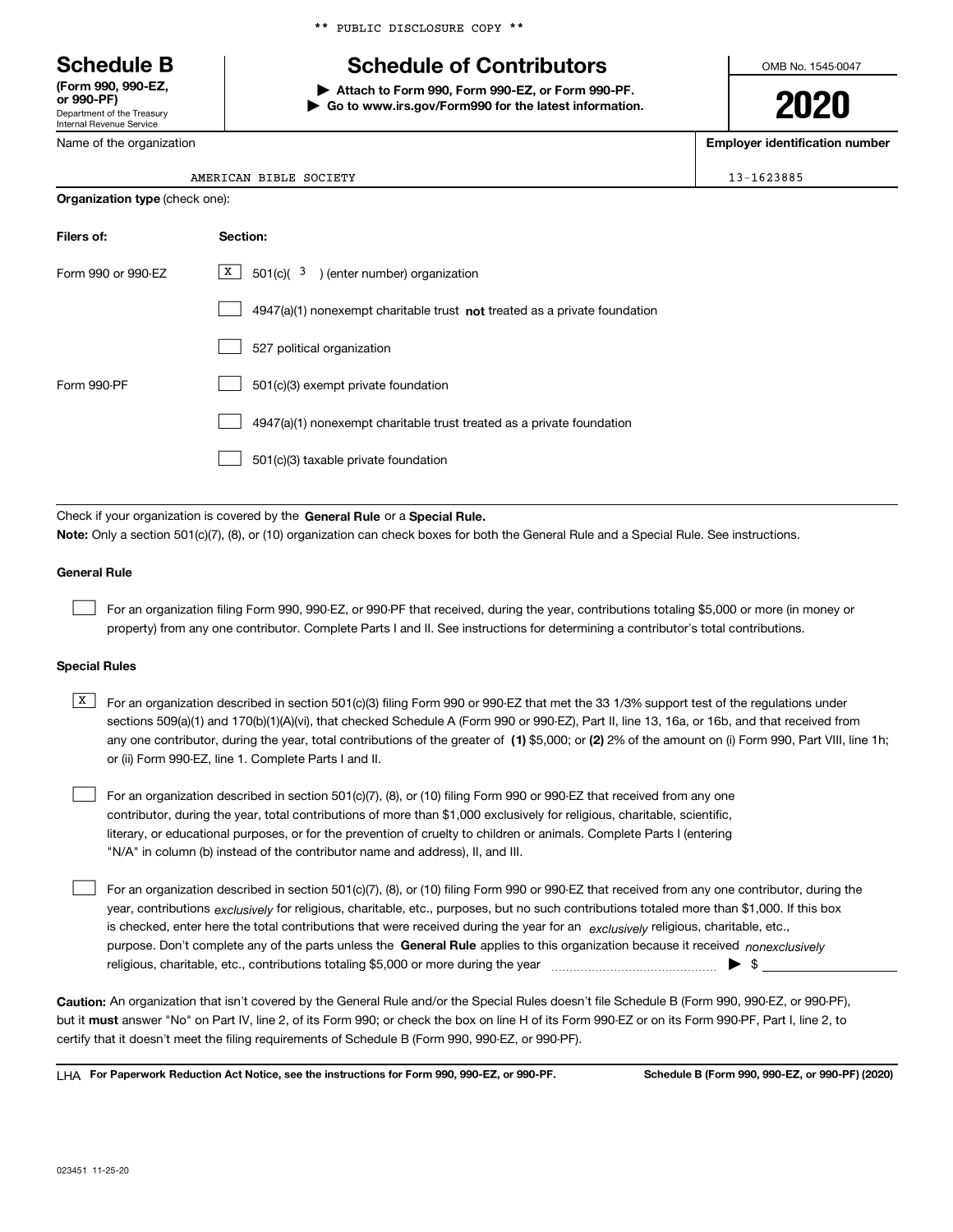** PUBLIC DISCLOSURE COPY **

# Schedule B
**(Form 990, 990-EZ, or 990-PF)**
Department of the Treasury
Internal Revenue Service

# Schedule of Contributors

**▶ Attach to Form 990, Form 990-EZ, or Form 990-PF.**
**▶ Go to www.irs.gov/Form990 for the latest information.**

OMB No. 1545-0047

**2020**

| Name of the organization | Employer identification number |
|---|---|
| AMERICAN BIBLE SOCIETY | 13-1623885 |

**Organization type** (check one):

| Filers of: | Section: |
|---|---|
| Form 990 or 990-EZ | [X] 501(c)( 3 ) (enter number) organization |
| | [ ] 4947(a)(1) nonexempt charitable trust **not** treated as a private foundation |
| | [ ] 527 political organization |
| Form 990-PF | [ ] 501(c)(3) exempt private foundation |
| | [ ] 4947(a)(1) nonexempt charitable trust treated as a private foundation |
| | [ ] 501(c)(3) taxable private foundation |

Check if your organization is covered by the **General Rule** or a **Special Rule.**

**Note:** Only a section 501(c)(7), (8), or (10) organization can check boxes for both the General Rule and a Special Rule. See instructions.

**General Rule**

[ ] For an organization filing Form 990, 990-EZ, or 990-PF that received, during the year, contributions totaling $5,000 or more (in money or property) from any one contributor. Complete Parts I and II. See instructions for determining a contributor's total contributions.

**Special Rules**

[X] For an organization described in section 501(c)(3) filing Form 990 or 990-EZ that met the 33 1/3% support test of the regulations under sections 509(a)(1) and 170(b)(1)(A)(vi), that checked Schedule A (Form 990 or 990-EZ), Part II, line 13, 16a, or 16b, and that received from any one contributor, during the year, total contributions of the greater of **(1)** $5,000; or **(2)** 2% of the amount on (i) Form 990, Part VIII, line 1h; or (ii) Form 990-EZ, line 1. Complete Parts I and II.

[ ] For an organization described in section 501(c)(7), (8), or (10) filing Form 990 or 990-EZ that received from any one contributor, during the year, total contributions of more than $1,000 exclusively for religious, charitable, scientific, literary, or educational purposes, or for the prevention of cruelty to children or animals. Complete Parts I (entering "N/A" in column (b) instead of the contributor name and address), II, and III.

[ ] For an organization described in section 501(c)(7), (8), or (10) filing Form 990 or 990-EZ that received from any one contributor, during the year, contributions *exclusively* for religious, charitable, etc., purposes, but no such contributions totaled more than $1,000. If this box is checked, enter here the total contributions that were received during the year for an *exclusively* religious, charitable, etc., purpose. Don't complete any of the parts unless the **General Rule** applies to this organization because it received *nonexclusively* religious, charitable, etc., contributions totaling $5,000 or more during the year ▶ $ ____________

**Caution:** An organization that isn't covered by the General Rule and/or the Special Rules doesn't file Schedule B (Form 990, 990-EZ, or 990-PF), but it **must** answer "No" on Part IV, line 2, of its Form 990; or check the box on line H of its Form 990-EZ or on its Form 990-PF, Part I, line 2, to certify that it doesn't meet the filing requirements of Schedule B (Form 990, 990-EZ, or 990-PF).

LHA **For Paperwork Reduction Act Notice, see the instructions for Form 990, 990-EZ, or 990-PF.** **Schedule B (Form 990, 990-EZ, or 990-PF) (2020)**

023451 11-25-20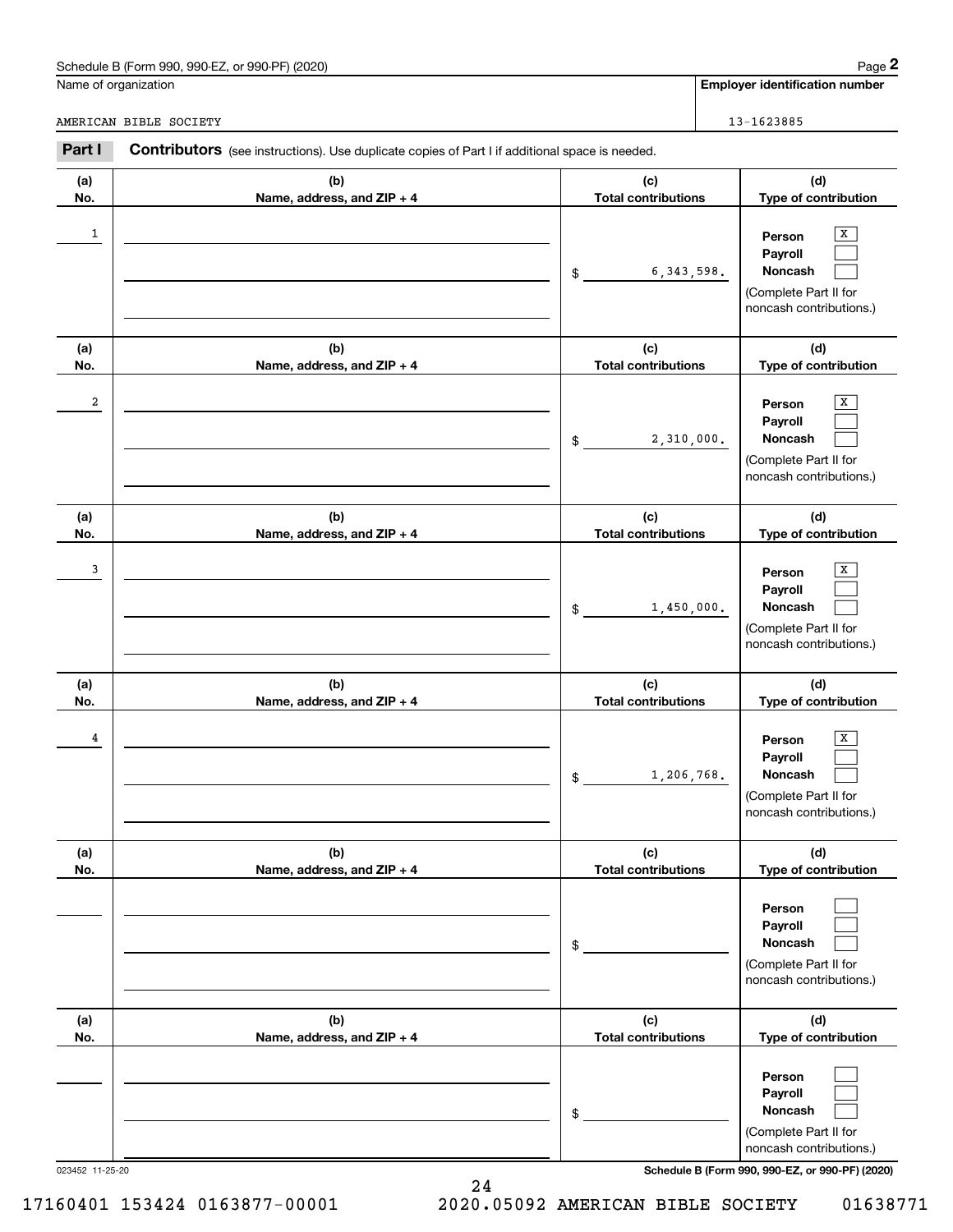Schedule B (Form 990, 990-EZ, or 990-PF) (2020) Page **2**

| Name of organization | Employer identification number |
|---|---|
| AMERICAN BIBLE SOCIETY | 13-1623885 |

**Part I** **Contributors** (see instructions). Use duplicate copies of Part I if additional space is needed.

| (a) No. | (b) Name, address, and ZIP + 4 | (c) Total contributions | (d) Type of contribution |
|---|---|---|---|
| 1 | | $ 6,343,598. | Person [X] Payroll [ ] Noncash [ ] (Complete Part II for noncash contributions.) |
| 2 | | $ 2,310,000. | Person [X] Payroll [ ] Noncash [ ] (Complete Part II for noncash contributions.) |
| 3 | | $ 1,450,000. | Person [X] Payroll [ ] Noncash [ ] (Complete Part II for noncash contributions.) |
| 4 | | $ 1,206,768. | Person [X] Payroll [ ] Noncash [ ] (Complete Part II for noncash contributions.) |
| | | $ | Person [ ] Payroll [ ] Noncash [ ] (Complete Part II for noncash contributions.) |
| | | $ | Person [ ] Payroll [ ] Noncash [ ] (Complete Part II for noncash contributions.) |

023452 11-25-20 **Schedule B (Form 990, 990-EZ, or 990-PF) (2020)**

17160401 153424 0163877-00001 2020.05092 AMERICAN BIBLE SOCIETY 01638771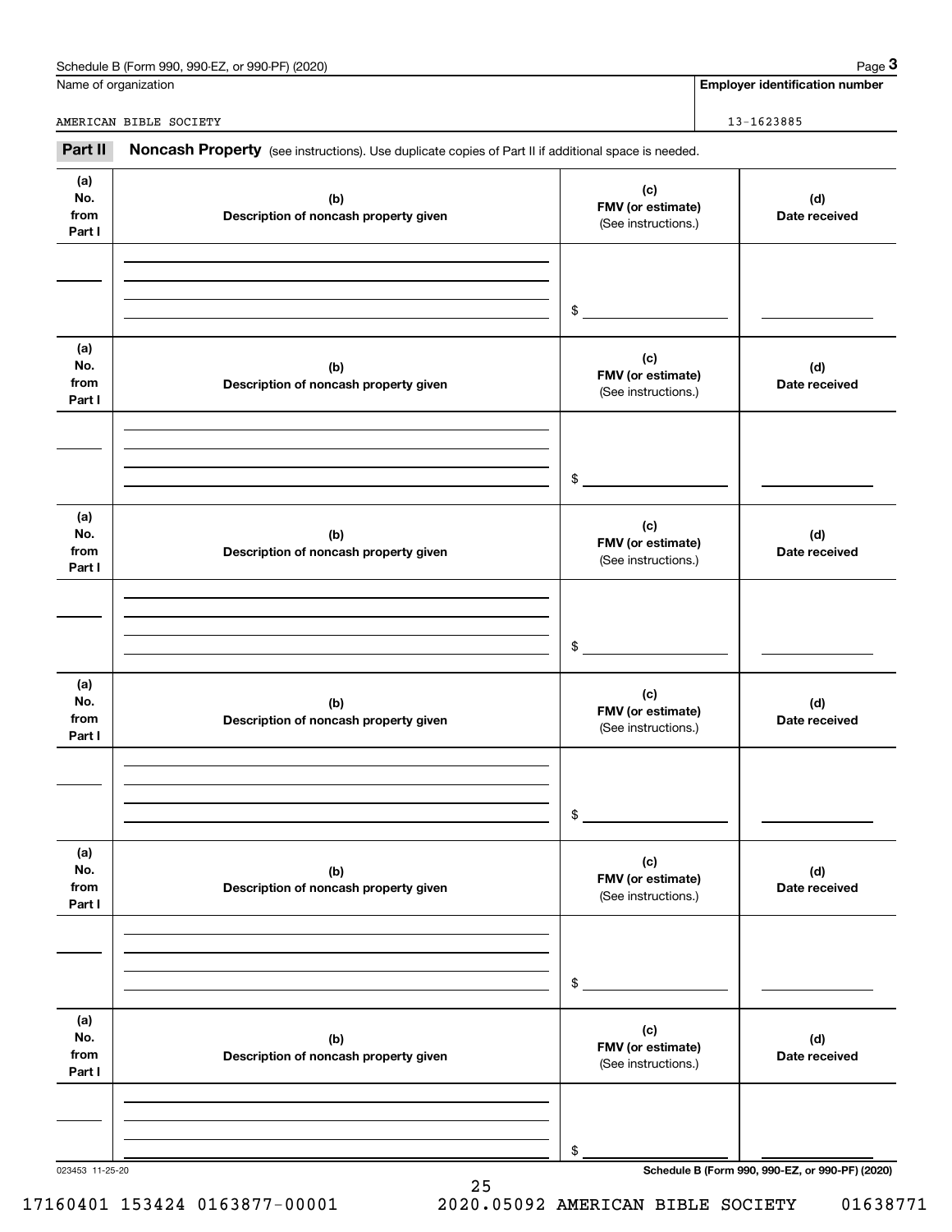Name of organization: AMERICAN BIBLE SOCIETY

Employer identification number: 13-1623885

## Part II Noncash Property (see instructions). Use duplicate copies of Part II if additional space is needed.

| (a) No. from Part I | (b) Description of noncash property given | (c) FMV (or estimate) (See instructions.) | (d) Date received |
|---|---|---|---|
| | | $ | |

| (a) No. from Part I | (b) Description of noncash property given | (c) FMV (or estimate) (See instructions.) | (d) Date received |
|---|---|---|---|
| | | $ | |

| (a) No. from Part I | (b) Description of noncash property given | (c) FMV (or estimate) (See instructions.) | (d) Date received |
|---|---|---|---|
| | | $ | |

| (a) No. from Part I | (b) Description of noncash property given | (c) FMV (or estimate) (See instructions.) | (d) Date received |
|---|---|---|---|
| | | $ | |

| (a) No. from Part I | (b) Description of noncash property given | (c) FMV (or estimate) (See instructions.) | (d) Date received |
|---|---|---|---|
| | | $ | |

| (a) No. from Part I | (b) Description of noncash property given | (c) FMV (or estimate) (See instructions.) | (d) Date received |
|---|---|---|---|
| | | $ | |

023453 11-25-20

17160401 153424 0163877-00001 2020.05092 AMERICAN BIBLE SOCIETY 01638771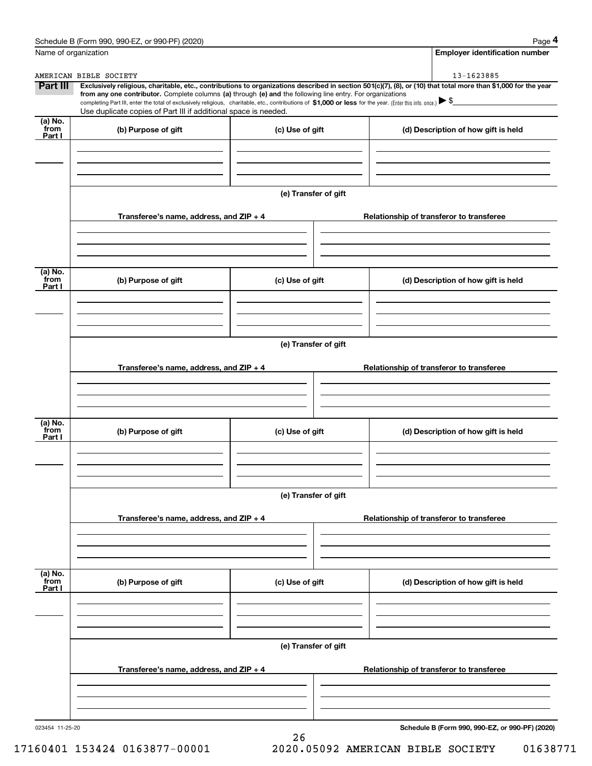Name of organization: AMERICAN BIBLE SOCIETY

**Employer identification number:** 13-1623885

**Part III** **Exclusively religious, charitable, etc., contributions to organizations described in section 501(c)(7), (8), or (10) that total more than $1,000 for the year from any one contributor.** Complete columns **(a)** through **(e) and** the following line entry. For organizations completing Part III, enter the total of exclusively religious, charitable, etc., contributions of **$1,000 or less** for the year. (Enter this info. once.) ▶ $

Use duplicate copies of Part III if additional space is needed.

| (a) No. from Part I | (b) Purpose of gift | (c) Use of gift | (d) Description of how gift is held |
|---|---|---|---|
| | | | |

**(e) Transfer of gift**

| Transferee's name, address, and ZIP + 4 | Relationship of transferor to transferee |
|---|---|
| | |

| (a) No. from Part I | (b) Purpose of gift | (c) Use of gift | (d) Description of how gift is held |
|---|---|---|---|
| | | | |

**(e) Transfer of gift**

| Transferee's name, address, and ZIP + 4 | Relationship of transferor to transferee |
|---|---|
| | |

| (a) No. from Part I | (b) Purpose of gift | (c) Use of gift | (d) Description of how gift is held |
|---|---|---|---|
| | | | |

**(e) Transfer of gift**

| Transferee's name, address, and ZIP + 4 | Relationship of transferor to transferee |
|---|---|
| | |

| (a) No. from Part I | (b) Purpose of gift | (c) Use of gift | (d) Description of how gift is held |
|---|---|---|---|
| | | | |

**(e) Transfer of gift**

| Transferee's name, address, and ZIP + 4 | Relationship of transferor to transferee |
|---|---|
| | |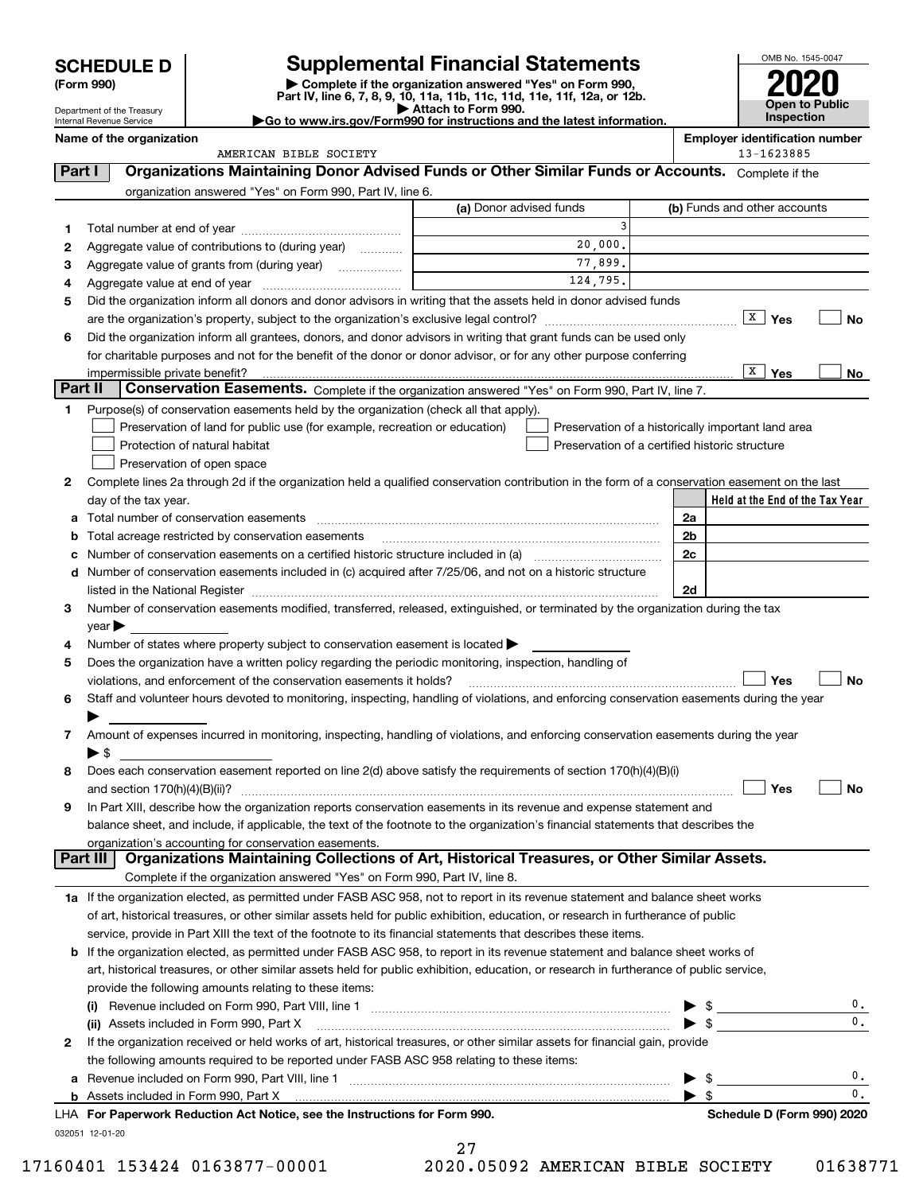# SCHEDULE D (Form 990)

Department of the Treasury
Internal Revenue Service

## Supplemental Financial Statements

▶ Complete if the organization answered "Yes" on Form 990, Part IV, line 6, 7, 8, 9, 10, 11a, 11b, 11c, 11d, 11e, 11f, 12a, or 12b.
▶ Attach to Form 990.
▶Go to www.irs.gov/Form990 for instructions and the latest information.

OMB No. 1545-0047

**2020**

**Open to Public Inspection**

**Name of the organization:** AMERICAN BIBLE SOCIETY

**Employer identification number:** 13-1623885

## Part I Organizations Maintaining Donor Advised Funds or Other Similar Funds or Accounts.

Complete if the organization answered "Yes" on Form 990, Part IV, line 6.

| | | (a) Donor advised funds | (b) Funds and other accounts |
|---|---|---|---|
| 1 | Total number at end of year | 3 | |
| 2 | Aggregate value of contributions to (during year) | 20,000. | |
| 3 | Aggregate value of grants from (during year) | 77,899. | |
| 4 | Aggregate value at end of year | 124,795. | |

5 Did the organization inform all donors and donor advisors in writing that the assets held in donor advised funds are the organization's property, subject to the organization's exclusive legal control? [X] Yes [ ] No

6 Did the organization inform all grantees, donors, and donor advisors in writing that grant funds can be used only for charitable purposes and not for the benefit of the donor or donor advisor, or for any other purpose conferring impermissible private benefit? [X] Yes [ ] No

## Part II Conservation Easements.

Complete if the organization answered "Yes" on Form 990, Part IV, line 7.

1 Purpose(s) of conservation easements held by the organization (check all that apply).

- [ ] Preservation of land for public use (for example, recreation or education)
- [ ] Preservation of a historically important land area
- [ ] Protection of natural habitat
- [ ] Preservation of a certified historic structure
- [ ] Preservation of open space

2 Complete lines 2a through 2d if the organization held a qualified conservation contribution in the form of a conservation easement on the last day of the tax year.

| | | | Held at the End of the Tax Year |
|---|---|---|---|
| a | Total number of conservation easements | 2a | |
| b | Total acreage restricted by conservation easements | 2b | |
| c | Number of conservation easements on a certified historic structure included in (a) | 2c | |
| d | Number of conservation easements included in (c) acquired after 7/25/06, and not on a historic structure listed in the National Register | 2d | |

3 Number of conservation easements modified, transferred, released, extinguished, or terminated by the organization during the tax year ▶

4 Number of states where property subject to conservation easement is located ▶

5 Does the organization have a written policy regarding the periodic monitoring, inspection, handling of violations, and enforcement of the conservation easements it holds? [ ] Yes [ ] No

6 Staff and volunteer hours devoted to monitoring, inspecting, handling of violations, and enforcing conservation easements during the year ▶

7 Amount of expenses incurred in monitoring, inspecting, handling of violations, and enforcing conservation easements during the year ▶ $

8 Does each conservation easement reported on line 2(d) above satisfy the requirements of section 170(h)(4)(B)(i) and section 170(h)(4)(B)(ii)? [ ] Yes [ ] No

9 In Part XIII, describe how the organization reports conservation easements in its revenue and expense statement and balance sheet, and include, if applicable, the text of the footnote to the organization's financial statements that describes the organization's accounting for conservation easements.

## Part III Organizations Maintaining Collections of Art, Historical Treasures, or Other Similar Assets.

Complete if the organization answered "Yes" on Form 990, Part IV, line 8.

1a If the organization elected, as permitted under FASB ASC 958, not to report in its revenue statement and balance sheet works of art, historical treasures, or other similar assets held for public exhibition, education, or research in furtherance of public service, provide in Part XIII the text of the footnote to its financial statements that describes these items.

b If the organization elected, as permitted under FASB ASC 958, to report in its revenue statement and balance sheet works of art, historical treasures, or other similar assets held for public exhibition, education, or research in furtherance of public service, provide the following amounts relating to these items:

(i) Revenue included on Form 990, Part VIII, line 1 ▶ $ 0.

(ii) Assets included in Form 990, Part X ▶ $ 0.

2 If the organization received or held works of art, historical treasures, or other similar assets for financial gain, provide the following amounts required to be reported under FASB ASC 958 relating to these items:

a Revenue included on Form 990, Part VIII, line 1 ▶ $ 0.

b Assets included in Form 990, Part X ▶ $ 0.

LHA For Paperwork Reduction Act Notice, see the Instructions for Form 990. Schedule D (Form 990) 2020

032051 12-01-20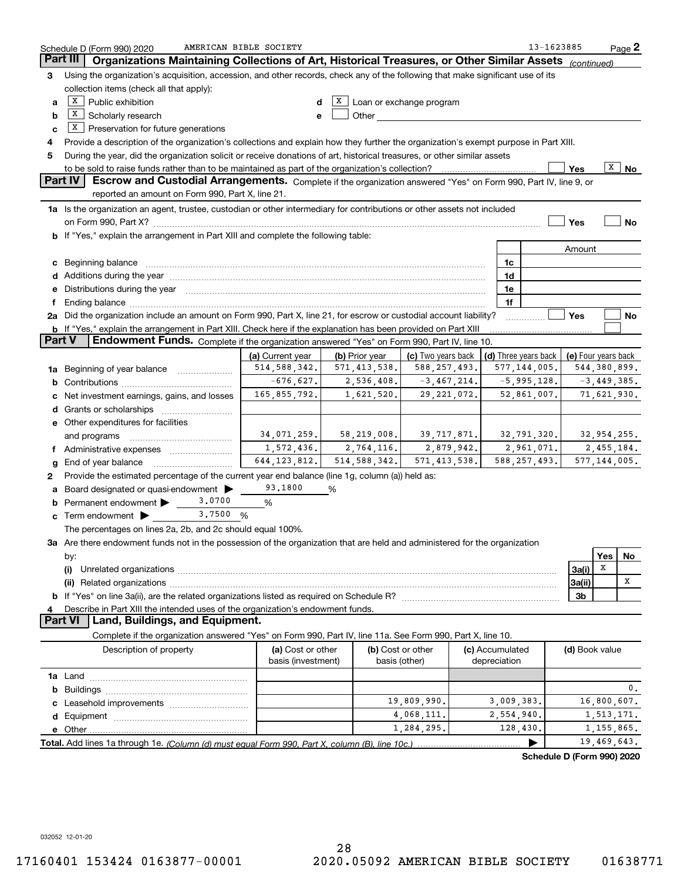Schedule D (Form 990) 2020 AMERICAN BIBLE SOCIETY 13-1623885

## Part III Organizations Maintaining Collections of Art, Historical Treasures, or Other Similar Assets *(continued)*

**3** Using the organization's acquisition, accession, and other records, check any of the following that make significant use of its collection items (check all that apply):

- **a** [X] Public exhibition
- **b** [X] Scholarly research
- **c** [X] Preservation for future generations
- **d** [X] Loan or exchange program
- **e** [ ] Other

**4** Provide a description of the organization's collections and explain how they further the organization's exempt purpose in Part XIII.

**5** During the year, did the organization solicit or receive donations of art, historical treasures, or other similar assets to be sold to raise funds rather than to be maintained as part of the organization's collection? [ ] Yes [X] No

## Part IV Escrow and Custodial Arrangements.

Complete if the organization answered "Yes" on Form 990, Part IV, line 9, or reported an amount on Form 990, Part X, line 21.

**1a** Is the organization an agent, trustee, custodian or other intermediary for contributions or other assets not included on Form 990, Part X? [ ] Yes [ ] No

**b** If "Yes," explain the arrangement in Part XIII and complete the following table:

| | | | Amount |
|---|---|---|---|
| **c** | Beginning balance | 1c | |
| **d** | Additions during the year | 1d | |
| **e** | Distributions during the year | 1e | |
| **f** | Ending balance | 1f | |

**2a** Did the organization include an amount on Form 990, Part X, line 21, for escrow or custodial account liability? [ ] Yes [ ] No

**b** If "Yes," explain the arrangement in Part XIII. Check here if the explanation has been provided on Part XIII [ ]

## Part V Endowment Funds.

Complete if the organization answered "Yes" on Form 990, Part IV, line 10.

| | | (a) Current year | (b) Prior year | (c) Two years back | (d) Three years back | (e) Four years back |
|---|---|---|---|---|---|---|
| **1a** | Beginning of year balance | 514,588,342. | 571,413,538. | 588,257,493. | 577,144,005. | 544,380,899. |
| **b** | Contributions | -676,627. | 2,536,408. | -3,467,214. | -5,995,128. | -3,449,385. |
| **c** | Net investment earnings, gains, and losses | 165,855,792. | 1,621,520. | 29,221,072. | 52,861,007. | 71,621,930. |
| **d** | Grants or scholarships | | | | | |
| **e** | Other expenditures for facilities and programs | 34,071,259. | 58,219,008. | 39,717,871. | 32,791,320. | 32,954,255. |
| **f** | Administrative expenses | 1,572,436. | 2,764,116. | 2,879,942. | 2,961,071. | 2,455,184. |
| **g** | End of year balance | 644,123,812. | 514,588,342. | 571,413,538. | 588,257,493. | 577,144,005. |

**2** Provide the estimated percentage of the current year end balance (line 1g, column (a)) held as:

- **a** Board designated or quasi-endowment 93.1800 %
- **b** Permanent endowment 3.0700 %
- **c** Term endowment 3.7500 %

The percentages on lines 2a, 2b, and 2c should equal 100%.

**3a** Are there endowment funds not in the possession of the organization that are held and administered for the organization by:

| | | | Yes | No |
|---|---|---|---|---|
| **(i)** | Unrelated organizations | 3a(i) | X | |
| **(ii)** | Related organizations | 3a(ii) | | X |
| **b** | If "Yes" on line 3a(ii), are the related organizations listed as required on Schedule R? | 3b | | |

**4** Describe in Part XIII the intended uses of the organization's endowment funds.

## Part VI Land, Buildings, and Equipment.

Complete if the organization answered "Yes" on Form 990, Part IV, line 11a. See Form 990, Part X, line 10.

| Description of property | (a) Cost or other basis (investment) | (b) Cost or other basis (other) | (c) Accumulated depreciation | (d) Book value |
|---|---|---|---|---|
| **1a** Land | | | | |
| **b** Buildings | | | | 0. |
| **c** Leasehold improvements | | 19,809,990. | 3,009,383. | 16,800,607. |
| **d** Equipment | | 4,068,111. | 2,554,940. | 1,513,171. |
| **e** Other | | 1,284,295. | 128,430. | 1,155,865. |
| **Total.** Add lines 1a through 1e. *(Column (d) must equal Form 990, Part X, column (B), line 10c.)* | | | | 19,469,643. |

**Schedule D (Form 990) 2020**

032052 12-01-20

17160401 153424 0163877-00001 2020.05092 AMERICAN BIBLE SOCIETY 01638771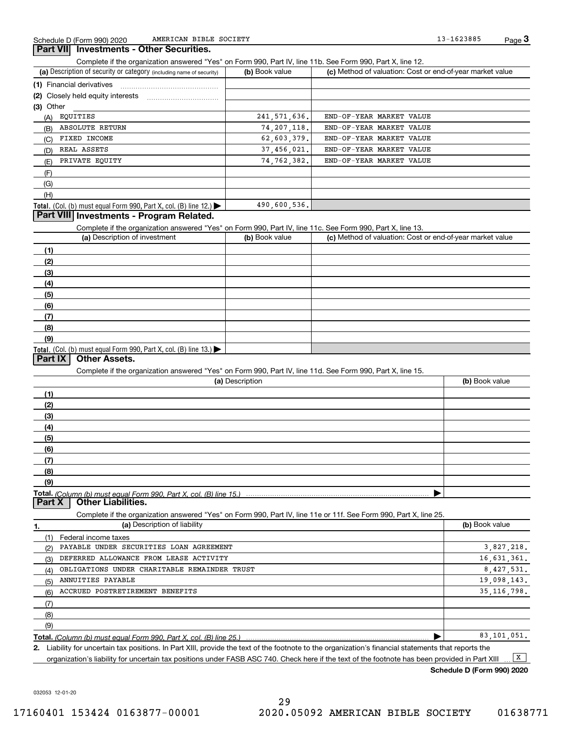Schedule D (Form 990) 2020 AMERICAN BIBLE SOCIETY 13-1623885

## Part VII Investments - Other Securities.

Complete if the organization answered "Yes" on Form 990, Part IV, line 11b. See Form 990, Part X, line 12.

| (a) Description of security or category (including name of security) | (b) Book value | (c) Method of valuation: Cost or end-of-year market value |
|---|---|---|
| (1) Financial derivatives | | |
| (2) Closely held equity interests | | |
| (3) Other | | |
| (A) EQUITIES | 241,571,636. | END-OF-YEAR MARKET VALUE |
| (B) ABSOLUTE RETURN | 74,207,118. | END-OF-YEAR MARKET VALUE |
| (C) FIXED INCOME | 62,603,379. | END-OF-YEAR MARKET VALUE |
| (D) REAL ASSETS | 37,456,021. | END-OF-YEAR MARKET VALUE |
| (E) PRIVATE EQUITY | 74,762,382. | END-OF-YEAR MARKET VALUE |
| (F) | | |
| (G) | | |
| (H) | | |
| **Total.** (Col. (b) must equal Form 990, Part X, col. (B) line 12.) | 490,600,536. | |

## Part VIII Investments - Program Related.

Complete if the organization answered "Yes" on Form 990, Part IV, line 11c. See Form 990, Part X, line 13.

| (a) Description of investment | (b) Book value | (c) Method of valuation: Cost or end-of-year market value |
|---|---|---|
| (1) | | |
| (2) | | |
| (3) | | |
| (4) | | |
| (5) | | |
| (6) | | |
| (7) | | |
| (8) | | |
| (9) | | |
| **Total.** (Col. (b) must equal Form 990, Part X, col. (B) line 13.) | | |

## Part IX Other Assets.

Complete if the organization answered "Yes" on Form 990, Part IV, line 11d. See Form 990, Part X, line 15.

| (a) Description | (b) Book value |
|---|---|
| (1) | |
| (2) | |
| (3) | |
| (4) | |
| (5) | |
| (6) | |
| (7) | |
| (8) | |
| (9) | |
| **Total.** *(Column (b) must equal Form 990, Part X, col. (B) line 15.)* | |

## Part X Other Liabilities.

Complete if the organization answered "Yes" on Form 990, Part IV, line 11e or 11f. See Form 990, Part X, line 25.

| 1. (a) Description of liability | (b) Book value |
|---|---|
| (1) Federal income taxes | |
| (2) PAYABLE UNDER SECURITIES LOAN AGREEMENT | 3,827,218. |
| (3) DEFERRED ALLOWANCE FROM LEASE ACTIVITY | 16,631,361. |
| (4) OBLIGATIONS UNDER CHARITABLE REMAINDER TRUST | 8,427,531. |
| (5) ANNUITIES PAYABLE | 19,098,143. |
| (6) ACCRUED POSTRETIREMENT BENEFITS | 35,116,798. |
| (7) | |
| (8) | |
| (9) | |
| **Total.** *(Column (b) must equal Form 990, Part X, col. (B) line 25.)* | 83,101,051. |

2. Liability for uncertain tax positions. In Part XIII, provide the text of the footnote to the organization's financial statements that reports the organization's liability for uncertain tax positions under FASB ASC 740. Check here if the text of the footnote has been provided in Part XIII ... [X]

**Schedule D (Form 990) 2020**

032053 12-01-20

17160401 153424 0163877-00001 2020.05092 AMERICAN BIBLE SOCIETY 01638771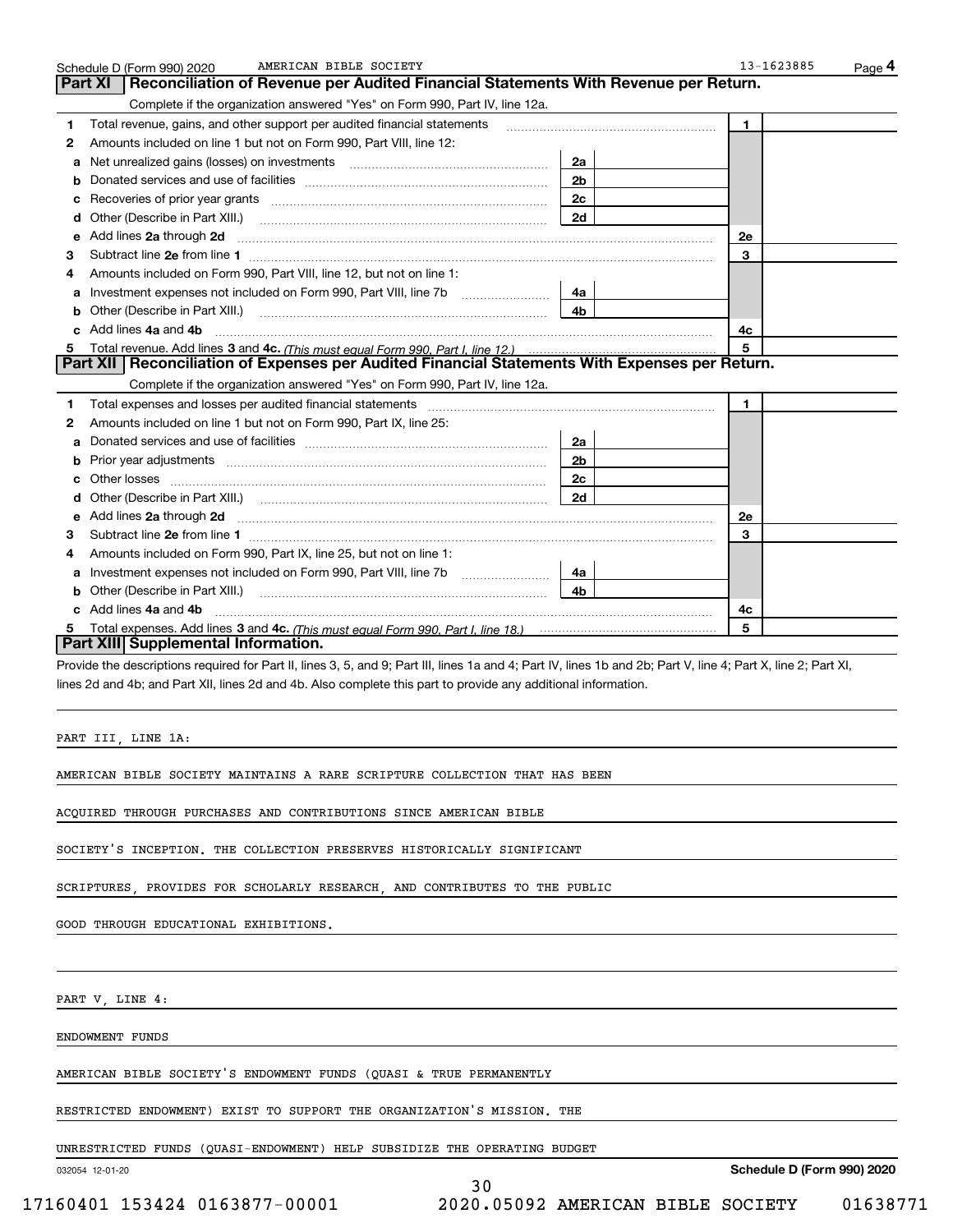Schedule D (Form 990) 2020 AMERICAN BIBLE SOCIETY 13-1623885 Page 4

## Part XI Reconciliation of Revenue per Audited Financial Statements With Revenue per Return.

Complete if the organization answered "Yes" on Form 990, Part IV, line 12a.

| | | | | | |
|---|---|---|---|---|---|
| 1 | Total revenue, gains, and other support per audited financial statements | | | 1 | |
| 2 | Amounts included on line 1 but not on Form 990, Part VIII, line 12: | | | | |
| a | Net unrealized gains (losses) on investments | 2a | | | |
| b | Donated services and use of facilities | 2b | | | |
| c | Recoveries of prior year grants | 2c | | | |
| d | Other (Describe in Part XIII.) | 2d | | | |
| e | Add lines **2a** through **2d** | | | 2e | |
| 3 | Subtract line **2e** from line **1** | | | 3 | |
| 4 | Amounts included on Form 990, Part VIII, line 12, but not on line 1: | | | | |
| a | Investment expenses not included on Form 990, Part VIII, line 7b | 4a | | | |
| b | Other (Describe in Part XIII.) | 4b | | | |
| c | Add lines **4a** and **4b** | | | 4c | |
| 5 | Total revenue. Add lines **3** and **4c.** *(This must equal Form 990, Part I, line 12.)* | | | 5 | |

## Part XII Reconciliation of Expenses per Audited Financial Statements With Expenses per Return.

Complete if the organization answered "Yes" on Form 990, Part IV, line 12a.

| | | | | | |
|---|---|---|---|---|---|
| 1 | Total expenses and losses per audited financial statements | | | 1 | |
| 2 | Amounts included on line 1 but not on Form 990, Part IX, line 25: | | | | |
| a | Donated services and use of facilities | 2a | | | |
| b | Prior year adjustments | 2b | | | |
| c | Other losses | 2c | | | |
| d | Other (Describe in Part XIII.) | 2d | | | |
| e | Add lines **2a** through **2d** | | | 2e | |
| 3 | Subtract line **2e** from line **1** | | | 3 | |
| 4 | Amounts included on Form 990, Part IX, line 25, but not on line 1: | | | | |
| a | Investment expenses not included on Form 990, Part VIII, line 7b | 4a | | | |
| b | Other (Describe in Part XIII.) | 4b | | | |
| c | Add lines **4a** and **4b** | | | 4c | |
| 5 | Total expenses. Add lines **3** and **4c.** *(This must equal Form 990, Part I, line 18.)* | | | 5 | |

## Part XIII Supplemental Information.

Provide the descriptions required for Part II, lines 3, 5, and 9; Part III, lines 1a and 4; Part IV, lines 1b and 2b; Part V, line 4; Part X, line 2; Part XI, lines 2d and 4b; and Part XII, lines 2d and 4b. Also complete this part to provide any additional information.

PART III, LINE 1A:

AMERICAN BIBLE SOCIETY MAINTAINS A RARE SCRIPTURE COLLECTION THAT HAS BEEN ACQUIRED THROUGH PURCHASES AND CONTRIBUTIONS SINCE AMERICAN BIBLE SOCIETY'S INCEPTION. THE COLLECTION PRESERVES HISTORICALLY SIGNIFICANT SCRIPTURES, PROVIDES FOR SCHOLARLY RESEARCH, AND CONTRIBUTES TO THE PUBLIC GOOD THROUGH EDUCATIONAL EXHIBITIONS.

PART V, LINE 4:

ENDOWMENT FUNDS

AMERICAN BIBLE SOCIETY'S ENDOWMENT FUNDS (QUASI & TRUE PERMANENTLY RESTRICTED ENDOWMENT) EXIST TO SUPPORT THE ORGANIZATION'S MISSION. THE UNRESTRICTED FUNDS (QUASI-ENDOWMENT) HELP SUBSIDIZE THE OPERATING BUDGET

032054 12-01-20 Schedule D (Form 990) 2020

17160401 153424 0163877-00001 2020.05092 AMERICAN BIBLE SOCIETY 01638771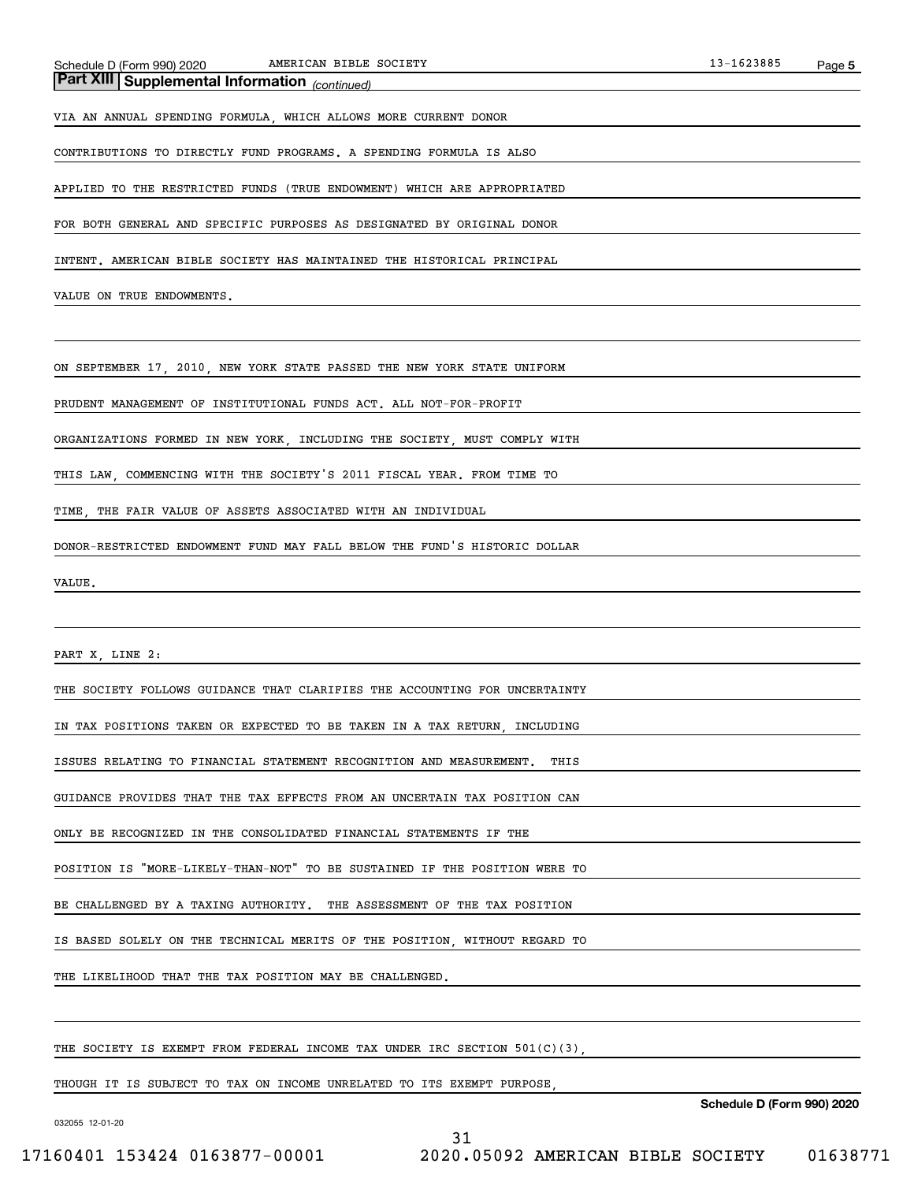**Part XIII | Supplemental Information** *(continued)*

VIA AN ANNUAL SPENDING FORMULA, WHICH ALLOWS MORE CURRENT DONOR CONTRIBUTIONS TO DIRECTLY FUND PROGRAMS. A SPENDING FORMULA IS ALSO APPLIED TO THE RESTRICTED FUNDS (TRUE ENDOWMENT) WHICH ARE APPROPRIATED FOR BOTH GENERAL AND SPECIFIC PURPOSES AS DESIGNATED BY ORIGINAL DONOR INTENT. AMERICAN BIBLE SOCIETY HAS MAINTAINED THE HISTORICAL PRINCIPAL VALUE ON TRUE ENDOWMENTS.

ON SEPTEMBER 17, 2010, NEW YORK STATE PASSED THE NEW YORK STATE UNIFORM PRUDENT MANAGEMENT OF INSTITUTIONAL FUNDS ACT. ALL NOT-FOR-PROFIT ORGANIZATIONS FORMED IN NEW YORK, INCLUDING THE SOCIETY, MUST COMPLY WITH THIS LAW, COMMENCING WITH THE SOCIETY'S 2011 FISCAL YEAR. FROM TIME TO TIME, THE FAIR VALUE OF ASSETS ASSOCIATED WITH AN INDIVIDUAL DONOR-RESTRICTED ENDOWMENT FUND MAY FALL BELOW THE FUND'S HISTORIC DOLLAR VALUE.

PART X, LINE 2:

THE SOCIETY FOLLOWS GUIDANCE THAT CLARIFIES THE ACCOUNTING FOR UNCERTAINTY IN TAX POSITIONS TAKEN OR EXPECTED TO BE TAKEN IN A TAX RETURN, INCLUDING ISSUES RELATING TO FINANCIAL STATEMENT RECOGNITION AND MEASUREMENT. THIS GUIDANCE PROVIDES THAT THE TAX EFFECTS FROM AN UNCERTAIN TAX POSITION CAN ONLY BE RECOGNIZED IN THE CONSOLIDATED FINANCIAL STATEMENTS IF THE POSITION IS "MORE-LIKELY-THAN-NOT" TO BE SUSTAINED IF THE POSITION WERE TO BE CHALLENGED BY A TAXING AUTHORITY. THE ASSESSMENT OF THE TAX POSITION IS BASED SOLELY ON THE TECHNICAL MERITS OF THE POSITION, WITHOUT REGARD TO THE LIKELIHOOD THAT THE TAX POSITION MAY BE CHALLENGED.

THE SOCIETY IS EXEMPT FROM FEDERAL INCOME TAX UNDER IRC SECTION 501(C)(3), THOUGH IT IS SUBJECT TO TAX ON INCOME UNRELATED TO ITS EXEMPT PURPOSE,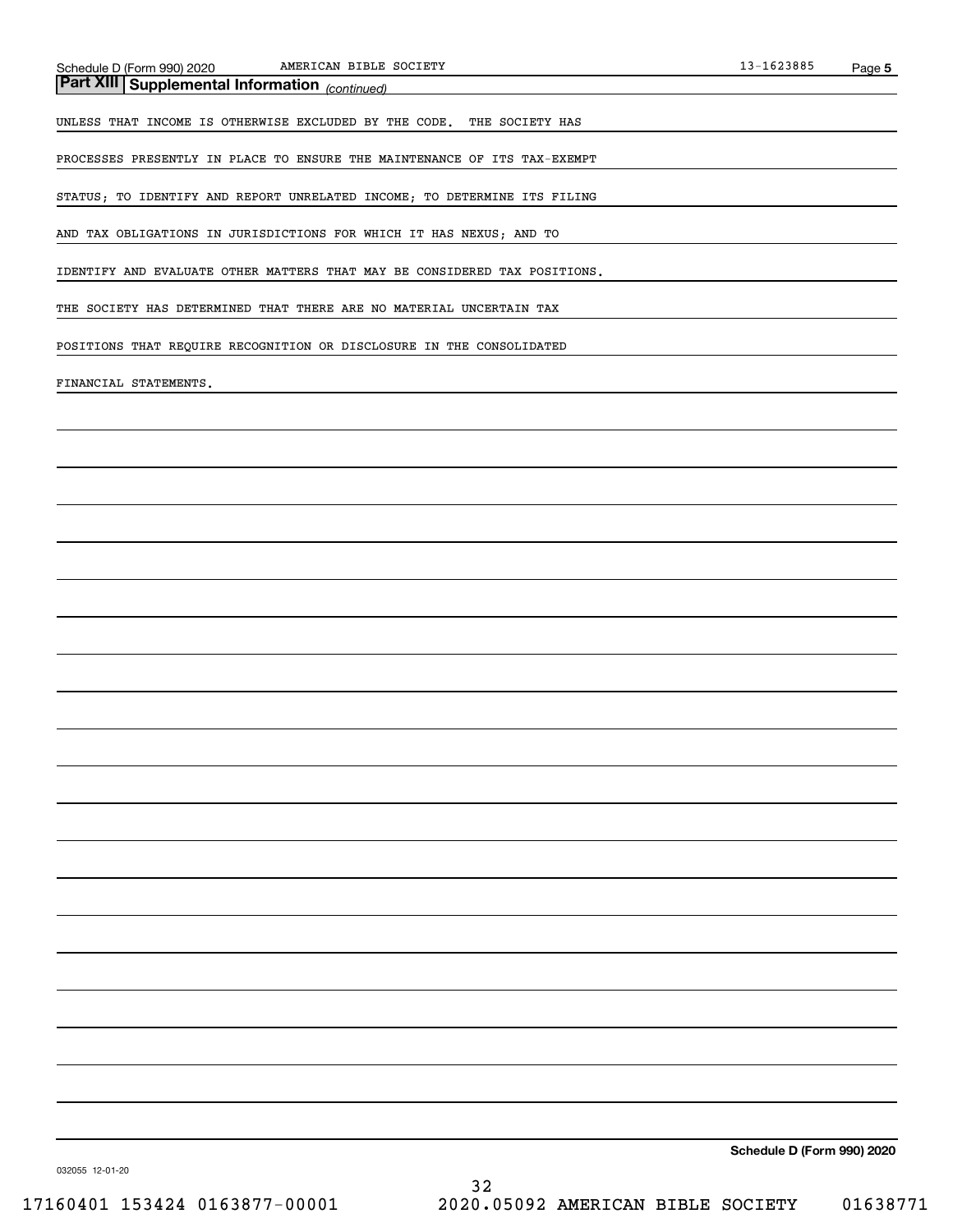## Part XIII Supplemental Information *(continued)*

UNLESS THAT INCOME IS OTHERWISE EXCLUDED BY THE CODE. THE SOCIETY HAS PROCESSES PRESENTLY IN PLACE TO ENSURE THE MAINTENANCE OF ITS TAX-EXEMPT STATUS; TO IDENTIFY AND REPORT UNRELATED INCOME; TO DETERMINE ITS FILING AND TAX OBLIGATIONS IN JURISDICTIONS FOR WHICH IT HAS NEXUS; AND TO IDENTIFY AND EVALUATE OTHER MATTERS THAT MAY BE CONSIDERED TAX POSITIONS. THE SOCIETY HAS DETERMINED THAT THERE ARE NO MATERIAL UNCERTAIN TAX POSITIONS THAT REQUIRE RECOGNITION OR DISCLOSURE IN THE CONSOLIDATED FINANCIAL STATEMENTS.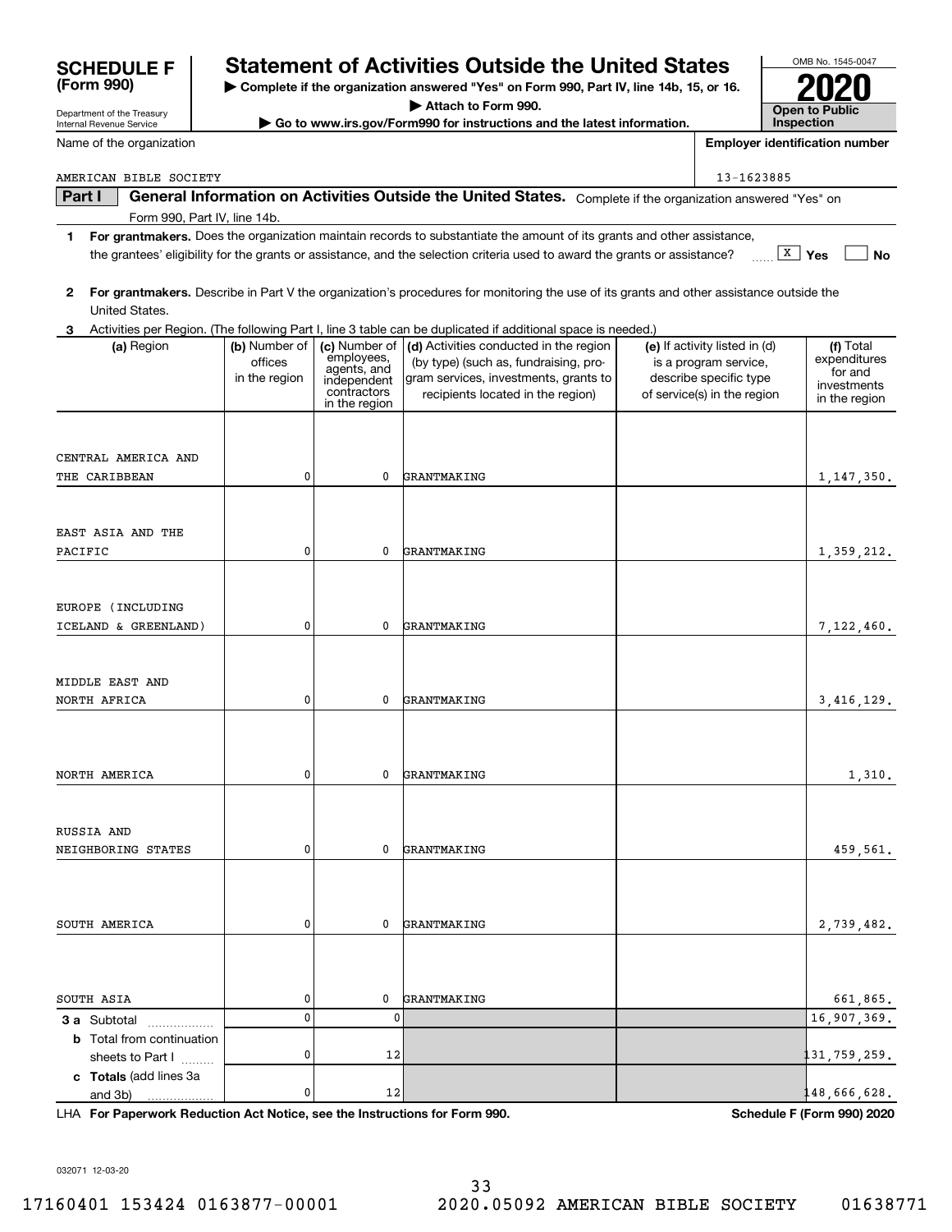# SCHEDULE F (Form 990)

Department of the Treasury
Internal Revenue Service

## Statement of Activities Outside the United States

▶ Complete if the organization answered "Yes" on Form 990, Part IV, line 14b, 15, or 16.
▶ Attach to Form 990.
▶ Go to www.irs.gov/Form990 for instructions and the latest information.

OMB No. 1545-0047

**2020**

**Open to Public Inspection**

Name of the organization: AMERICAN BIBLE SOCIETY

Employer identification number: 13-1623885

**Part I** **General Information on Activities Outside the United States.** Complete if the organization answered "Yes" on Form 990, Part IV, line 14b.

1 **For grantmakers.** Does the organization maintain records to substantiate the amount of its grants and other assistance, the grantees' eligibility for the grants or assistance, and the selection criteria used to award the grants or assistance? [X] Yes [ ] No

2 **For grantmakers.** Describe in Part V the organization's procedures for monitoring the use of its grants and other assistance outside the United States.

3 Activities per Region. (The following Part I, line 3 table can be duplicated if additional space is needed.)

| (a) Region | (b) Number of offices in the region | (c) Number of employees, agents, and independent contractors in the region | (d) Activities conducted in the region (by type) (such as, fundraising, program services, investments, grants to recipients located in the region) | (e) If activity listed in (d) is a program service, describe specific type of service(s) in the region | (f) Total expenditures for and investments in the region |
|---|---|---|---|---|---|
| CENTRAL AMERICA AND THE CARIBBEAN | 0 | 0 | GRANTMAKING | | 1,147,350. |
| EAST ASIA AND THE PACIFIC | 0 | 0 | GRANTMAKING | | 1,359,212. |
| EUROPE (INCLUDING ICELAND & GREENLAND) | 0 | 0 | GRANTMAKING | | 7,122,460. |
| MIDDLE EAST AND NORTH AFRICA | 0 | 0 | GRANTMAKING | | 3,416,129. |
| NORTH AMERICA | 0 | 0 | GRANTMAKING | | 1,310. |
| RUSSIA AND NEIGHBORING STATES | 0 | 0 | GRANTMAKING | | 459,561. |
| SOUTH AMERICA | 0 | 0 | GRANTMAKING | | 2,739,482. |
| SOUTH ASIA | 0 | 0 | GRANTMAKING | | 661,865. |
| **3 a** Subtotal | 0 | 0 | | | 16,907,369. |
| **b** Total from continuation sheets to Part I | 0 | 12 | | | 131,759,259. |
| **c Totals** (add lines 3a and 3b) | 0 | 12 | | | 148,666,628. |

LHA **For Paperwork Reduction Act Notice, see the Instructions for Form 990.** **Schedule F (Form 990) 2020**

032071 12-03-20

17160401 153424 0163877-00001 2020.05092 AMERICAN BIBLE SOCIETY 01638771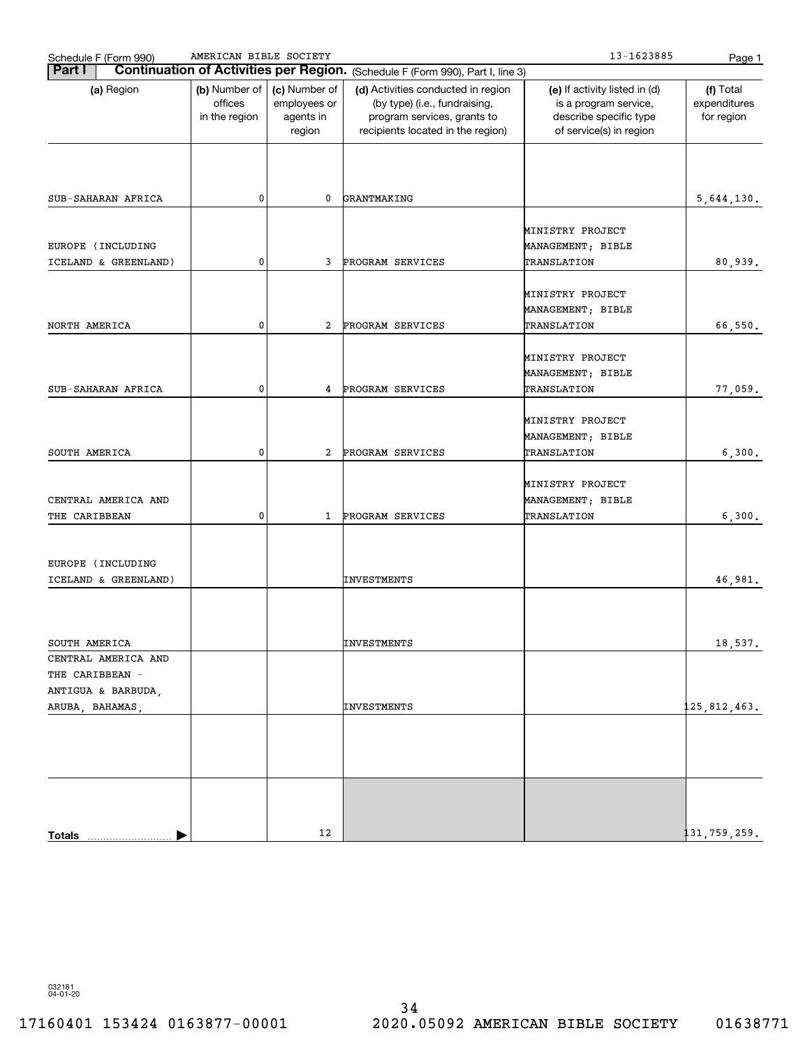Schedule F (Form 990) AMERICAN BIBLE SOCIETY 13-1623885

**Part I** **Continuation of Activities per Region.** (Schedule F (Form 990), Part I, line 3)

| (a) Region | (b) Number of offices in the region | (c) Number of employees or agents in region | (d) Activities conducted in region (by type) (i.e., fundraising, program services, grants to recipients located in the region) | (e) If activity listed in (d) is a program service, describe specific type of service(s) in region | (f) Total expenditures for region |
|---|---|---|---|---|---|
| SUB-SAHARAN AFRICA | 0 | 0 | GRANTMAKING | | 5,644,130. |
| EUROPE (INCLUDING ICELAND & GREENLAND) | 0 | 3 | PROGRAM SERVICES | MINISTRY PROJECT MANAGEMENT; BIBLE TRANSLATION | 80,939. |
| NORTH AMERICA | 0 | 2 | PROGRAM SERVICES | MINISTRY PROJECT MANAGEMENT; BIBLE TRANSLATION | 66,550. |
| SUB-SAHARAN AFRICA | 0 | 4 | PROGRAM SERVICES | MINISTRY PROJECT MANAGEMENT; BIBLE TRANSLATION | 77,059. |
| SOUTH AMERICA | 0 | 2 | PROGRAM SERVICES | MINISTRY PROJECT MANAGEMENT; BIBLE TRANSLATION | 6,300. |
| CENTRAL AMERICA AND THE CARIBBEAN | 0 | 1 | PROGRAM SERVICES | MINISTRY PROJECT MANAGEMENT; BIBLE TRANSLATION | 6,300. |
| EUROPE (INCLUDING ICELAND & GREENLAND) | | | INVESTMENTS | | 46,981. |
| SOUTH AMERICA | | | INVESTMENTS | | 18,537. |
| CENTRAL AMERICA AND THE CARIBBEAN - ANTIGUA & BARBUDA, ARUBA, BAHAMAS, | | | INVESTMENTS | | 125,812,463. |
| | | | | | |
| **Totals** | | 12 | | | 131,759,259. |

032181 04-01-20

17160401 153424 0163877-00001 2020.05092 AMERICAN BIBLE SOCIETY 01638771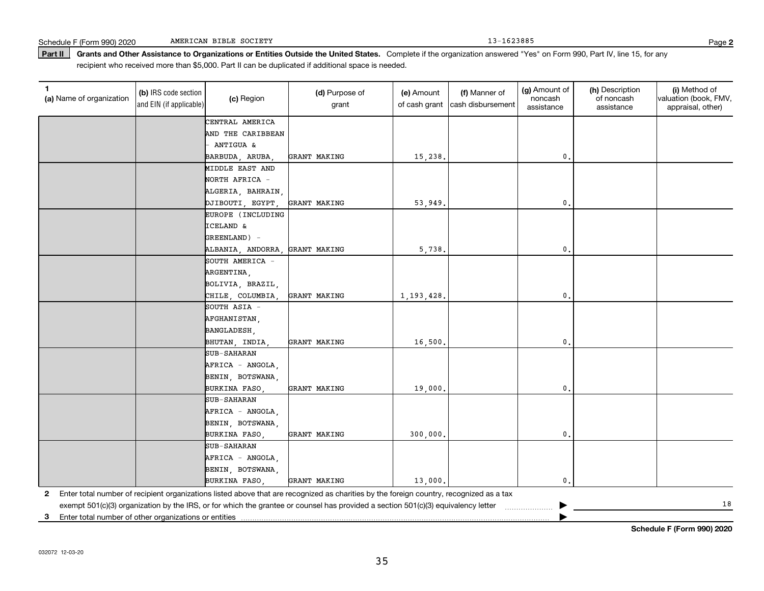Schedule F (Form 990) 2020 AMERICAN BIBLE SOCIETY 13-1623885 Page **2**

**Part II** **Grants and Other Assistance to Organizations or Entities Outside the United States.** Complete if the organization answered "Yes" on Form 990, Part IV, line 15, for any recipient who received more than $5,000. Part II can be duplicated if additional space is needed.

| 1 (a) Name of organization | (b) IRS code section and EIN (if applicable) | (c) Region | (d) Purpose of grant | (e) Amount of cash grant | (f) Manner of cash disbursement | (g) Amount of noncash assistance | (h) Description of noncash assistance | (i) Method of valuation (book, FMV, appraisal, other) |
|---|---|---|---|---|---|---|---|---|
| | | CENTRAL AMERICA AND THE CARIBBEAN - ANTIGUA & BARBUDA, ARUBA, | GRANT MAKING | 15,238. | | 0. | | |
| | | MIDDLE EAST AND NORTH AFRICA - ALGERIA, BAHRAIN, DJIBOUTI, EGYPT, | GRANT MAKING | 53,949. | | 0. | | |
| | | EUROPE (INCLUDING ICELAND & GREENLAND) - ALBANIA, ANDORRA, | GRANT MAKING | 5,738. | | 0. | | |
| | | SOUTH AMERICA - ARGENTINA, BOLIVIA, BRAZIL, CHILE, COLUMBIA, | GRANT MAKING | 1,193,428. | | 0. | | |
| | | SOUTH ASIA - AFGHANISTAN, BANGLADESH, BHUTAN, INDIA, | GRANT MAKING | 16,500. | | 0. | | |
| | | SUB-SAHARAN AFRICA - ANGOLA, BENIN, BOTSWANA, BURKINA FASO, | GRANT MAKING | 19,000. | | 0. | | |
| | | SUB-SAHARAN AFRICA - ANGOLA, BENIN, BOTSWANA, BURKINA FASO, | GRANT MAKING | 300,000. | | 0. | | |
| | | SUB-SAHARAN AFRICA - ANGOLA, BENIN, BOTSWANA, BURKINA FASO, | GRANT MAKING | 13,000. | | 0. | | |

**2** Enter total number of recipient organizations listed above that are recognized as charities by the foreign country, recognized as a tax exempt 501(c)(3) organization by the IRS, or for which the grantee or counsel has provided a section 501(c)(3) equivalency letter ▶ 18

**3** Enter total number of other organizations or entities ▶

**Schedule F (Form 990) 2020**

032072 12-03-20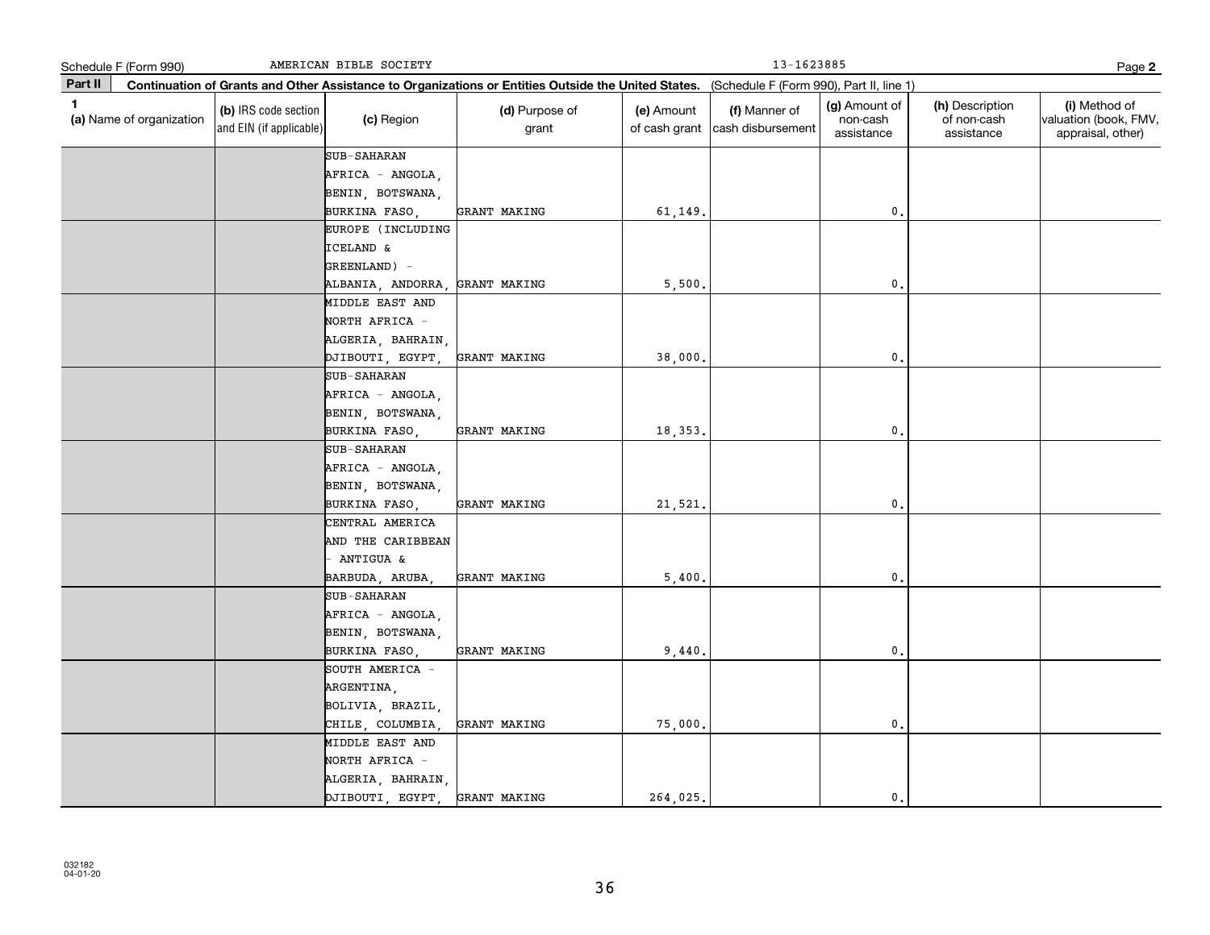Schedule F (Form 990) AMERICAN BIBLE SOCIETY 13-1623885 Page 2

**Part II** **Continuation of Grants and Other Assistance to Organizations or Entities Outside the United States.** (Schedule F (Form 990), Part II, line 1)

| 1 (a) Name of organization | (b) IRS code section and EIN (if applicable) | (c) Region | (d) Purpose of grant | (e) Amount of cash grant | (f) Manner of cash disbursement | (g) Amount of non-cash assistance | (h) Description of non-cash assistance | (i) Method of valuation (book, FMV, appraisal, other) |
|---|---|---|---|---|---|---|---|---|
| | | SUB-SAHARAN AFRICA - ANGOLA, BENIN, BOTSWANA, BURKINA FASO, | GRANT MAKING | 61,149. | | 0. | | |
| | | EUROPE (INCLUDING ICELAND & GREENLAND) - ALBANIA, ANDORRA, | GRANT MAKING | 5,500. | | 0. | | |
| | | MIDDLE EAST AND NORTH AFRICA - ALGERIA, BAHRAIN, DJIBOUTI, EGYPT, | GRANT MAKING | 38,000. | | 0. | | |
| | | SUB-SAHARAN AFRICA - ANGOLA, BENIN, BOTSWANA, BURKINA FASO, | GRANT MAKING | 18,353. | | 0. | | |
| | | SUB-SAHARAN AFRICA - ANGOLA, BENIN, BOTSWANA, BURKINA FASO, | GRANT MAKING | 21,521. | | 0. | | |
| | | CENTRAL AMERICA AND THE CARIBBEAN - ANTIGUA & BARBUDA, ARUBA, | GRANT MAKING | 5,400. | | 0. | | |
| | | SUB-SAHARAN AFRICA - ANGOLA, BENIN, BOTSWANA, BURKINA FASO, | GRANT MAKING | 9,440. | | 0. | | |
| | | SOUTH AMERICA - ARGENTINA, BOLIVIA, BRAZIL, CHILE, COLUMBIA, | GRANT MAKING | 75,000. | | 0. | | |
| | | MIDDLE EAST AND NORTH AFRICA - ALGERIA, BAHRAIN, DJIBOUTI, EGYPT, | GRANT MAKING | 264,025. | | 0. | | |

032182
04-01-20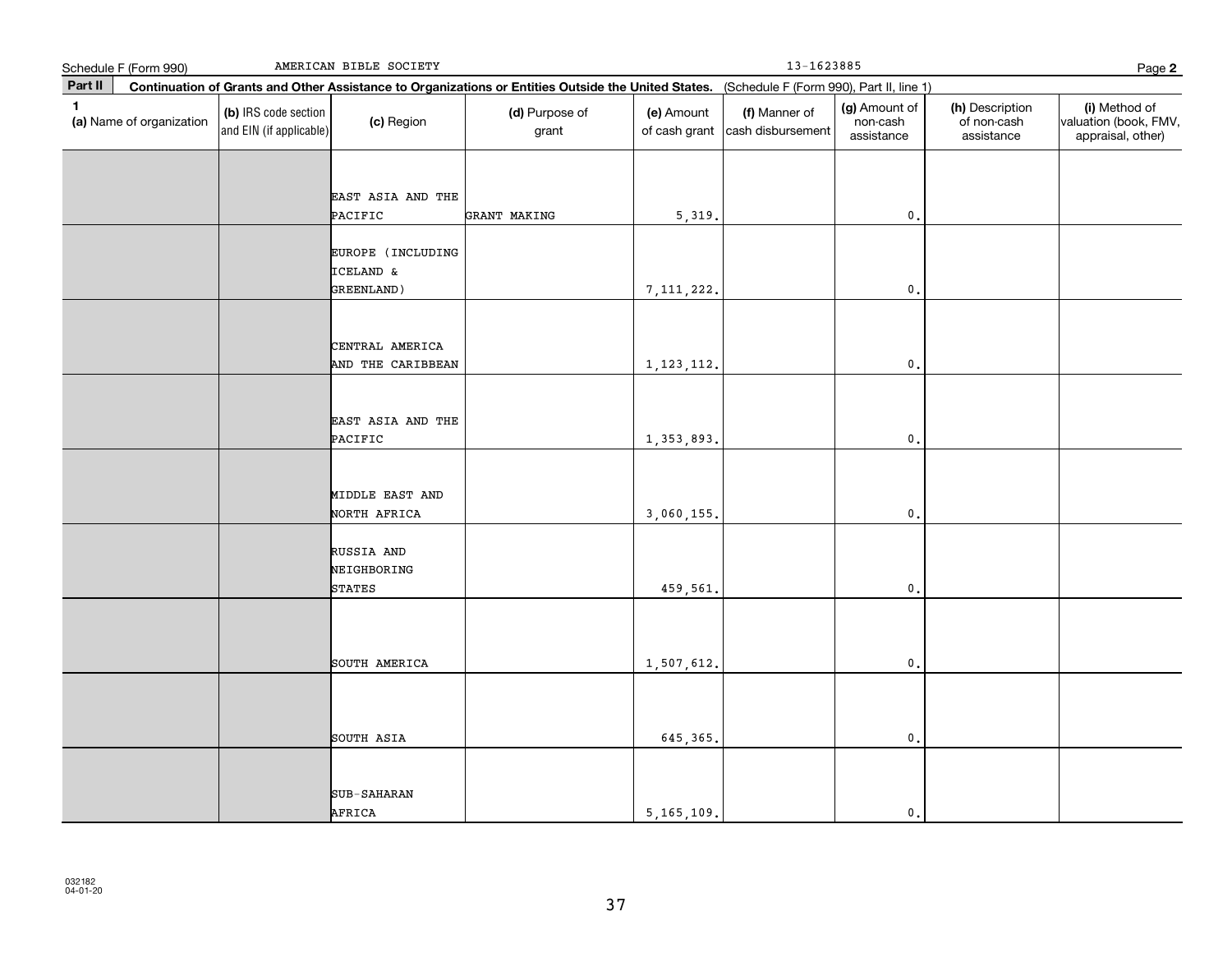Schedule F (Form 990) AMERICAN BIBLE SOCIETY 13-1623885 Page **2**

**Part II** **Continuation of Grants and Other Assistance to Organizations or Entities Outside the United States.** (Schedule F (Form 990), Part II, line 1)

| 1 (a) Name of organization | (b) IRS code section and EIN (if applicable) | (c) Region | (d) Purpose of grant | (e) Amount of cash grant | (f) Manner of cash disbursement | (g) Amount of non-cash assistance | (h) Description of non-cash assistance | (i) Method of valuation (book, FMV, appraisal, other) |
|---|---|---|---|---|---|---|---|---|
| | | EAST ASIA AND THE PACIFIC | GRANT MAKING | 5,319. | | 0. | | |
| | | EUROPE (INCLUDING ICELAND & GREENLAND) | | 7,111,222. | | 0. | | |
| | | CENTRAL AMERICA AND THE CARIBBEAN | | 1,123,112. | | 0. | | |
| | | EAST ASIA AND THE PACIFIC | | 1,353,893. | | 0. | | |
| | | MIDDLE EAST AND NORTH AFRICA | | 3,060,155. | | 0. | | |
| | | RUSSIA AND NEIGHBORING STATES | | 459,561. | | 0. | | |
| | | SOUTH AMERICA | | 1,507,612. | | 0. | | |
| | | SOUTH ASIA | | 645,365. | | 0. | | |
| | | SUB-SAHARAN AFRICA | | 5,165,109. | | 0. | | |

032182 04-01-20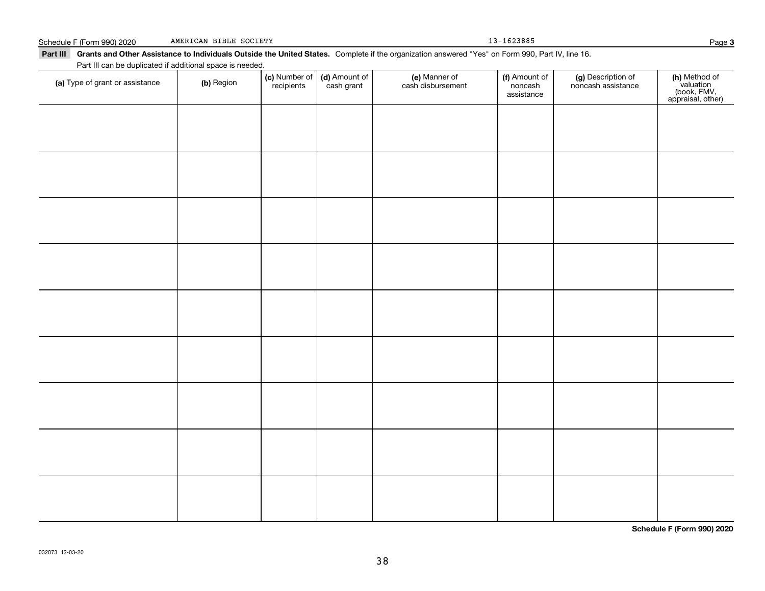**Part III** **Grants and Other Assistance to Individuals Outside the United States.** Complete if the organization answered "Yes" on Form 990, Part IV, line 16.

Part III can be duplicated if additional space is needed.

| (a) Type of grant or assistance | (b) Region | (c) Number of recipients | (d) Amount of cash grant | (e) Manner of cash disbursement | (f) Amount of noncash assistance | (g) Description of noncash assistance | (h) Method of valuation (book, FMV, appraisal, other) |
|---|---|---|---|---|---|---|---|
| | | | | | | | |
| | | | | | | | |
| | | | | | | | |
| | | | | | | | |
| | | | | | | | |
| | | | | | | | |
| | | | | | | | |
| | | | | | | | |
| | | | | | | | |

032073 12-03-20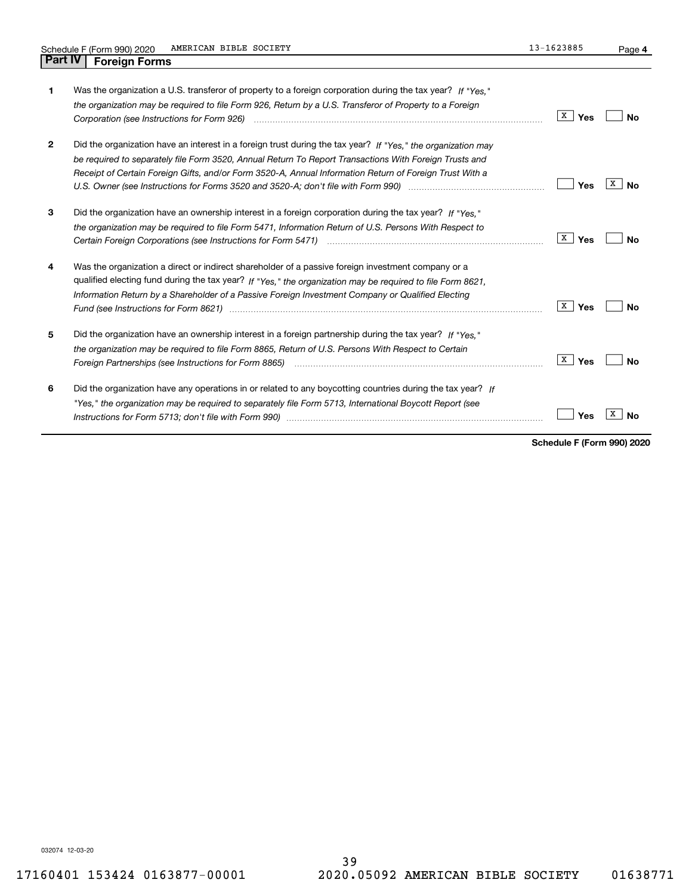Schedule F (Form 990) 2020 AMERICAN BIBLE SOCIETY 13-1623885 Page **4**

## Part IV Foreign Forms

| | | Yes | No |
|---|---|---|---|
| **1** | Was the organization a U.S. transferor of property to a foreign corporation during the tax year? *If "Yes," the organization may be required to file Form 926, Return by a U.S. Transferor of Property to a Foreign Corporation (see Instructions for Form 926)* | X | |
| **2** | Did the organization have an interest in a foreign trust during the tax year? *If "Yes," the organization may be required to separately file Form 3520, Annual Return To Report Transactions With Foreign Trusts and Receipt of Certain Foreign Gifts, and/or Form 3520-A, Annual Information Return of Foreign Trust With a U.S. Owner (see Instructions for Forms 3520 and 3520-A; don't file with Form 990)* | | X |
| **3** | Did the organization have an ownership interest in a foreign corporation during the tax year? *If "Yes," the organization may be required to file Form 5471, Information Return of U.S. Persons With Respect to Certain Foreign Corporations (see Instructions for Form 5471)* | X | |
| **4** | Was the organization a direct or indirect shareholder of a passive foreign investment company or a qualified electing fund during the tax year? *If "Yes," the organization may be required to file Form 8621, Information Return by a Shareholder of a Passive Foreign Investment Company or Qualified Electing Fund (see Instructions for Form 8621)* | X | |
| **5** | Did the organization have an ownership interest in a foreign partnership during the tax year? *If "Yes," the organization may be required to file Form 8865, Return of U.S. Persons With Respect to Certain Foreign Partnerships (see Instructions for Form 8865)* | X | |
| **6** | Did the organization have any operations in or related to any boycotting countries during the tax year? *If "Yes," the organization may be required to separately file Form 5713, International Boycott Report (see Instructions for Form 5713; don't file with Form 990)* | | X |

**Schedule F (Form 990) 2020**

032074 12-03-20

17160401 153424 0163877-00001 2020.05092 AMERICAN BIBLE SOCIETY 01638771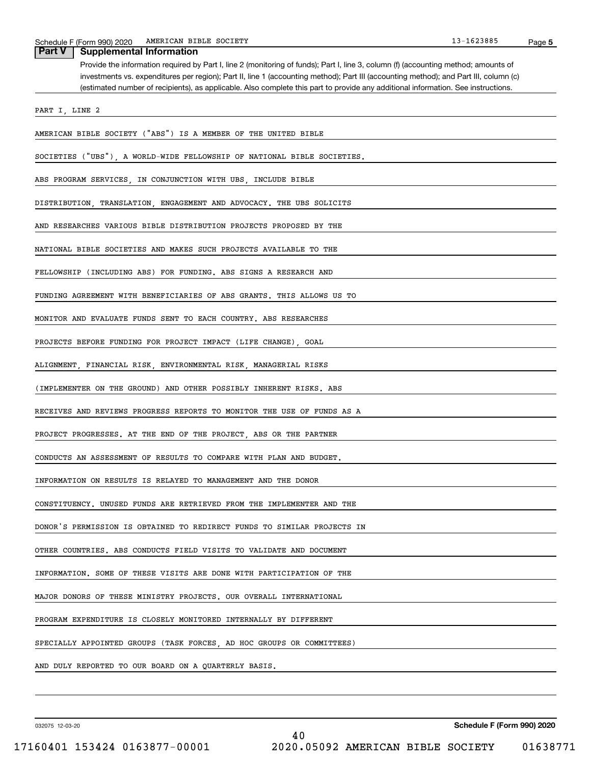## Part V Supplemental Information

Provide the information required by Part I, line 2 (monitoring of funds); Part I, line 3, column (f) (accounting method; amounts of investments vs. expenditures per region); Part II, line 1 (accounting method); Part III (accounting method); and Part III, column (c) (estimated number of recipients), as applicable. Also complete this part to provide any additional information. See instructions.

PART I, LINE 2

AMERICAN BIBLE SOCIETY ("ABS") IS A MEMBER OF THE UNITED BIBLE SOCIETIES ("UBS"), A WORLD-WIDE FELLOWSHIP OF NATIONAL BIBLE SOCIETIES. ABS PROGRAM SERVICES, IN CONJUNCTION WITH UBS, INCLUDE BIBLE DISTRIBUTION, TRANSLATION, ENGAGEMENT AND ADVOCACY. THE UBS SOLICITS AND RESEARCHES VARIOUS BIBLE DISTRIBUTION PROJECTS PROPOSED BY THE NATIONAL BIBLE SOCIETIES AND MAKES SUCH PROJECTS AVAILABLE TO THE FELLOWSHIP (INCLUDING ABS) FOR FUNDING. ABS SIGNS A RESEARCH AND FUNDING AGREEMENT WITH BENEFICIARIES OF ABS GRANTS. THIS ALLOWS US TO MONITOR AND EVALUATE FUNDS SENT TO EACH COUNTRY. ABS RESEARCHES PROJECTS BEFORE FUNDING FOR PROJECT IMPACT (LIFE CHANGE), GOAL ALIGNMENT, FINANCIAL RISK, ENVIRONMENTAL RISK, MANAGERIAL RISKS (IMPLEMENTER ON THE GROUND) AND OTHER POSSIBLY INHERENT RISKS. ABS RECEIVES AND REVIEWS PROGRESS REPORTS TO MONITOR THE USE OF FUNDS AS A PROJECT PROGRESSES. AT THE END OF THE PROJECT, ABS OR THE PARTNER CONDUCTS AN ASSESSMENT OF RESULTS TO COMPARE WITH PLAN AND BUDGET. INFORMATION ON RESULTS IS RELAYED TO MANAGEMENT AND THE DONOR CONSTITUENCY. UNUSED FUNDS ARE RETRIEVED FROM THE IMPLEMENTER AND THE DONOR'S PERMISSION IS OBTAINED TO REDIRECT FUNDS TO SIMILAR PROJECTS IN OTHER COUNTRIES. ABS CONDUCTS FIELD VISITS TO VALIDATE AND DOCUMENT INFORMATION. SOME OF THESE VISITS ARE DONE WITH PARTICIPATION OF THE MAJOR DONORS OF THESE MINISTRY PROJECTS. OUR OVERALL INTERNATIONAL PROGRAM EXPENDITURE IS CLOSELY MONITORED INTERNALLY BY DIFFERENT SPECIALLY APPOINTED GROUPS (TASK FORCES, AD HOC GROUPS OR COMMITTEES) AND DULY REPORTED TO OUR BOARD ON A QUARTERLY BASIS.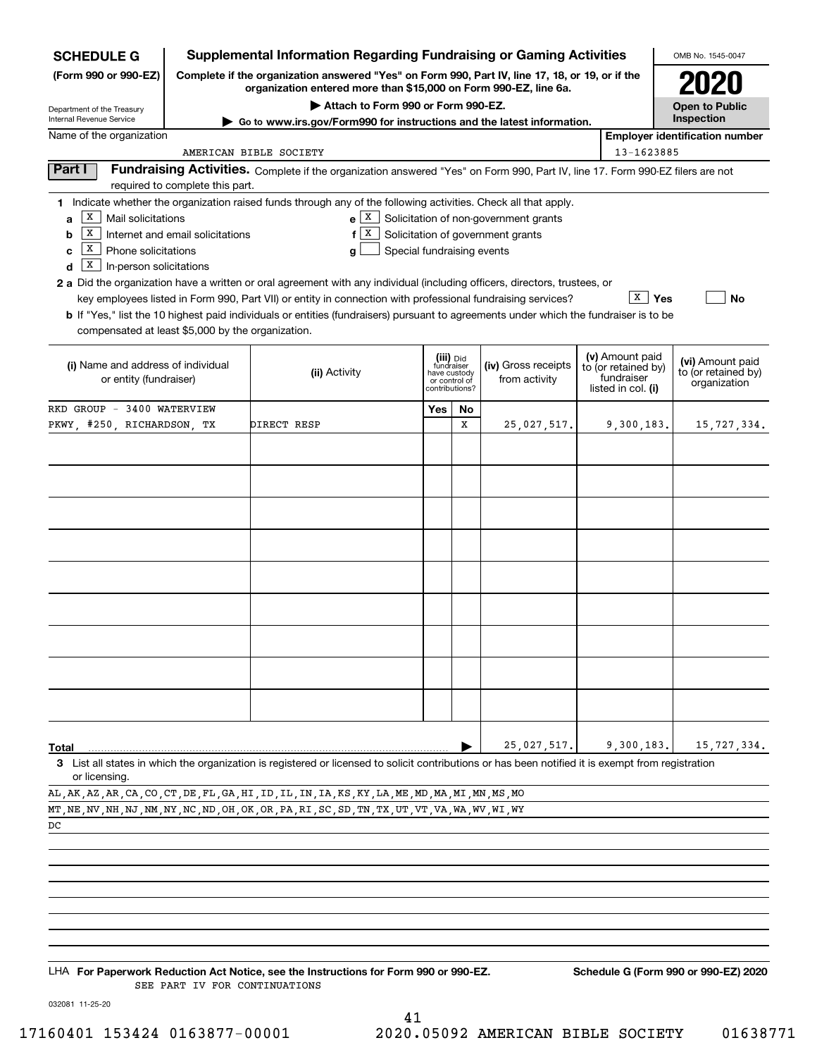**SCHEDULE G (Form 990 or 990-EZ)**

Department of the Treasury
Internal Revenue Service

# Supplemental Information Regarding Fundraising or Gaming Activities

**Complete if the organization answered "Yes" on Form 990, Part IV, line 17, 18, or 19, or if the organization entered more than $15,000 on Form 990-EZ, line 6a.**

▶ Attach to Form 990 or Form 990-EZ.

▶ Go to www.irs.gov/Form990 for instructions and the latest information.

OMB No. 1545-0047

**2020**

**Open to Public Inspection**

Name of the organization: AMERICAN BIBLE SOCIETY

Employer identification number: 13-1623885

## Part I Fundraising Activities.

Complete if the organization answered "Yes" on Form 990, Part IV, line 17. Form 990-EZ filers are not required to complete this part.

1 Indicate whether the organization raised funds through any of the following activities. Check all that apply.

- a [X] Mail solicitations
- b [X] Internet and email solicitations
- c [X] Phone solicitations
- d [X] In-person solicitations
- e [X] Solicitation of non-government grants
- f [X] Solicitation of government grants
- g [ ] Special fundraising events

2 a Did the organization have a written or oral agreement with any individual (including officers, directors, trustees, or key employees listed in Form 990, Part VII) or entity in connection with professional fundraising services? [X] Yes [ ] No

b If "Yes," list the 10 highest paid individuals or entities (fundraisers) pursuant to agreements under which the fundraiser is to be compensated at least $5,000 by the organization.

| (i) Name and address of individual or entity (fundraiser) | (ii) Activity | (iii) Did fundraiser have custody or control of contributions? Yes | No | (iv) Gross receipts from activity | (v) Amount paid to (or retained by) fundraiser listed in col. (i) | (vi) Amount paid to (or retained by) organization |
|---|---|---|---|---|---|---|
| RKD GROUP - 3400 WATERVIEW PKWY, #250, RICHARDSON, TX | DIRECT RESP | | X | 25,027,517. | 9,300,183. | 15,727,334. |
| | | | | | | |
| | | | | | | |
| | | | | | | |
| | | | | | | |
| | | | | | | |
| | | | | | | |
| | | | | | | |
| | | | | | | |
| | | | | | | |
| **Total** ▶ | | | | 25,027,517. | 9,300,183. | 15,727,334. |

3 List all states in which the organization is registered or licensed to solicit contributions or has been notified it is exempt from registration or licensing.

AL,AK,AZ,AR,CA,CO,CT,DE,FL,GA,HI,ID,IL,IN,IA,KS,KY,LA,ME,MD,MA,MI,MN,MS,MO
MT,NE,NV,NH,NJ,NM,NY,NC,ND,OH,OK,OR,PA,RI,SC,SD,TN,TX,UT,VT,VA,WA,WV,WI,WY
DC

LHA **For Paperwork Reduction Act Notice, see the Instructions for Form 990 or 990-EZ.** **Schedule G (Form 990 or 990-EZ) 2020**

SEE PART IV FOR CONTINUATIONS

032081 11-25-20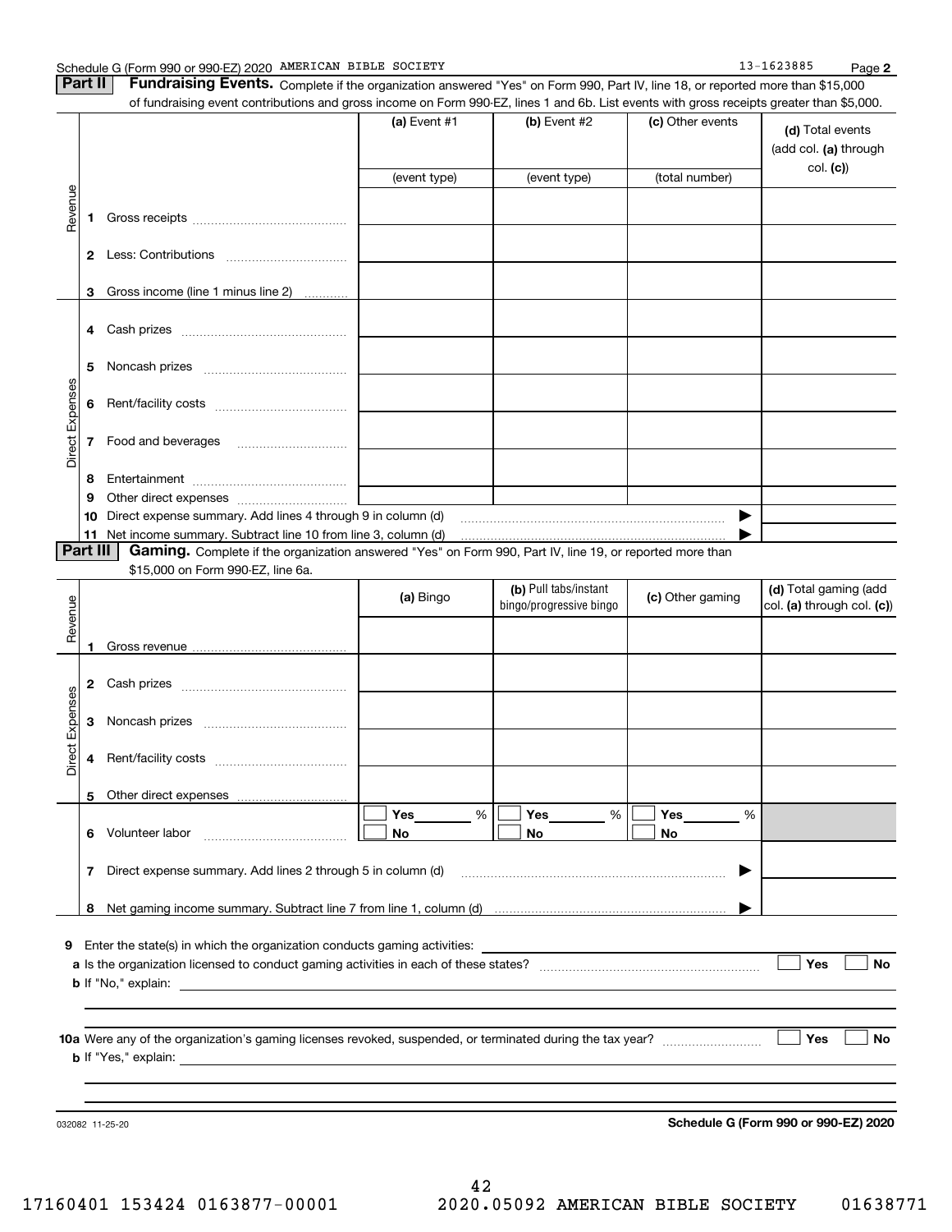Schedule G (Form 990 or 990-EZ) 2020 AMERICAN BIBLE SOCIETY 13-1623885 Page 2

**Part II** **Fundraising Events.** Complete if the organization answered "Yes" on Form 990, Part IV, line 18, or reported more than $15,000 of fundraising event contributions and gross income on Form 990-EZ, lines 1 and 6b. List events with gross receipts greater than $5,000.

| | | (a) Event #1 | (b) Event #2 | (c) Other events | (d) Total events (add col. (a) through col. (c)) |
|---|---|---|---|---|---|
| | | (event type) | (event type) | (total number) | |
| Revenue | 1 Gross receipts | | | | |
| | 2 Less: Contributions | | | | |
| | 3 Gross income (line 1 minus line 2) | | | | |
| Direct Expenses | 4 Cash prizes | | | | |
| | 5 Noncash prizes | | | | |
| | 6 Rent/facility costs | | | | |
| | 7 Food and beverages | | | | |
| | 8 Entertainment | | | | |
| | 9 Other direct expenses | | | | |
| | 10 Direct expense summary. Add lines 4 through 9 in column (d) | | | ▶ | |
| | 11 Net income summary. Subtract line 10 from line 3, column (d) | | | ▶ | |

**Part III** **Gaming.** Complete if the organization answered "Yes" on Form 990, Part IV, line 19, or reported more than $15,000 on Form 990-EZ, line 6a.

| | | (a) Bingo | (b) Pull tabs/instant bingo/progressive bingo | (c) Other gaming | (d) Total gaming (add col. (a) through col. (c)) |
|---|---|---|---|---|---|
| Revenue | 1 Gross revenue | | | | |
| Direct Expenses | 2 Cash prizes | | | | |
| | 3 Noncash prizes | | | | |
| | 4 Rent/facility costs | | | | |
| | 5 Other direct expenses | | | | |
| | 6 Volunteer labor | ☐ Yes ____ % ☐ No | ☐ Yes ____ % ☐ No | ☐ Yes ____ % ☐ No | |
| | 7 Direct expense summary. Add lines 2 through 5 in column (d) | | | ▶ | |
| | 8 Net gaming income summary. Subtract line 7 from line 1, column (d) | | | ▶ | |

**9** Enter the state(s) in which the organization conducts gaming activities: ______________________

**a** Is the organization licensed to conduct gaming activities in each of these states? ☐ Yes ☐ No

**b** If "No," explain: ______________________

**10a** Were any of the organization's gaming licenses revoked, suspended, or terminated during the tax year? ☐ Yes ☐ No

**b** If "Yes," explain: ______________________

032082 11-25-20 **Schedule G (Form 990 or 990-EZ) 2020**

17160401 153424 0163877-00001 2020.05092 AMERICAN BIBLE SOCIETY 01638771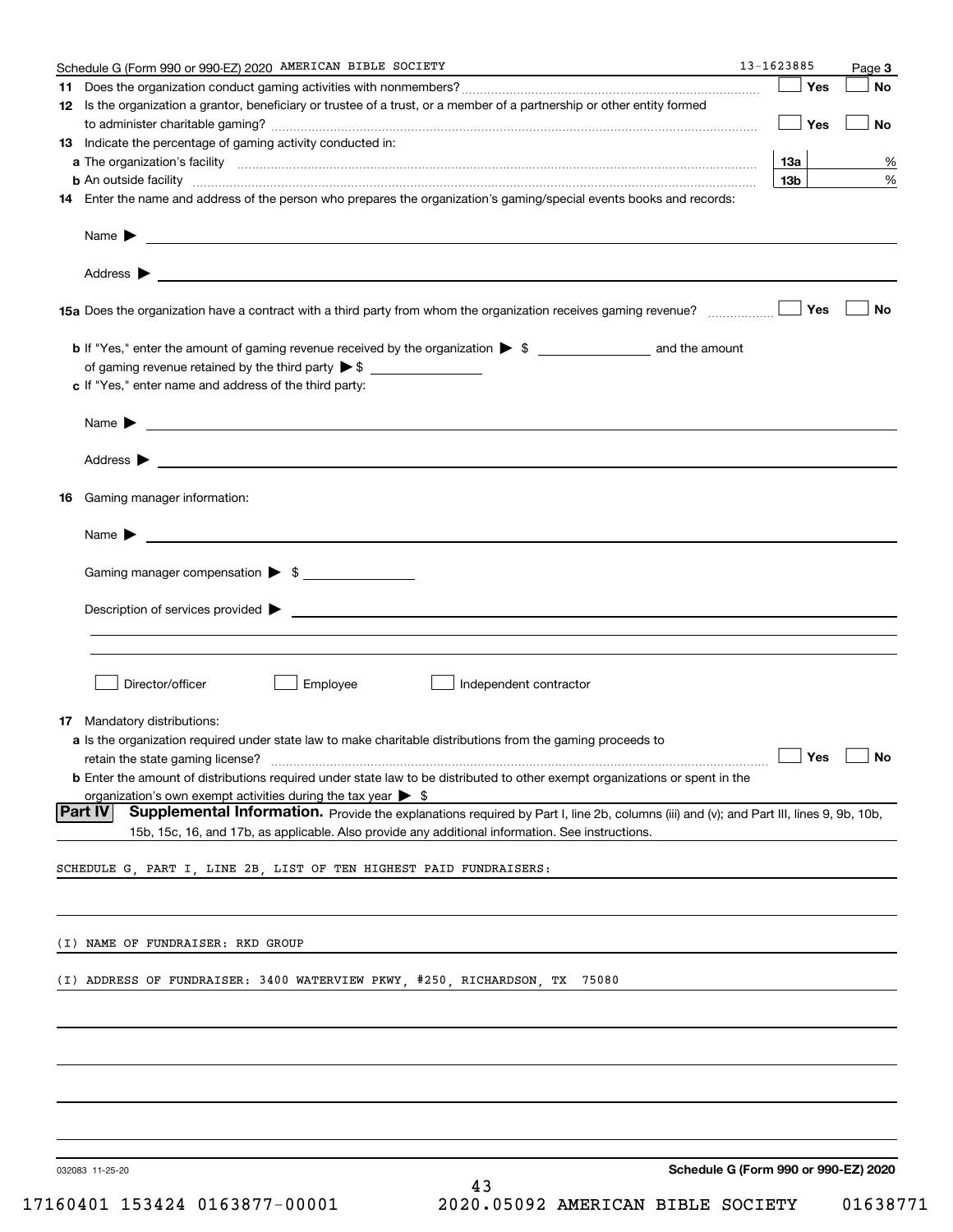Schedule G (Form 990 or 990-EZ) 2020 AMERICAN BIBLE SOCIETY 13-1623885 Page **3**

**11** Does the organization conduct gaming activities with nonmembers? ☐ Yes ☐ No

**12** Is the organization a grantor, beneficiary or trustee of a trust, or a member of a partnership or other entity formed to administer charitable gaming? ☐ Yes ☐ No

**13** Indicate the percentage of gaming activity conducted in:

**a** The organization's facility **13a** %

**b** An outside facility **13b** %

**14** Enter the name and address of the person who prepares the organization's gaming/special events books and records:

Name ▶

Address ▶

**15a** Does the organization have a contract with a third party from whom the organization receives gaming revenue? ☐ Yes ☐ No

**b** If "Yes," enter the amount of gaming revenue received by the organization ▶ $ ______ and the amount of gaming revenue retained by the third party ▶ $ ______

**c** If "Yes," enter name and address of the third party:

Name ▶

Address ▶

**16** Gaming manager information:

Name ▶

Gaming manager compensation ▶ $

Description of services provided ▶

☐ Director/officer ☐ Employee ☐ Independent contractor

**17** Mandatory distributions:

**a** Is the organization required under state law to make charitable distributions from the gaming proceeds to retain the state gaming license? ☐ Yes ☐ No

**b** Enter the amount of distributions required under state law to be distributed to other exempt organizations or spent in the organization's own exempt activities during the tax year ▶ $

**Part IV** **Supplemental Information.** Provide the explanations required by Part I, line 2b, columns (iii) and (v); and Part III, lines 9, 9b, 10b, 15b, 15c, 16, and 17b, as applicable. Also provide any additional information. See instructions.

SCHEDULE G, PART I, LINE 2B, LIST OF TEN HIGHEST PAID FUNDRAISERS:

(I) NAME OF FUNDRAISER: RKD GROUP

(I) ADDRESS OF FUNDRAISER: 3400 WATERVIEW PKWY, #250, RICHARDSON, TX 75080

032083 11-25-20 **Schedule G (Form 990 or 990-EZ) 2020**

17160401 153424 0163877-00001 2020.05092 AMERICAN BIBLE SOCIETY 01638771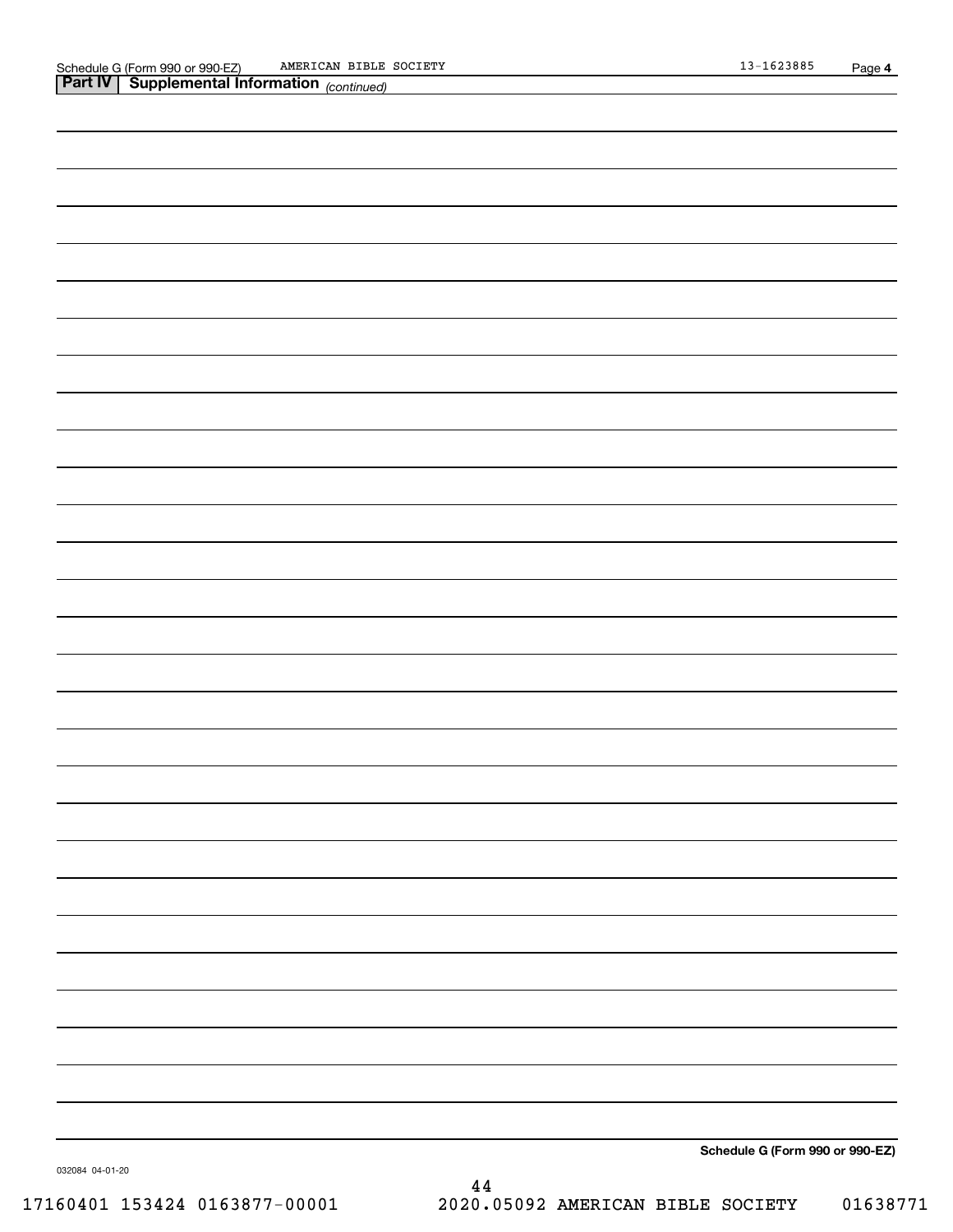Schedule G (Form 990 or 990-EZ) AMERICAN BIBLE SOCIETY 13-1623885 Page 4

**Part IV | Supplemental Information** *(continued)*

**Schedule G (Form 990 or 990-EZ)**

032084 04-01-20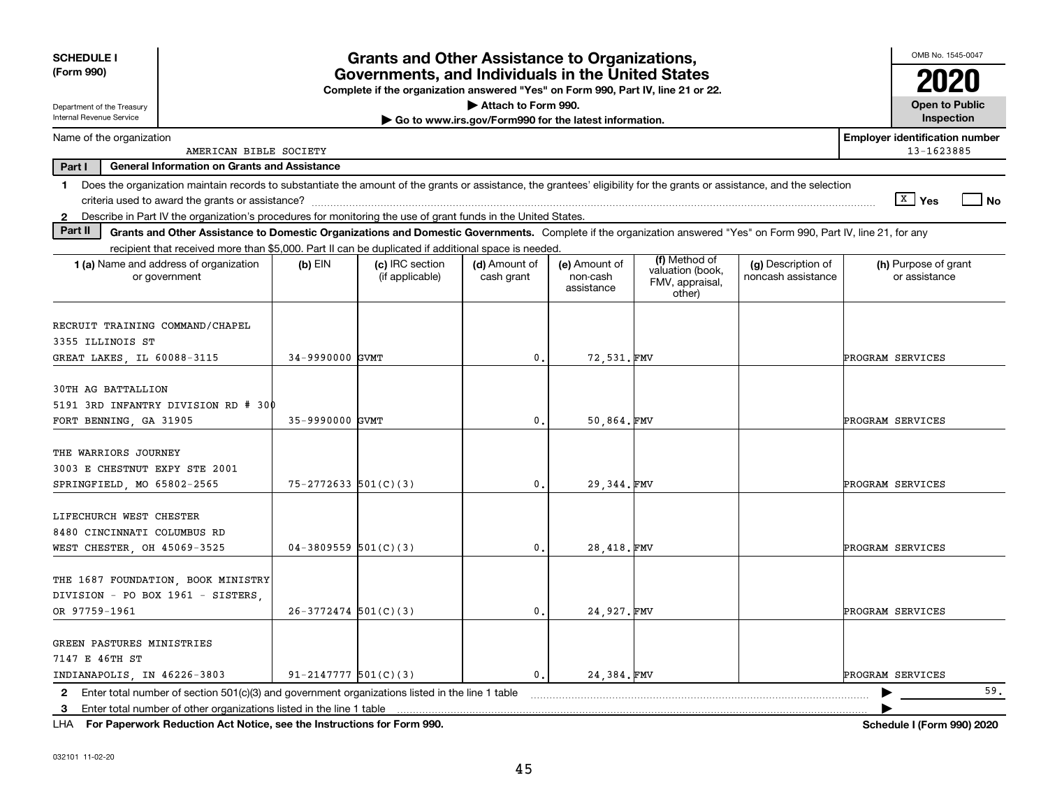**SCHEDULE I**
**(Form 990)**

Department of the Treasury
Internal Revenue Service

# Grants and Other Assistance to Organizations, Governments, and Individuals in the United States

**Complete if the organization answered "Yes" on Form 990, Part IV, line 21 or 22.**
▶ **Attach to Form 990.**
▶ **Go to www.irs.gov/Form990 for the latest information.**

OMB No. 1545-0047
**2020**
**Open to Public Inspection**

Name of the organization: AMERICAN BIBLE SOCIETY
**Employer identification number:** 13-1623885

**Part I — General Information on Grants and Assistance**

1 Does the organization maintain records to substantiate the amount of the grants or assistance, the grantees' eligibility for the grants or assistance, and the selection criteria used to award the grants or assistance? [X] Yes [ ] No

2 Describe in Part IV the organization's procedures for monitoring the use of grant funds in the United States.

**Part II — Grants and Other Assistance to Domestic Organizations and Domestic Governments.** Complete if the organization answered "Yes" on Form 990, Part IV, line 21, for any recipient that received more than $5,000. Part II can be duplicated if additional space is needed.

| 1 (a) Name and address of organization or government | (b) EIN | (c) IRC section (if applicable) | (d) Amount of cash grant | (e) Amount of non-cash assistance | (f) Method of valuation (book, FMV, appraisal, other) | (g) Description of noncash assistance | (h) Purpose of grant or assistance |
|---|---|---|---|---|---|---|---|
| RECRUIT TRAINING COMMAND/CHAPEL<br>3355 ILLINOIS ST<br>GREAT LAKES, IL 60088-3115 | 34-9990000 | GVMT | 0. | 72,531. | FMV | | PROGRAM SERVICES |
| 30TH AG BATTALION<br>5191 3RD INFANTRY DIVISION RD # 300<br>FORT BENNING, GA 31905 | 35-9990000 | GVMT | 0. | 50,864. | FMV | | PROGRAM SERVICES |
| THE WARRIORS JOURNEY<br>3003 E CHESTNUT EXPY STE 2001<br>SPRINGFIELD, MO 65802-2565 | 75-2772633 | 501(C)(3) | 0. | 29,344. | FMV | | PROGRAM SERVICES |
| LIFECHURCH WEST CHESTER<br>8480 CINCINNATI COLUMBUS RD<br>WEST CHESTER, OH 45069-3525 | 04-3809559 | 501(C)(3) | 0. | 28,418. | FMV | | PROGRAM SERVICES |
| THE 1687 FOUNDATION, BOOK MINISTRY<br>DIVISION - PO BOX 1961 - SISTERS,<br>OR 97759-1961 | 26-3772474 | 501(C)(3) | 0. | 24,927. | FMV | | PROGRAM SERVICES |
| GREEN PASTURES MINISTRIES<br>7147 E 46TH ST<br>INDIANAPOLIS, IN 46226-3803 | 91-2147777 | 501(C)(3) | 0. | 24,384. | FMV | | PROGRAM SERVICES |

2 Enter total number of section 501(c)(3) and government organizations listed in the line 1 table ▶ 59.

3 Enter total number of other organizations listed in the line 1 table ▶

LHA **For Paperwork Reduction Act Notice, see the Instructions for Form 990.** **Schedule I (Form 990) 2020**

032101 11-02-20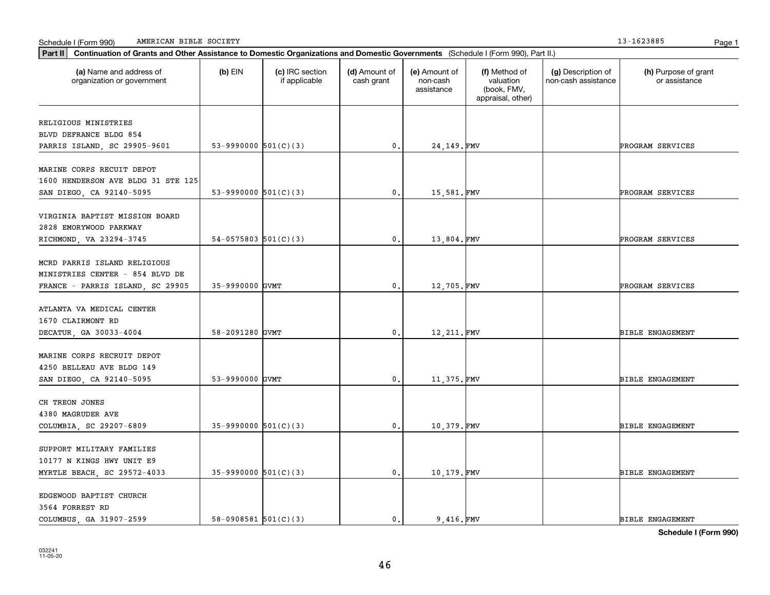Schedule I (Form 990) AMERICAN BIBLE SOCIETY 13-1623885

**Part II** **Continuation of Grants and Other Assistance to Domestic Organizations and Domestic Governments** (Schedule I (Form 990), Part II.)

| (a) Name and address of organization or government | (b) EIN | (c) IRC section if applicable | (d) Amount of cash grant | (e) Amount of non-cash assistance | (f) Method of valuation (book, FMV, appraisal, other) | (g) Description of non-cash assistance | (h) Purpose of grant or assistance |
|---|---|---|---|---|---|---|---|
| RELIGIOUS MINISTRIES BLVD DEFRANCE BLDG 854 PARRIS ISLAND, SC 29905-9601 | 53-9990000 | 501(C)(3) | 0. | 24,149. | FMV | | PROGRAM SERVICES |
| MARINE CORPS RECUIT DEPOT 1600 HENDERSON AVE BLDG 31 STE 125 SAN DIEGO, CA 92140-5095 | 53-9990000 | 501(C)(3) | 0. | 15,581. | FMV | | PROGRAM SERVICES |
| VIRGINIA BAPTIST MISSION BOARD 2828 EMORYWOOD PARKWAY RICHMOND, VA 23294-3745 | 54-0575803 | 501(C)(3) | 0. | 13,804. | FMV | | PROGRAM SERVICES |
| MCRD PARRIS ISLAND RELIGIOUS MINISTRIES CENTER - 854 BLVD DE FRANCE - PARRIS ISLAND, SC 29905 | 35-9990000 | GVMT | 0. | 12,705. | FMV | | PROGRAM SERVICES |
| ATLANTA VA MEDICAL CENTER 1670 CLAIRMONT RD DECATUR, GA 30033-4004 | 58-2091280 | GVMT | 0. | 12,211. | FMV | | BIBLE ENGAGEMENT |
| MARINE CORPS RECRUIT DEPOT 4250 BELLEAU AVE BLDG 149 SAN DIEGO, CA 92140-5095 | 53-9990000 | GVMT | 0. | 11,375. | FMV | | BIBLE ENGAGEMENT |
| CH TREON JONES 4380 MAGRUDER AVE COLUMBIA, SC 29207-6809 | 35-9990000 | 501(C)(3) | 0. | 10,379. | FMV | | BIBLE ENGAGEMENT |
| SUPPORT MILITARY FAMILIES 10177 N KINGS HWY UNIT E9 MYRTLE BEACH, SC 29572-4033 | 35-9990000 | 501(C)(3) | 0. | 10,179. | FMV | | BIBLE ENGAGEMENT |
| EDGEWOOD BAPTIST CHURCH 3564 FORREST RD COLUMBUS, GA 31907-2599 | 58-0908581 | 501(C)(3) | 0. | 9,416. | FMV | | BIBLE ENGAGEMENT |

**Schedule I (Form 990)**

032241 11-05-20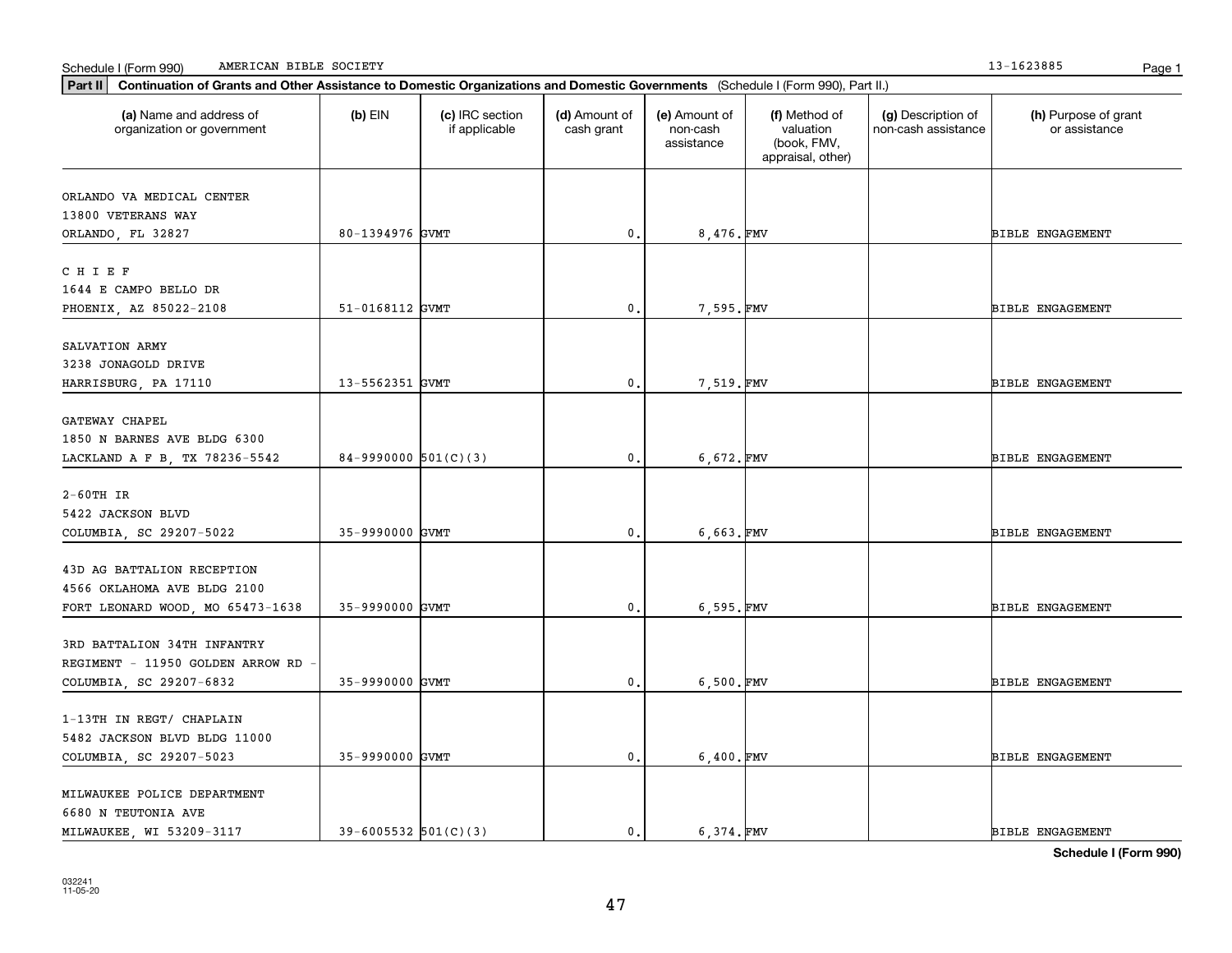Schedule I (Form 990) AMERICAN BIBLE SOCIETY 13-1623885

**Part II** **Continuation of Grants and Other Assistance to Domestic Organizations and Domestic Governments** (Schedule I (Form 990), Part II.)

| (a) Name and address of organization or government | (b) EIN | (c) IRC section if applicable | (d) Amount of cash grant | (e) Amount of non-cash assistance | (f) Method of valuation (book, FMV, appraisal, other) | (g) Description of non-cash assistance | (h) Purpose of grant or assistance |
|---|---|---|---|---|---|---|---|
| ORLANDO VA MEDICAL CENTER 13800 VETERANS WAY ORLANDO, FL 32827 | 80-1394976 | GVMT | 0. | 8,476. | FMV | | BIBLE ENGAGEMENT |
| C H I E F 1644 E CAMPO BELLO DR PHOENIX, AZ 85022-2108 | 51-0168112 | GVMT | 0. | 7,595. | FMV | | BIBLE ENGAGEMENT |
| SALVATION ARMY 3238 JONAGOLD DRIVE HARRISBURG, PA 17110 | 13-5562351 | GVMT | 0. | 7,519. | FMV | | BIBLE ENGAGEMENT |
| GATEWAY CHAPEL 1850 N BARNES AVE BLDG 6300 LACKLAND A F B, TX 78236-5542 | 84-9990000 | 501(C)(3) | 0. | 6,672. | FMV | | BIBLE ENGAGEMENT |
| 2-60TH IR 5422 JACKSON BLVD COLUMBIA, SC 29207-5022 | 35-9990000 | GVMT | 0. | 6,663. | FMV | | BIBLE ENGAGEMENT |
| 43D AG BATTALION RECEPTION 4566 OKLAHOMA AVE BLDG 2100 FORT LEONARD WOOD, MO 65473-1638 | 35-9990000 | GVMT | 0. | 6,595. | FMV | | BIBLE ENGAGEMENT |
| 3RD BATTALION 34TH INFANTRY REGIMENT - 11950 GOLDEN ARROW RD - COLUMBIA, SC 29207-6832 | 35-9990000 | GVMT | 0. | 6,500. | FMV | | BIBLE ENGAGEMENT |
| 1-13TH IN REGT/ CHAPLAIN 5482 JACKSON BLVD BLDG 11000 COLUMBIA, SC 29207-5023 | 35-9990000 | GVMT | 0. | 6,400. | FMV | | BIBLE ENGAGEMENT |
| MILWAUKEE POLICE DEPARTMENT 6680 N TEUTONIA AVE MILWAUKEE, WI 53209-3117 | 39-6005532 | 501(C)(3) | 0. | 6,374. | FMV | | BIBLE ENGAGEMENT |

**Schedule I (Form 990)**

032241 11-05-20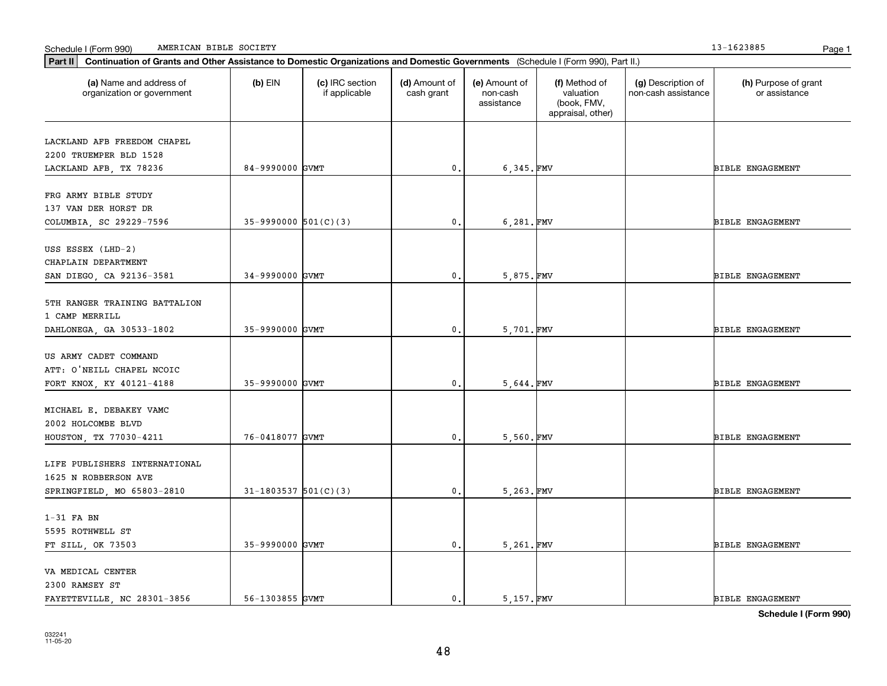Schedule I (Form 990) AMERICAN BIBLE SOCIETY 13-1623885

**Part II** **Continuation of Grants and Other Assistance to Domestic Organizations and Domestic Governments** (Schedule I (Form 990), Part II.)

| (a) Name and address of organization or government | (b) EIN | (c) IRC section if applicable | (d) Amount of cash grant | (e) Amount of non-cash assistance | (f) Method of valuation (book, FMV, appraisal, other) | (g) Description of non-cash assistance | (h) Purpose of grant or assistance |
|---|---|---|---|---|---|---|---|
| LACKLAND AFB FREEDOM CHAPEL<br>2200 TRUEMPER BLD 1528<br>LACKLAND AFB, TX 78236 | 84-9990000 | GVMT | 0. | 6,345. | FMV | | BIBLE ENGAGEMENT |
| FRG ARMY BIBLE STUDY<br>137 VAN DER HORST DR<br>COLUMBIA, SC 29229-7596 | 35-9990000 | 501(C)(3) | 0. | 6,281. | FMV | | BIBLE ENGAGEMENT |
| USS ESSEX (LHD-2)<br>CHAPLAIN DEPARTMENT<br>SAN DIEGO, CA 92136-3581 | 34-9990000 | GVMT | 0. | 5,875. | FMV | | BIBLE ENGAGEMENT |
| 5TH RANGER TRAINING BATTALION<br>1 CAMP MERRILL<br>DAHLONEGA, GA 30533-1802 | 35-9990000 | GVMT | 0. | 5,701. | FMV | | BIBLE ENGAGEMENT |
| US ARMY CADET COMMAND<br>ATT: O'NEILL CHAPEL NCOIC<br>FORT KNOX, KY 40121-4188 | 35-9990000 | GVMT | 0. | 5,644. | FMV | | BIBLE ENGAGEMENT |
| MICHAEL E. DEBAKEY VAMC<br>2002 HOLCOMBE BLVD<br>HOUSTON, TX 77030-4211 | 76-0418077 | GVMT | 0. | 5,560. | FMV | | BIBLE ENGAGEMENT |
| LIFE PUBLISHERS INTERNATIONAL<br>1625 N ROBBERSON AVE<br>SPRINGFIELD, MO 65803-2810 | 31-1803537 | 501(C)(3) | 0. | 5,263. | FMV | | BIBLE ENGAGEMENT |
| 1-31 FA BN<br>5595 ROTHWELL ST<br>FT SILL, OK 73503 | 35-9990000 | GVMT | 0. | 5,261. | FMV | | BIBLE ENGAGEMENT |
| VA MEDICAL CENTER<br>2300 RAMSEY ST<br>FAYETTEVILLE, NC 28301-3856 | 56-1303855 | GVMT | 0. | 5,157. | FMV | | BIBLE ENGAGEMENT |

**Schedule I (Form 990)**

032241
11-05-20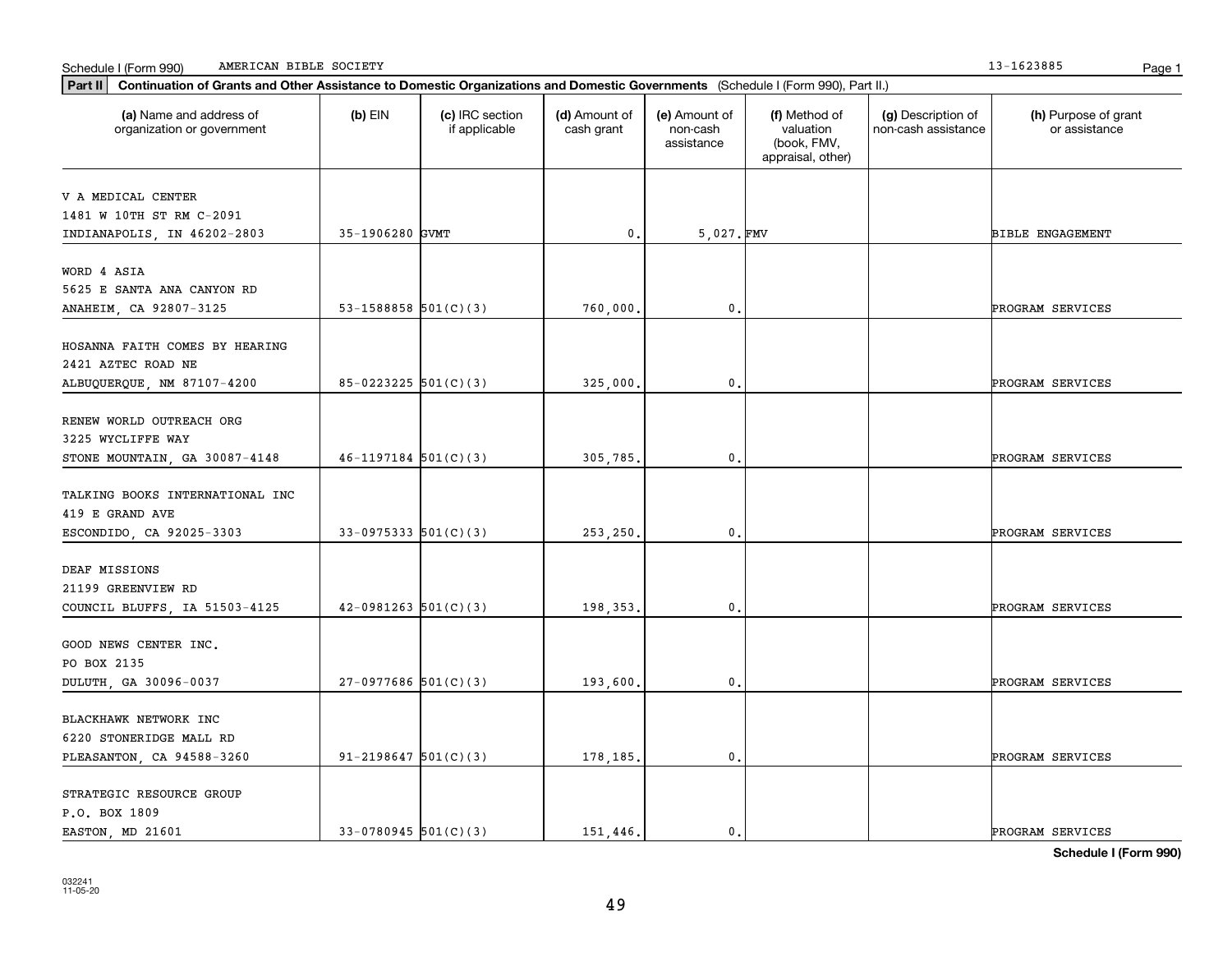Schedule I (Form 990) AMERICAN BIBLE SOCIETY 13-1623885

**Part II** **Continuation of Grants and Other Assistance to Domestic Organizations and Domestic Governments** (Schedule I (Form 990), Part II.)

| (a) Name and address of organization or government | (b) EIN | (c) IRC section if applicable | (d) Amount of cash grant | (e) Amount of non-cash assistance | (f) Method of valuation (book, FMV, appraisal, other) | (g) Description of non-cash assistance | (h) Purpose of grant or assistance |
|---|---|---|---|---|---|---|---|
| V A MEDICAL CENTER<br>1481 W 10TH ST RM C-2091<br>INDIANAPOLIS, IN 46202-2803 | 35-1906280 | GVMT | 0. | 5,027. | FMV | | BIBLE ENGAGEMENT |
| WORD 4 ASIA<br>5625 E SANTA ANA CANYON RD<br>ANAHEIM, CA 92807-3125 | 53-1588858 | 501(C)(3) | 760,000. | 0. | | | PROGRAM SERVICES |
| HOSANNA FAITH COMES BY HEARING<br>2421 AZTEC ROAD NE<br>ALBUQUERQUE, NM 87107-4200 | 85-0223225 | 501(C)(3) | 325,000. | 0. | | | PROGRAM SERVICES |
| RENEW WORLD OUTREACH ORG<br>3225 WYCLIFFE WAY<br>STONE MOUNTAIN, GA 30087-4148 | 46-1197184 | 501(C)(3) | 305,785. | 0. | | | PROGRAM SERVICES |
| TALKING BOOKS INTERNATIONAL INC<br>419 E GRAND AVE<br>ESCONDIDO, CA 92025-3303 | 33-0975333 | 501(C)(3) | 253,250. | 0. | | | PROGRAM SERVICES |
| DEAF MISSIONS<br>21199 GREENVIEW RD<br>COUNCIL BLUFFS, IA 51503-4125 | 42-0981263 | 501(C)(3) | 198,353. | 0. | | | PROGRAM SERVICES |
| GOOD NEWS CENTER INC.<br>PO BOX 2135<br>DULUTH, GA 30096-0037 | 27-0977686 | 501(C)(3) | 193,600. | 0. | | | PROGRAM SERVICES |
| BLACKHAWK NETWORK INC<br>6220 STONERIDGE MALL RD<br>PLEASANTON, CA 94588-3260 | 91-2198647 | 501(C)(3) | 178,185. | 0. | | | PROGRAM SERVICES |
| STRATEGIC RESOURCE GROUP<br>P.O. BOX 1809<br>EASTON, MD 21601 | 33-0780945 | 501(C)(3) | 151,446. | 0. | | | PROGRAM SERVICES |

**Schedule I (Form 990)**

032241
11-05-20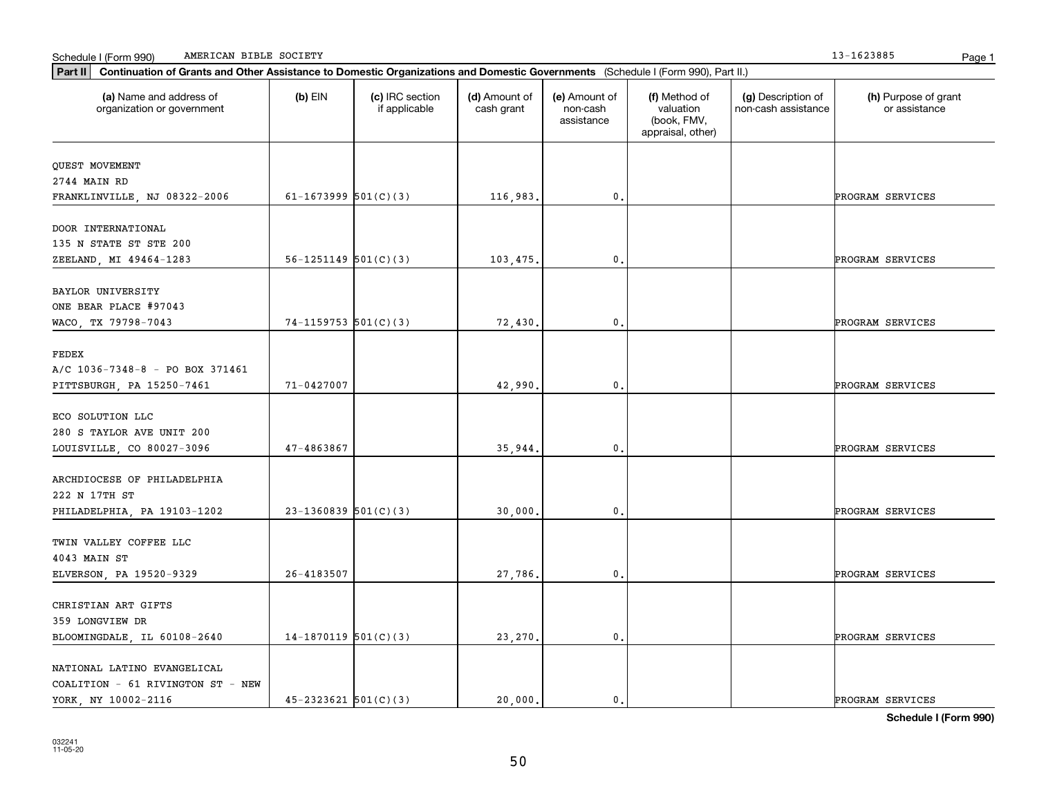Schedule I (Form 990) AMERICAN BIBLE SOCIETY 13-1623885

**Part II** **Continuation of Grants and Other Assistance to Domestic Organizations and Domestic Governments** (Schedule I (Form 990), Part II.)

| (a) Name and address of organization or government | (b) EIN | (c) IRC section if applicable | (d) Amount of cash grant | (e) Amount of non-cash assistance | (f) Method of valuation (book, FMV, appraisal, other) | (g) Description of non-cash assistance | (h) Purpose of grant or assistance |
|---|---|---|---|---|---|---|---|
| QUEST MOVEMENT<br>2744 MAIN RD<br>FRANKLINVILLE, NJ 08322-2006 | 61-1673999 | 501(C)(3) | 116,983. | 0. | | | PROGRAM SERVICES |
| DOOR INTERNATIONAL<br>135 N STATE ST STE 200<br>ZEELAND, MI 49464-1283 | 56-1251149 | 501(C)(3) | 103,475. | 0. | | | PROGRAM SERVICES |
| BAYLOR UNIVERSITY<br>ONE BEAR PLACE #97043<br>WACO, TX 79798-7043 | 74-1159753 | 501(C)(3) | 72,430. | 0. | | | PROGRAM SERVICES |
| FEDEX<br>A/C 1036-7348-8 - PO BOX 371461<br>PITTSBURGH, PA 15250-7461 | 71-0427007 | | 42,990. | 0. | | | PROGRAM SERVICES |
| ECO SOLUTION LLC<br>280 S TAYLOR AVE UNIT 200<br>LOUISVILLE, CO 80027-3096 | 47-4863867 | | 35,944. | 0. | | | PROGRAM SERVICES |
| ARCHDIOCESE OF PHILADELPHIA<br>222 N 17TH ST<br>PHILADELPHIA, PA 19103-1202 | 23-1360839 | 501(C)(3) | 30,000. | 0. | | | PROGRAM SERVICES |
| TWIN VALLEY COFFEE LLC<br>4043 MAIN ST<br>ELVERSON, PA 19520-9329 | 26-4183507 | | 27,786. | 0. | | | PROGRAM SERVICES |
| CHRISTIAN ART GIFTS<br>359 LONGVIEW DR<br>BLOOMINGDALE, IL 60108-2640 | 14-1870119 | 501(C)(3) | 23,270. | 0. | | | PROGRAM SERVICES |
| NATIONAL LATINO EVANGELICAL COALITION - 61 RIVINGTON ST - NEW YORK, NY 10002-2116 | 45-2323621 | 501(C)(3) | 20,000. | 0. | | | PROGRAM SERVICES |

**Schedule I (Form 990)**

032241
11-05-20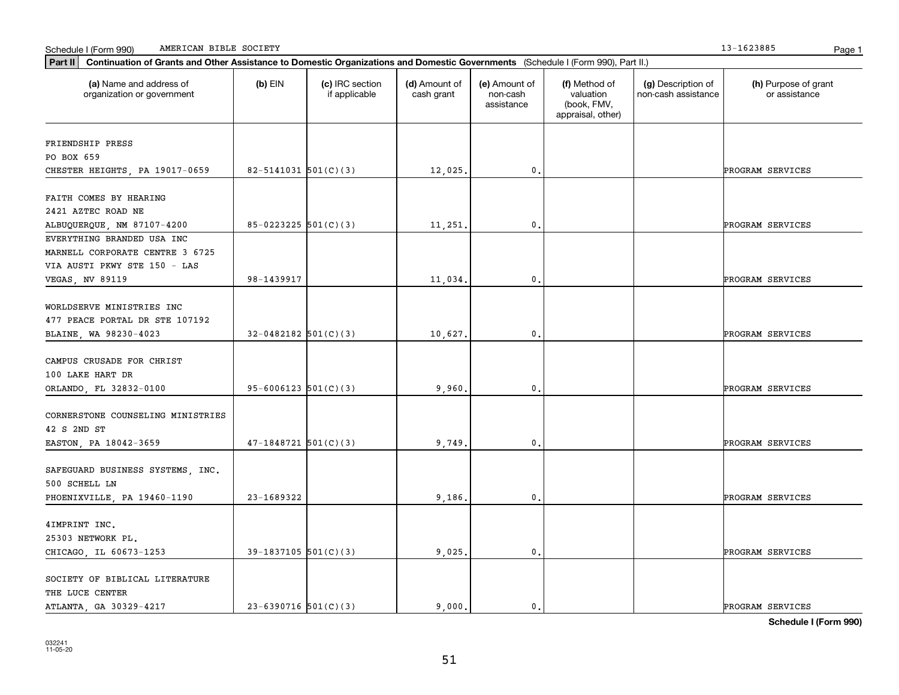Schedule I (Form 990) AMERICAN BIBLE SOCIETY 13-1623885

**Part II** **Continuation of Grants and Other Assistance to Domestic Organizations and Domestic Governments** (Schedule I (Form 990), Part II.)

| (a) Name and address of organization or government | (b) EIN | (c) IRC section if applicable | (d) Amount of cash grant | (e) Amount of non-cash assistance | (f) Method of valuation (book, FMV, appraisal, other) | (g) Description of non-cash assistance | (h) Purpose of grant or assistance |
|---|---|---|---|---|---|---|---|
| FRIENDSHIP PRESS<br>PO BOX 659<br>CHESTER HEIGHTS, PA 19017-0659 | 82-5141031 | 501(C)(3) | 12,025. | 0. | | | PROGRAM SERVICES |
| FAITH COMES BY HEARING<br>2421 AZTEC ROAD NE<br>ALBUQUERQUE, NM 87107-4200 | 85-0223225 | 501(C)(3) | 11,251. | 0. | | | PROGRAM SERVICES |
| EVERYTHING BRANDED USA INC<br>MARNELL CORPORATE CENTRE 3 6725<br>VIA AUSTI PKWY STE 150 - LAS<br>VEGAS, NV 89119 | 98-1439917 | | 11,034. | 0. | | | PROGRAM SERVICES |
| WORLDSERVE MINISTRIES INC<br>477 PEACE PORTAL DR STE 107192<br>BLAINE, WA 98230-4023 | 32-0482182 | 501(C)(3) | 10,627. | 0. | | | PROGRAM SERVICES |
| CAMPUS CRUSADE FOR CHRIST<br>100 LAKE HART DR<br>ORLANDO, FL 32832-0100 | 95-6006123 | 501(C)(3) | 9,960. | 0. | | | PROGRAM SERVICES |
| CORNERSTONE COUNSELING MINISTRIES<br>42 S 2ND ST<br>EASTON, PA 18042-3659 | 47-1848721 | 501(C)(3) | 9,749. | 0. | | | PROGRAM SERVICES |
| SAFEGUARD BUSINESS SYSTEMS, INC.<br>500 SCHELL LN<br>PHOENIXVILLE, PA 19460-1190 | 23-1689322 | | 9,186. | 0. | | | PROGRAM SERVICES |
| 4IMPRINT INC.<br>25303 NETWORK PL.<br>CHICAGO, IL 60673-1253 | 39-1837105 | 501(C)(3) | 9,025. | 0. | | | PROGRAM SERVICES |
| SOCIETY OF BIBLICAL LITERATURE<br>THE LUCE CENTER<br>ATLANTA, GA 30329-4217 | 23-6390716 | 501(C)(3) | 9,000. | 0. | | | PROGRAM SERVICES |

**Schedule I (Form 990)**

032241
11-05-20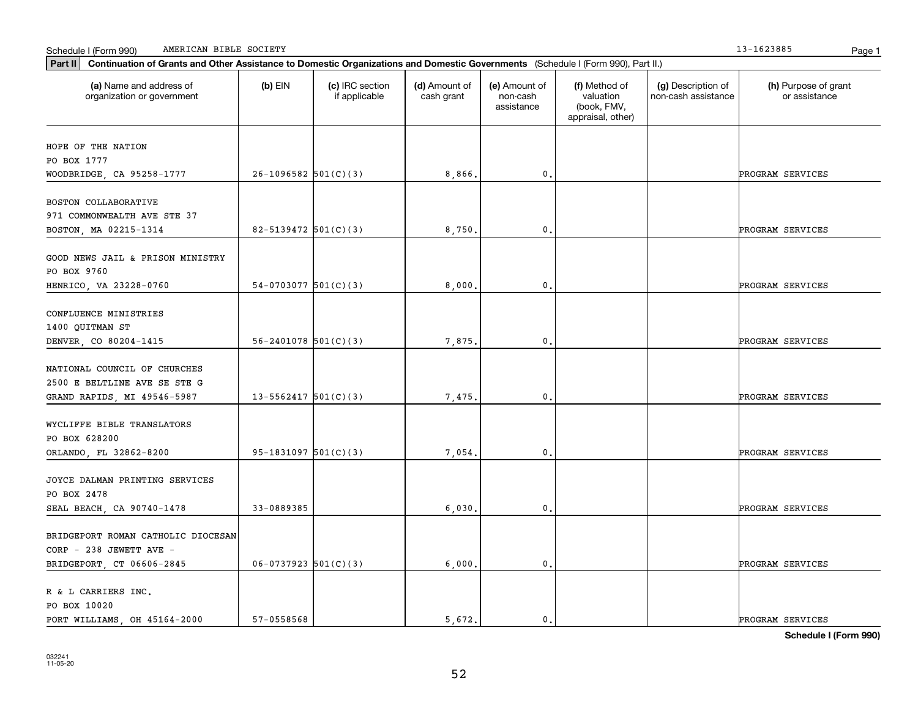Schedule I (Form 990) AMERICAN BIBLE SOCIETY 13-1623885

**Part II** **Continuation of Grants and Other Assistance to Domestic Organizations and Domestic Governments** (Schedule I (Form 990), Part II.)

| (a) Name and address of organization or government | (b) EIN | (c) IRC section if applicable | (d) Amount of cash grant | (e) Amount of non-cash assistance | (f) Method of valuation (book, FMV, appraisal, other) | (g) Description of non-cash assistance | (h) Purpose of grant or assistance |
|---|---|---|---|---|---|---|---|
| HOPE OF THE NATION<br>PO BOX 1777<br>WOODBRIDGE, CA 95258-1777 | 26-1096582 | 501(C)(3) | 8,866. | 0. | | | PROGRAM SERVICES |
| BOSTON COLLABORATIVE<br>971 COMMONWEALTH AVE STE 37<br>BOSTON, MA 02215-1314 | 82-5139472 | 501(C)(3) | 8,750. | 0. | | | PROGRAM SERVICES |
| GOOD NEWS JAIL & PRISON MINISTRY<br>PO BOX 9760<br>HENRICO, VA 23228-0760 | 54-0703077 | 501(C)(3) | 8,000. | 0. | | | PROGRAM SERVICES |
| CONFLUENCE MINISTRIES<br>1400 QUITMAN ST<br>DENVER, CO 80204-1415 | 56-2401078 | 501(C)(3) | 7,875. | 0. | | | PROGRAM SERVICES |
| NATIONAL COUNCIL OF CHURCHES<br>2500 E BELTLINE AVE SE STE G<br>GRAND RAPIDS, MI 49546-5987 | 13-5562417 | 501(C)(3) | 7,475. | 0. | | | PROGRAM SERVICES |
| WYCLIFFE BIBLE TRANSLATORS<br>PO BOX 628200<br>ORLANDO, FL 32862-8200 | 95-1831097 | 501(C)(3) | 7,054. | 0. | | | PROGRAM SERVICES |
| JOYCE DALMAN PRINTING SERVICES<br>PO BOX 2478<br>SEAL BEACH, CA 90740-1478 | 33-0889385 | | 6,030. | 0. | | | PROGRAM SERVICES |
| BRIDGEPORT ROMAN CATHOLIC DIOCESAN<br>CORP - 238 JEWETT AVE -<br>BRIDGEPORT, CT 06606-2845 | 06-0737923 | 501(C)(3) | 6,000. | 0. | | | PROGRAM SERVICES |
| R & L CARRIERS INC.<br>PO BOX 10020<br>PORT WILLIAMS, OH 45164-2000 | 57-0558568 | | 5,672. | 0. | | | PROGRAM SERVICES |

**Schedule I (Form 990)**

032241
11-05-20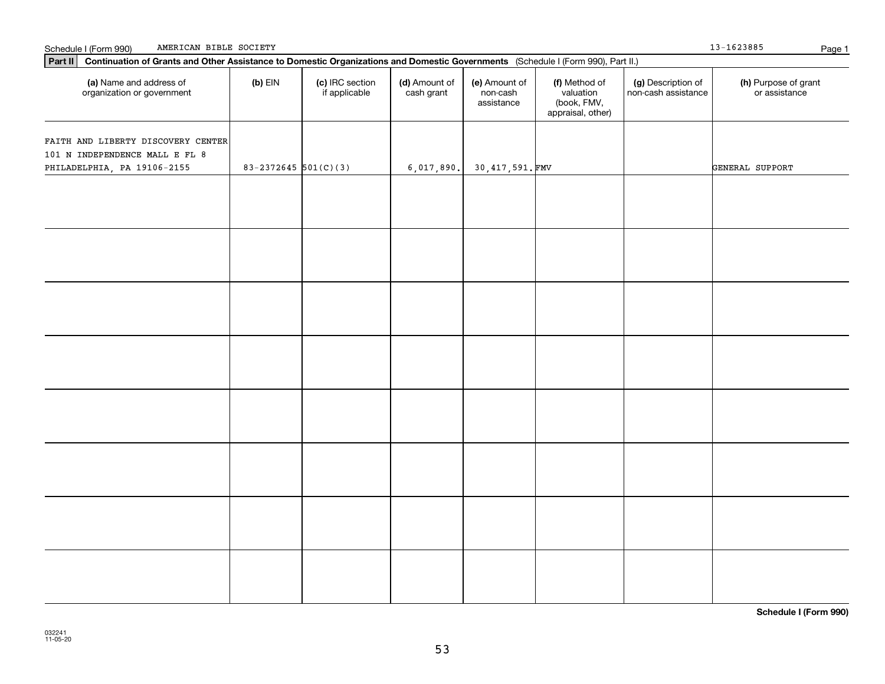Schedule I (Form 990) AMERICAN BIBLE SOCIETY 13-1623885 Page 1

**Part II** **Continuation of Grants and Other Assistance to Domestic Organizations and Domestic Governments** (Schedule I (Form 990), Part II.)

| **(a)** Name and address of organization or government | **(b)** EIN | **(c)** IRC section if applicable | **(d)** Amount of cash grant | **(e)** Amount of non-cash assistance | **(f)** Method of valuation (book, FMV, appraisal, other) | **(g)** Description of non-cash assistance | **(h)** Purpose of grant or assistance |
|---|---|---|---|---|---|---|---|
| FAITH AND LIBERTY DISCOVERY CENTER 101 N INDEPENDENCE MALL E FL 8 PHILADELPHIA, PA 19106-2155 | 83-2372645 | 501(C)(3) | 6,017,890. | 30,417,591. | FMV | | GENERAL SUPPORT |
| | | | | | | | |
| | | | | | | | |
| | | | | | | | |
| | | | | | | | |
| | | | | | | | |
| | | | | | | | |
| | | | | | | | |
| | | | | | | | |

**Schedule I (Form 990)**

032241 11-05-20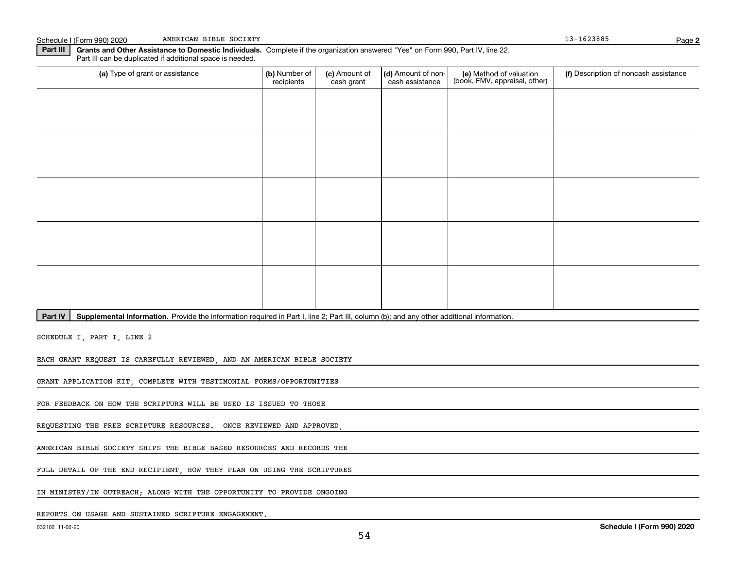Schedule I (Form 990) 2020 AMERICAN BIBLE SOCIETY 13-1623885 Page **2**

**Part III** **Grants and Other Assistance to Domestic Individuals.** Complete if the organization answered "Yes" on Form 990, Part IV, line 22. Part III can be duplicated if additional space is needed.

| (a) Type of grant or assistance | (b) Number of recipients | (c) Amount of cash grant | (d) Amount of non-cash assistance | (e) Method of valuation (book, FMV, appraisal, other) | (f) Description of noncash assistance |
|---|---|---|---|---|---|
| | | | | | |
| | | | | | |
| | | | | | |
| | | | | | |
| | | | | | |

**Part IV** **Supplemental Information.** Provide the information required in Part I, line 2; Part III, column (b); and any other additional information.

SCHEDULE I, PART I, LINE 2

EACH GRANT REQUEST IS CAREFULLY REVIEWED, AND AN AMERICAN BIBLE SOCIETY GRANT APPLICATION KIT, COMPLETE WITH TESTIMONIAL FORMS/OPPORTUNITIES FOR FEEDBACK ON HOW THE SCRIPTURE WILL BE USED IS ISSUED TO THOSE REQUESTING THE FREE SCRIPTURE RESOURCES. ONCE REVIEWED AND APPROVED, AMERICAN BIBLE SOCIETY SHIPS THE BIBLE BASED RESOURCES AND RECORDS THE FULL DETAIL OF THE END RECIPIENT, HOW THEY PLAN ON USING THE SCRIPTURES IN MINISTRY/IN OUTREACH; ALONG WITH THE OPPORTUNITY TO PROVIDE ONGOING REPORTS ON USAGE AND SUSTAINED SCRIPTURE ENGAGEMENT.

032102 11-02-20 **Schedule I (Form 990) 2020**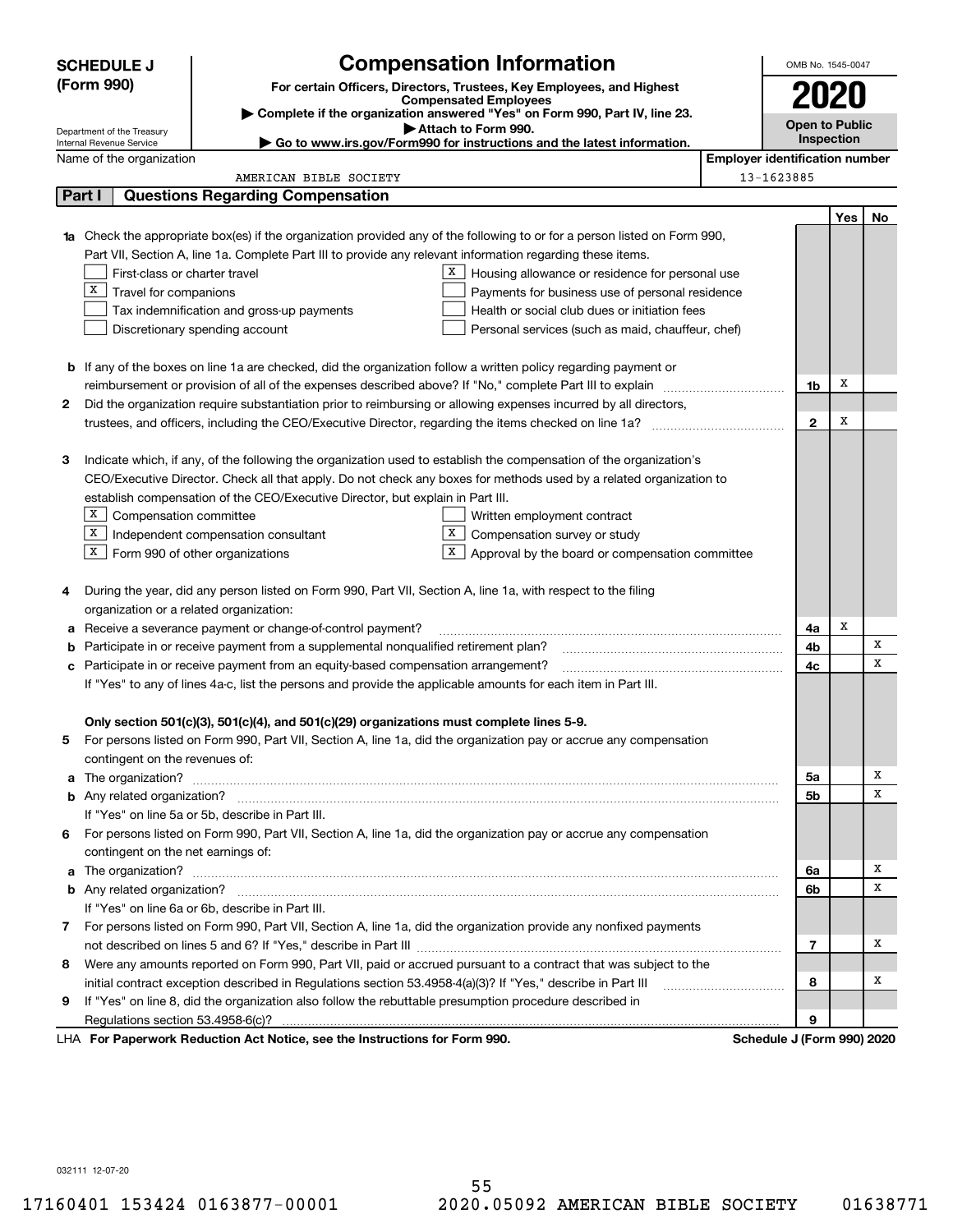**SCHEDULE J (Form 990)**

# Compensation Information

**For certain Officers, Directors, Trustees, Key Employees, and Highest Compensated Employees**

▶ Complete if the organization answered "Yes" on Form 990, Part IV, line 23.
▶ Attach to Form 990.
▶ Go to www.irs.gov/Form990 for instructions and the latest information.

Department of the Treasury
Internal Revenue Service

OMB No. 1545-0047

**2020**

**Open to Public Inspection**

Name of the organization: AMERICAN BIBLE SOCIETY

Employer identification number: 13-1623885

## Part I Questions Regarding Compensation

| | | | Yes | No |
|---|---|---|---|---|
| **1a** | Check the appropriate box(es) if the organization provided any of the following to or for a person listed on Form 990, Part VII, Section A, line 1a. Complete Part III to provide any relevant information regarding these items. | | | |
| | ☐ First-class or charter travel ☒ Housing allowance or residence for personal use | | | |
| | ☒ Travel for companions ☐ Payments for business use of personal residence | | | |
| | ☐ Tax indemnification and gross-up payments ☐ Health or social club dues or initiation fees | | | |
| | ☐ Discretionary spending account ☐ Personal services (such as maid, chauffeur, chef) | | | |
| **b** | If any of the boxes on line 1a are checked, did the organization follow a written policy regarding payment or reimbursement or provision of all of the expenses described above? If "No," complete Part III to explain | 1b | X | |
| **2** | Did the organization require substantiation prior to reimbursing or allowing expenses incurred by all directors, trustees, and officers, including the CEO/Executive Director, regarding the items checked on line 1a? | 2 | X | |
| **3** | Indicate which, if any, of the following the organization used to establish the compensation of the organization's CEO/Executive Director. Check all that apply. Do not check any boxes for methods used by a related organization to establish compensation of the CEO/Executive Director, but explain in Part III. | | | |
| | ☒ Compensation committee ☐ Written employment contract | | | |
| | ☒ Independent compensation consultant ☒ Compensation survey or study | | | |
| | ☒ Form 990 of other organizations ☒ Approval by the board or compensation committee | | | |
| **4** | During the year, did any person listed on Form 990, Part VII, Section A, line 1a, with respect to the filing organization or a related organization: | | | |
| **a** | Receive a severance payment or change-of-control payment? | 4a | X | |
| **b** | Participate in or receive payment from a supplemental nonqualified retirement plan? | 4b | | X |
| **c** | Participate in or receive payment from an equity-based compensation arrangement? | 4c | | X |
| | If "Yes" to any of lines 4a-c, list the persons and provide the applicable amounts for each item in Part III. | | | |
| | **Only section 501(c)(3), 501(c)(4), and 501(c)(29) organizations must complete lines 5-9.** | | | |
| **5** | For persons listed on Form 990, Part VII, Section A, line 1a, did the organization pay or accrue any compensation contingent on the revenues of: | | | |
| **a** | The organization? | 5a | | X |
| **b** | Any related organization? | 5b | | X |
| | If "Yes" on line 5a or 5b, describe in Part III. | | | |
| **6** | For persons listed on Form 990, Part VII, Section A, line 1a, did the organization pay or accrue any compensation contingent on the net earnings of: | | | |
| **a** | The organization? | 6a | | X |
| **b** | Any related organization? | 6b | | X |
| | If "Yes" on line 6a or 6b, describe in Part III. | | | |
| **7** | For persons listed on Form 990, Part VII, Section A, line 1a, did the organization provide any nonfixed payments not described on lines 5 and 6? If "Yes," describe in Part III | 7 | | X |
| **8** | Were any amounts reported on Form 990, Part VII, paid or accrued pursuant to a contract that was subject to the initial contract exception described in Regulations section 53.4958-4(a)(3)? If "Yes," describe in Part III | 8 | | X |
| **9** | If "Yes" on line 8, did the organization also follow the rebuttable presumption procedure described in Regulations section 53.4958-6(c)? | 9 | | |

LHA **For Paperwork Reduction Act Notice, see the Instructions for Form 990.** **Schedule J (Form 990) 2020**

032111 12-07-20

17160401 153424 0163877-00001 2020.05092 AMERICAN BIBLE SOCIETY 01638771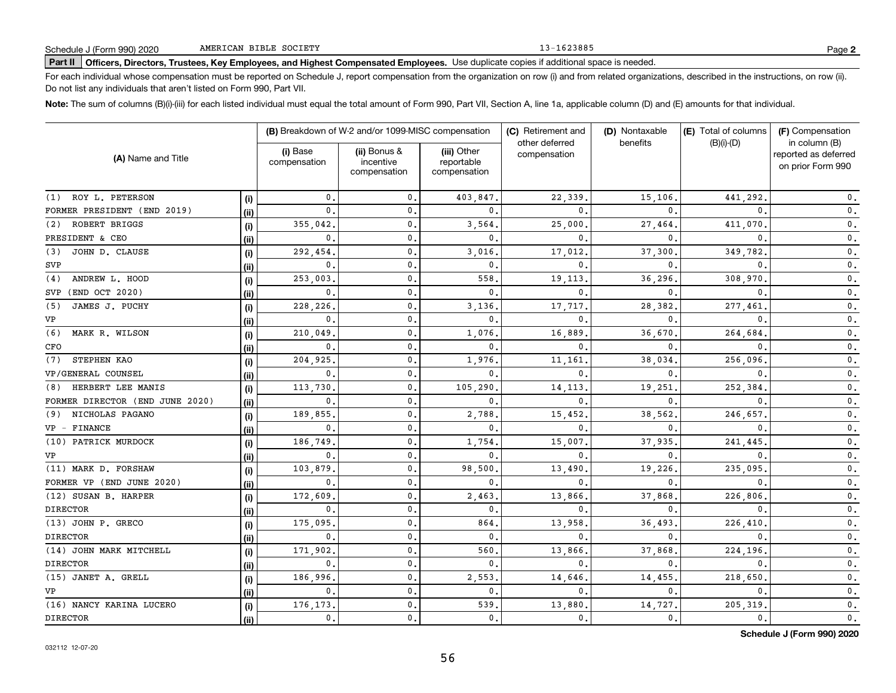Schedule J (Form 990) 2020 AMERICAN BIBLE SOCIETY 13-1623885 Page **2**

**Part II** **Officers, Directors, Trustees, Key Employees, and Highest Compensated Employees.** Use duplicate copies if additional space is needed.

For each individual whose compensation must be reported on Schedule J, report compensation from the organization on row (i) and from related organizations, described in the instructions, on row (ii). Do not list any individuals that aren't listed on Form 990, Part VII.

**Note:** The sum of columns (B)(i)-(iii) for each listed individual must equal the total amount of Form 990, Part VII, Section A, line 1a, applicable column (D) and (E) amounts for that individual.

| (A) Name and Title | | (B) Breakdown of W-2 and/or 1099-MISC compensation | | | (C) Retirement and other deferred compensation | (D) Nontaxable benefits | (E) Total of columns (B)(i)-(D) | (F) Compensation in column (B) reported as deferred on prior Form 990 |
|---|---|---|---|---|---|---|---|---|
| | | (i) Base compensation | (ii) Bonus & incentive compensation | (iii) Other reportable compensation | | | | |
| (1) ROY L. PETERSON | (i) | 0. | 0. | 403,847. | 22,339. | 15,106. | 441,292. | 0. |
| FORMER PRESIDENT (END 2019) | (ii) | 0. | 0. | 0. | 0. | 0. | 0. | 0. |
| (2) ROBERT BRIGGS | (i) | 355,042. | 0. | 3,564. | 25,000. | 27,464. | 411,070. | 0. |
| PRESIDENT & CEO | (ii) | 0. | 0. | 0. | 0. | 0. | 0. | 0. |
| (3) JOHN D. CLAUSE | (i) | 292,454. | 0. | 3,016. | 17,012. | 37,300. | 349,782. | 0. |
| SVP | (ii) | 0. | 0. | 0. | 0. | 0. | 0. | 0. |
| (4) ANDREW L. HOOD | (i) | 253,003. | 0. | 558. | 19,113. | 36,296. | 308,970. | 0. |
| SVP (END OCT 2020) | (ii) | 0. | 0. | 0. | 0. | 0. | 0. | 0. |
| (5) JAMES J. PUCHY | (i) | 228,226. | 0. | 3,136. | 17,717. | 28,382. | 277,461. | 0. |
| VP | (ii) | 0. | 0. | 0. | 0. | 0. | 0. | 0. |
| (6) MARK R. WILSON | (i) | 210,049. | 0. | 1,076. | 16,889. | 36,670. | 264,684. | 0. |
| CFO | (ii) | 0. | 0. | 0. | 0. | 0. | 0. | 0. |
| (7) STEPHEN KAO | (i) | 204,925. | 0. | 1,976. | 11,161. | 38,034. | 256,096. | 0. |
| VP/GENERAL COUNSEL | (ii) | 0. | 0. | 0. | 0. | 0. | 0. | 0. |
| (8) HERBERT LEE MANIS | (i) | 113,730. | 0. | 105,290. | 14,113. | 19,251. | 252,384. | 0. |
| FORMER DIRECTOR (END JUNE 2020) | (ii) | 0. | 0. | 0. | 0. | 0. | 0. | 0. |
| (9) NICHOLAS PAGANO | (i) | 189,855. | 0. | 2,788. | 15,452. | 38,562. | 246,657. | 0. |
| VP - FINANCE | (ii) | 0. | 0. | 0. | 0. | 0. | 0. | 0. |
| (10) PATRICK MURDOCK | (i) | 186,749. | 0. | 1,754. | 15,007. | 37,935. | 241,445. | 0. |
| VP | (ii) | 0. | 0. | 0. | 0. | 0. | 0. | 0. |
| (11) MARK D. FORSHAW | (i) | 103,879. | 0. | 98,500. | 13,490. | 19,226. | 235,095. | 0. |
| FORMER VP (END JUNE 2020) | (ii) | 0. | 0. | 0. | 0. | 0. | 0. | 0. |
| (12) SUSAN B. HARPER | (i) | 172,609. | 0. | 2,463. | 13,866. | 37,868. | 226,806. | 0. |
| DIRECTOR | (ii) | 0. | 0. | 0. | 0. | 0. | 0. | 0. |
| (13) JOHN P. GRECO | (i) | 175,095. | 0. | 864. | 13,958. | 36,493. | 226,410. | 0. |
| DIRECTOR | (ii) | 0. | 0. | 0. | 0. | 0. | 0. | 0. |
| (14) JOHN MARK MITCHELL | (i) | 171,902. | 0. | 560. | 13,866. | 37,868. | 224,196. | 0. |
| DIRECTOR | (ii) | 0. | 0. | 0. | 0. | 0. | 0. | 0. |
| (15) JANET A. GRELL | (i) | 186,996. | 0. | 2,553. | 14,646. | 14,455. | 218,650. | 0. |
| VP | (ii) | 0. | 0. | 0. | 0. | 0. | 0. | 0. |
| (16) NANCY KARINA LUCERO | (i) | 176,173. | 0. | 539. | 13,880. | 14,727. | 205,319. | 0. |
| DIRECTOR | (ii) | 0. | 0. | 0. | 0. | 0. | 0. | 0. |

**Schedule J (Form 990) 2020**

032112 12-07-20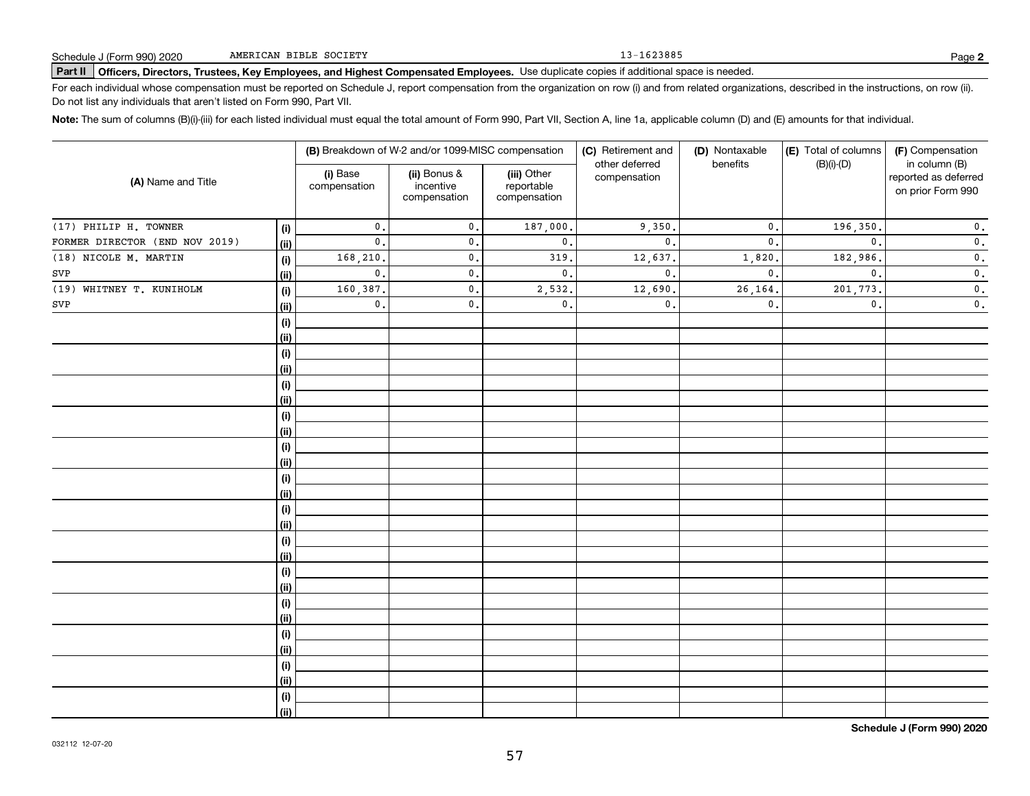Schedule J (Form 990) 2020 AMERICAN BIBLE SOCIETY 13-1623885

**Part II Officers, Directors, Trustees, Key Employees, and Highest Compensated Employees.** Use duplicate copies if additional space is needed.

For each individual whose compensation must be reported on Schedule J, report compensation from the organization on row (i) and from related organizations, described in the instructions, on row (ii). Do not list any individuals that aren't listed on Form 990, Part VII.

**Note:** The sum of columns (B)(i)-(iii) for each listed individual must equal the total amount of Form 990, Part VII, Section A, line 1a, applicable column (D) and (E) amounts for that individual.

| (A) Name and Title | | (B) Breakdown of W-2 and/or 1099-MISC compensation | | | (C) Retirement and other deferred compensation | (D) Nontaxable benefits | (E) Total of columns (B)(i)-(D) | (F) Compensation in column (B) reported as deferred on prior Form 990 |
|---|---|---|---|---|---|---|---|---|
| | | (i) Base compensation | (ii) Bonus & incentive compensation | (iii) Other reportable compensation | | | | |
| (17) PHILIP H. TOWNER | (i) | 0. | 0. | 187,000. | 9,350. | 0. | 196,350. | 0. |
| FORMER DIRECTOR (END NOV 2019) | (ii) | 0. | 0. | 0. | 0. | 0. | 0. | 0. |
| (18) NICOLE M. MARTIN | (i) | 168,210. | 0. | 319. | 12,637. | 1,820. | 182,986. | 0. |
| SVP | (ii) | 0. | 0. | 0. | 0. | 0. | 0. | 0. |
| (19) WHITNEY T. KUNIHOLM | (i) | 160,387. | 0. | 2,532. | 12,690. | 26,164. | 201,773. | 0. |
| SVP | (ii) | 0. | 0. | 0. | 0. | 0. | 0. | 0. |

**Schedule J (Form 990) 2020**

032112 12-07-20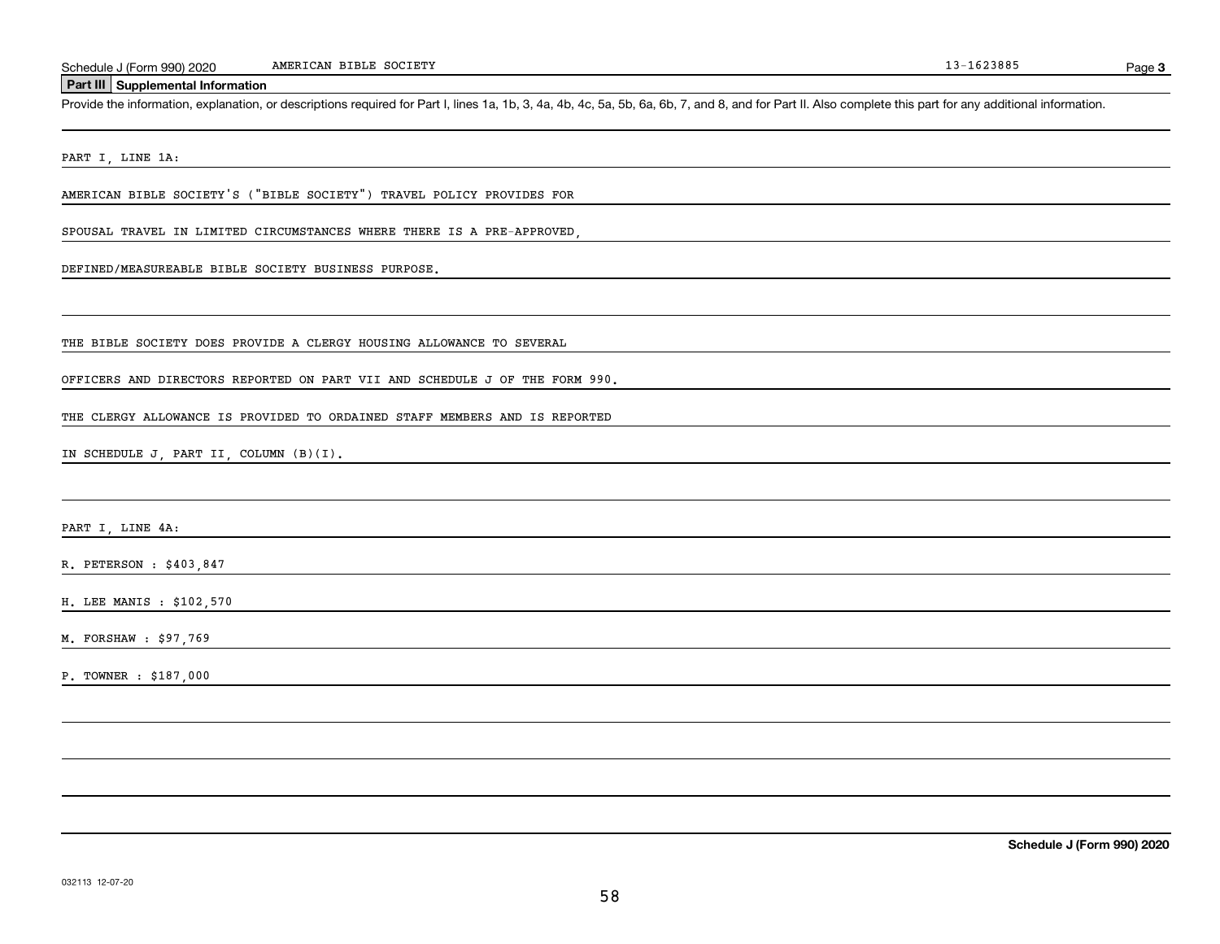## Part III Supplemental Information

Provide the information, explanation, or descriptions required for Part I, lines 1a, 1b, 3, 4a, 4b, 4c, 5a, 5b, 6a, 6b, 7, and 8, and for Part II. Also complete this part for any additional information.

PART I, LINE 1A:

AMERICAN BIBLE SOCIETY'S ("BIBLE SOCIETY") TRAVEL POLICY PROVIDES FOR SPOUSAL TRAVEL IN LIMITED CIRCUMSTANCES WHERE THERE IS A PRE-APPROVED, DEFINED/MEASUREABLE BIBLE SOCIETY BUSINESS PURPOSE.

THE BIBLE SOCIETY DOES PROVIDE A CLERGY HOUSING ALLOWANCE TO SEVERAL OFFICERS AND DIRECTORS REPORTED ON PART VII AND SCHEDULE J OF THE FORM 990. THE CLERGY ALLOWANCE IS PROVIDED TO ORDAINED STAFF MEMBERS AND IS REPORTED IN SCHEDULE J, PART II, COLUMN (B)(I).

PART I, LINE 4A:

R. PETERSON : $403,847

H. LEE MANIS : $102,570

M. FORSHAW : $97,769

P. TOWNER : $187,000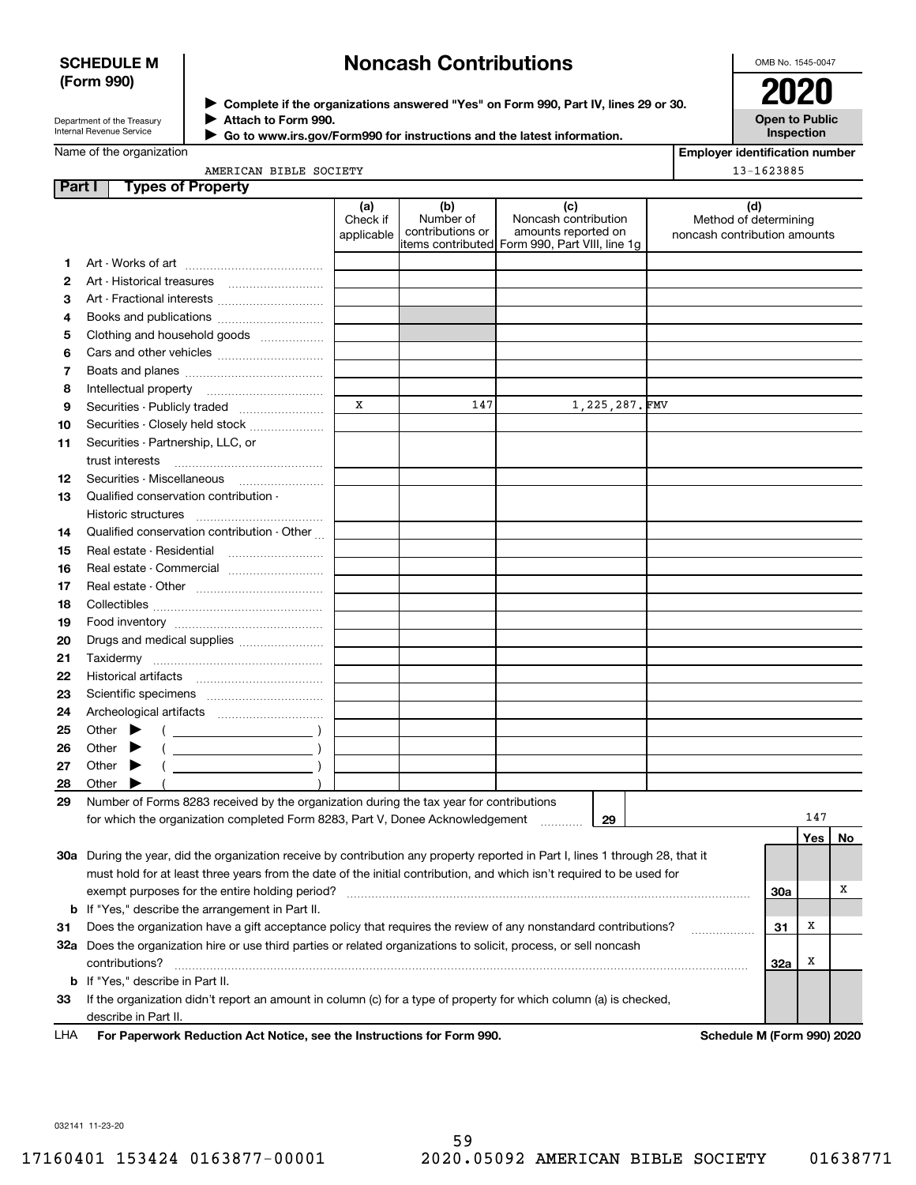**SCHEDULE M (Form 990)**

Department of the Treasury
Internal Revenue Service

# Noncash Contributions

▶ Complete if the organizations answered "Yes" on Form 990, Part IV, lines 29 or 30.
▶ Attach to Form 990.
▶ Go to www.irs.gov/Form990 for instructions and the latest information.

OMB No. 1545-0047

**2020**

**Open to Public Inspection**

Name of the organization: AMERICAN BIBLE SOCIETY

Employer identification number: 13-1623885

## Part I Types of Property

| | | (a) Check if applicable | (b) Number of contributions or items contributed | (c) Noncash contribution amounts reported on Form 990, Part VIII, line 1g | (d) Method of determining noncash contribution amounts |
|---|---|---|---|---|---|
| 1 | Art - Works of art | | | | |
| 2 | Art - Historical treasures | | | | |
| 3 | Art - Fractional interests | | | | |
| 4 | Books and publications | | | | |
| 5 | Clothing and household goods | | | | |
| 6 | Cars and other vehicles | | | | |
| 7 | Boats and planes | | | | |
| 8 | Intellectual property | | | | |
| 9 | Securities - Publicly traded | X | 147 | 1,225,287. | FMV |
| 10 | Securities - Closely held stock | | | | |
| 11 | Securities - Partnership, LLC, or trust interests | | | | |
| 12 | Securities - Miscellaneous | | | | |
| 13 | Qualified conservation contribution - Historic structures | | | | |
| 14 | Qualified conservation contribution - Other | | | | |
| 15 | Real estate - Residential | | | | |
| 16 | Real estate - Commercial | | | | |
| 17 | Real estate - Other | | | | |
| 18 | Collectibles | | | | |
| 19 | Food inventory | | | | |
| 20 | Drugs and medical supplies | | | | |
| 21 | Taxidermy | | | | |
| 22 | Historical artifacts | | | | |
| 23 | Scientific specimens | | | | |
| 24 | Archeological artifacts | | | | |
| 25 | Other ▶ ( ) | | | | |
| 26 | Other ▶ ( ) | | | | |
| 27 | Other ▶ ( ) | | | | |
| 28 | Other ▶ ( ) | | | | |

29 Number of Forms 8283 received by the organization during the tax year for contributions for which the organization completed Form 8283, Part V, Donee Acknowledgement ..... **29** 147

| | | | Yes | No |
|---|---|---|---|---|
| 30a | During the year, did the organization receive by contribution any property reported in Part I, lines 1 through 28, that it must hold for at least three years from the date of the initial contribution, and which isn't required to be used for exempt purposes for the entire holding period? | 30a | | X |
| b | If "Yes," describe the arrangement in Part II. | | | |
| 31 | Does the organization have a gift acceptance policy that requires the review of any nonstandard contributions? | 31 | X | |
| 32a | Does the organization hire or use third parties or related organizations to solicit, process, or sell noncash contributions? | 32a | X | |
| b | If "Yes," describe in Part II. | | | |
| 33 | If the organization didn't report an amount in column (c) for a type of property for which column (a) is checked, describe in Part II. | | | |

LHA **For Paperwork Reduction Act Notice, see the Instructions for Form 990.** **Schedule M (Form 990) 2020**

032141 11-23-20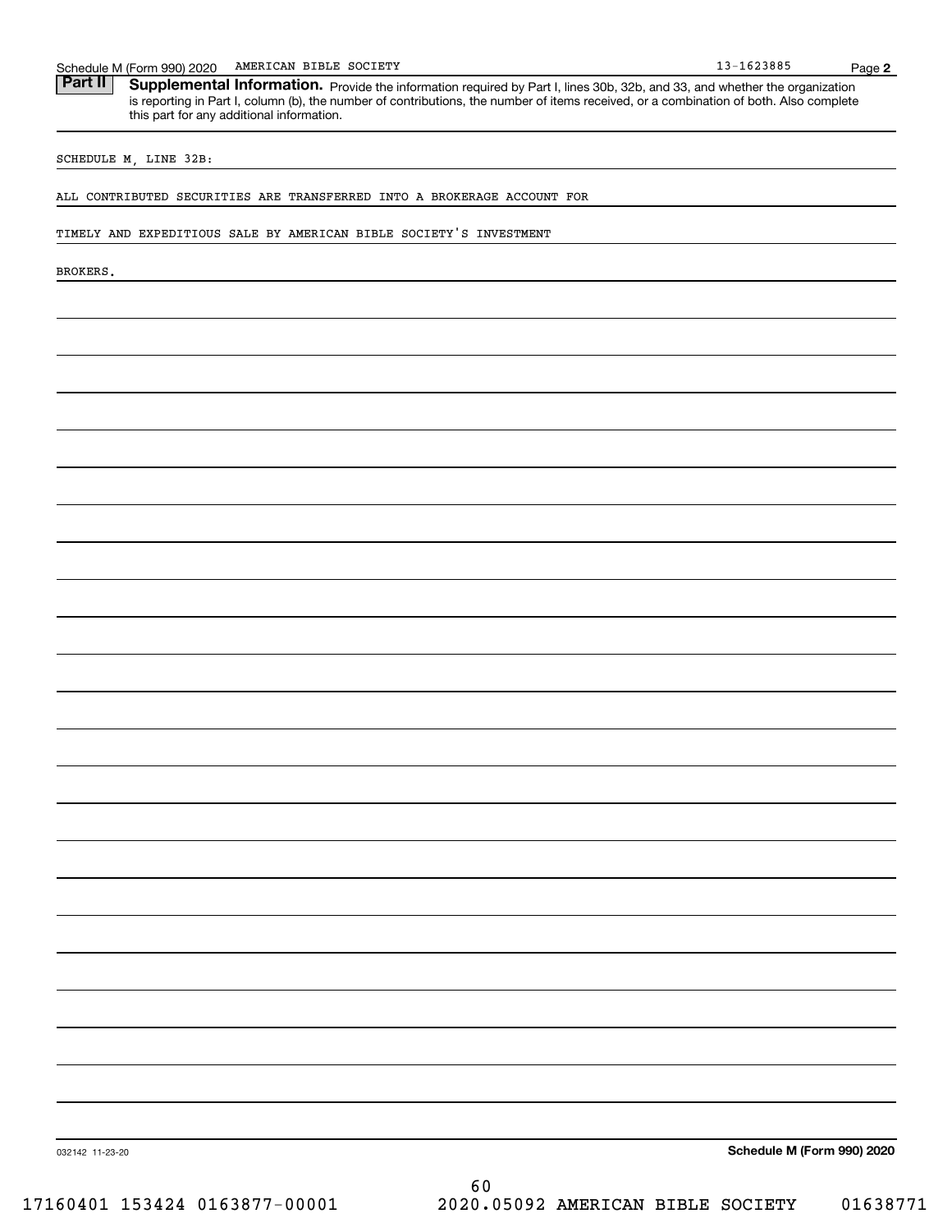Schedule M (Form 990) 2020 AMERICAN BIBLE SOCIETY 13-1623885 Page **2**

**Part II** **Supplemental Information.** Provide the information required by Part I, lines 30b, 32b, and 33, and whether the organization is reporting in Part I, column (b), the number of contributions, the number of items received, or a combination of both. Also complete this part for any additional information.

SCHEDULE M, LINE 32B:

ALL CONTRIBUTED SECURITIES ARE TRANSFERRED INTO A BROKERAGE ACCOUNT FOR TIMELY AND EXPEDITIOUS SALE BY AMERICAN BIBLE SOCIETY'S INVESTMENT BROKERS.

032142 11-23-20 **Schedule M (Form 990) 2020**

17160401 153424 0163877-00001 2020.05092 AMERICAN BIBLE SOCIETY 01638771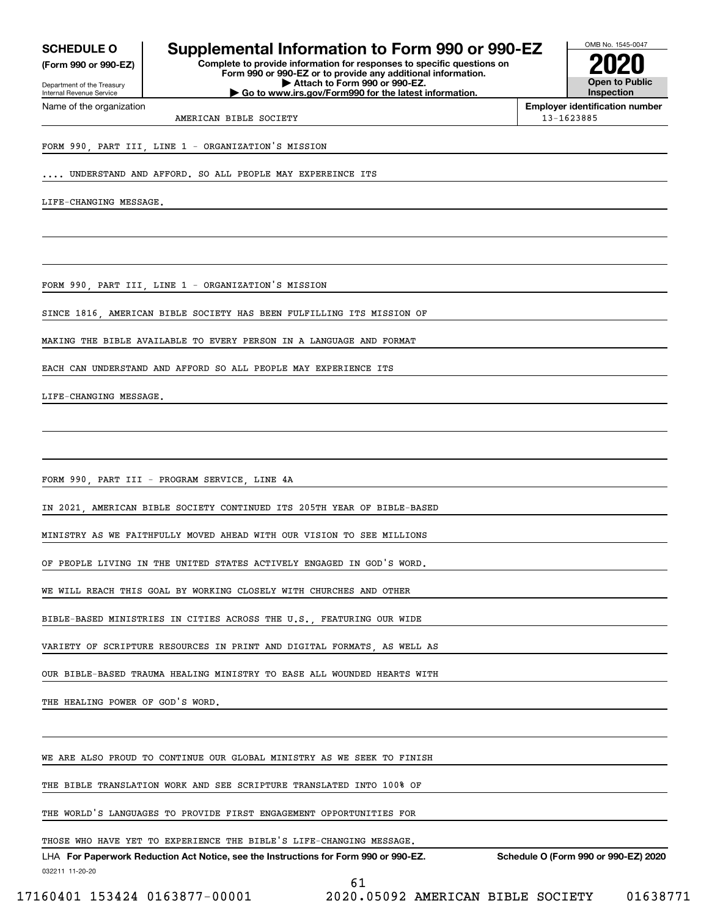**SCHEDULE O** (Form 990 or 990-EZ)

Department of the Treasury
Internal Revenue Service

# Supplemental Information to Form 990 or 990-EZ

**Complete to provide information for responses to specific questions on Form 990 or 990-EZ or to provide any additional information.**
**▶ Attach to Form 990 or 990-EZ.**
**▶ Go to www.irs.gov/Form990 for the latest information.**

OMB No. 1545-0047

**2020**

**Open to Public Inspection**

Name of the organization: AMERICAN BIBLE SOCIETY

**Employer identification number:** 13-1623885

FORM 990, PART III, LINE 1 - ORGANIZATION'S MISSION

.... UNDERSTAND AND AFFORD. SO ALL PEOPLE MAY EXPEREINCE ITS

LIFE-CHANGING MESSAGE.

FORM 990, PART III, LINE 1 - ORGANIZATION'S MISSION

SINCE 1816, AMERICAN BIBLE SOCIETY HAS BEEN FULFILLING ITS MISSION OF MAKING THE BIBLE AVAILABLE TO EVERY PERSON IN A LANGUAGE AND FORMAT EACH CAN UNDERSTAND AND AFFORD SO ALL PEOPLE MAY EXPERIENCE ITS LIFE-CHANGING MESSAGE.

FORM 990, PART III - PROGRAM SERVICE, LINE 4A

IN 2021, AMERICAN BIBLE SOCIETY CONTINUED ITS 205TH YEAR OF BIBLE-BASED MINISTRY AS WE FAITHFULLY MOVED AHEAD WITH OUR VISION TO SEE MILLIONS OF PEOPLE LIVING IN THE UNITED STATES ACTIVELY ENGAGED IN GOD'S WORD. WE WILL REACH THIS GOAL BY WORKING CLOSELY WITH CHURCHES AND OTHER BIBLE-BASED MINISTRIES IN CITIES ACROSS THE U.S., FEATURING OUR WIDE VARIETY OF SCRIPTURE RESOURCES IN PRINT AND DIGITAL FORMATS, AS WELL AS OUR BIBLE-BASED TRAUMA HEALING MINISTRY TO EASE ALL WOUNDED HEARTS WITH THE HEALING POWER OF GOD'S WORD.

WE ARE ALSO PROUD TO CONTINUE OUR GLOBAL MINISTRY AS WE SEEK TO FINISH THE BIBLE TRANSLATION WORK AND SEE SCRIPTURE TRANSLATED INTO 100% OF THE WORLD'S LANGUAGES TO PROVIDE FIRST ENGAGEMENT OPPORTUNITIES FOR THOSE WHO HAVE YET TO EXPERIENCE THE BIBLE'S LIFE-CHANGING MESSAGE.

LHA **For Paperwork Reduction Act Notice, see the Instructions for Form 990 or 990-EZ.** **Schedule O (Form 990 or 990-EZ) 2020**

032211 11-20-20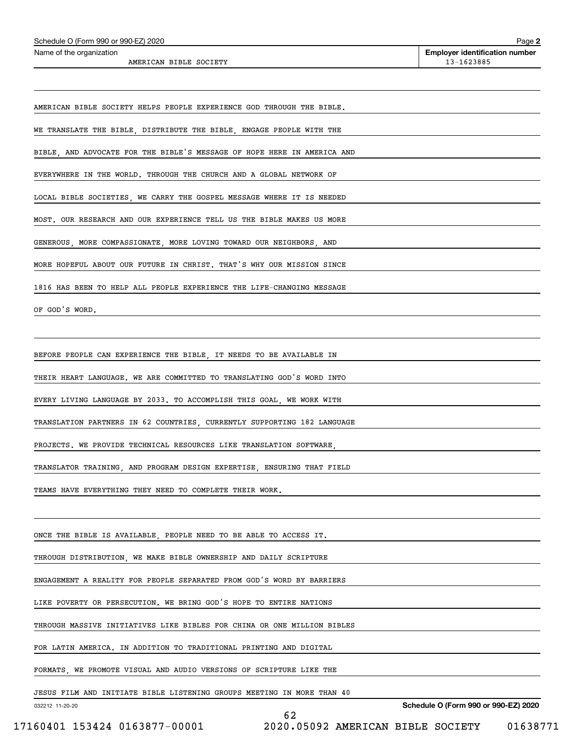Name of the organization: AMERICAN BIBLE SOCIETY

Employer identification number: 13-1623885

AMERICAN BIBLE SOCIETY HELPS PEOPLE EXPERIENCE GOD THROUGH THE BIBLE. WE TRANSLATE THE BIBLE, DISTRIBUTE THE BIBLE, ENGAGE PEOPLE WITH THE BIBLE, AND ADVOCATE FOR THE BIBLE'S MESSAGE OF HOPE HERE IN AMERICA AND EVERYWHERE IN THE WORLD. THROUGH THE CHURCH AND A GLOBAL NETWORK OF LOCAL BIBLE SOCIETIES, WE CARRY THE GOSPEL MESSAGE WHERE IT IS NEEDED MOST. OUR RESEARCH AND OUR EXPERIENCE TELL US THE BIBLE MAKES US MORE GENEROUS, MORE COMPASSIONATE, MORE LOVING TOWARD OUR NEIGHBORS, AND MORE HOPEFUL ABOUT OUR FUTURE IN CHRIST. THAT'S WHY OUR MISSION SINCE 1816 HAS BEEN TO HELP ALL PEOPLE EXPERIENCE THE LIFE-CHANGING MESSAGE OF GOD'S WORD.

BEFORE PEOPLE CAN EXPERIENCE THE BIBLE, IT NEEDS TO BE AVAILABLE IN THEIR HEART LANGUAGE. WE ARE COMMITTED TO TRANSLATING GOD'S WORD INTO EVERY LIVING LANGUAGE BY 2033. TO ACCOMPLISH THIS GOAL, WE WORK WITH TRANSLATION PARTNERS IN 62 COUNTRIES, CURRENTLY SUPPORTING 182 LANGUAGE PROJECTS. WE PROVIDE TECHNICAL RESOURCES LIKE TRANSLATION SOFTWARE, TRANSLATOR TRAINING, AND PROGRAM DESIGN EXPERTISE, ENSURING THAT FIELD TEAMS HAVE EVERYTHING THEY NEED TO COMPLETE THEIR WORK.

ONCE THE BIBLE IS AVAILABLE, PEOPLE NEED TO BE ABLE TO ACCESS IT. THROUGH DISTRIBUTION, WE MAKE BIBLE OWNERSHIP AND DAILY SCRIPTURE ENGAGEMENT A REALITY FOR PEOPLE SEPARATED FROM GOD'S WORD BY BARRIERS LIKE POVERTY OR PERSECUTION. WE BRING GOD'S HOPE TO ENTIRE NATIONS THROUGH MASSIVE INITIATIVES LIKE BIBLES FOR CHINA OR ONE MILLION BIBLES FOR LATIN AMERICA. IN ADDITION TO TRADITIONAL PRINTING AND DIGITAL FORMATS, WE PROMOTE VISUAL AND AUDIO VERSIONS OF SCRIPTURE LIKE THE JESUS FILM AND INITIATE BIBLE LISTENING GROUPS MEETING IN MORE THAN 40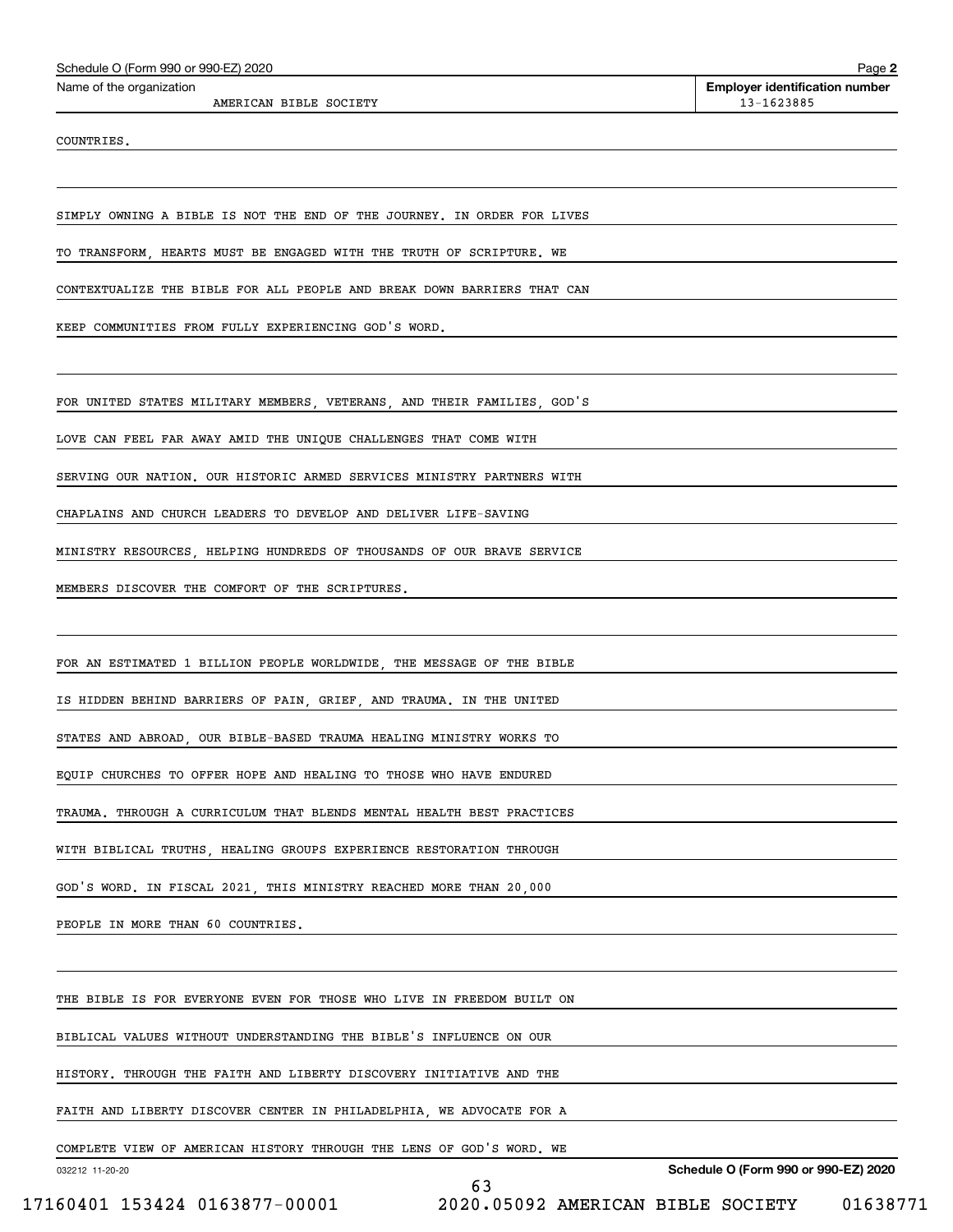**Name of the organization:** AMERICAN BIBLE SOCIETY

**Employer identification number:** 13-1623885

COUNTRIES.

SIMPLY OWNING A BIBLE IS NOT THE END OF THE JOURNEY. IN ORDER FOR LIVES TO TRANSFORM, HEARTS MUST BE ENGAGED WITH THE TRUTH OF SCRIPTURE. WE CONTEXTUALIZE THE BIBLE FOR ALL PEOPLE AND BREAK DOWN BARRIERS THAT CAN KEEP COMMUNITIES FROM FULLY EXPERIENCING GOD'S WORD.

FOR UNITED STATES MILITARY MEMBERS, VETERANS, AND THEIR FAMILIES, GOD'S LOVE CAN FEEL FAR AWAY AMID THE UNIQUE CHALLENGES THAT COME WITH SERVING OUR NATION. OUR HISTORIC ARMED SERVICES MINISTRY PARTNERS WITH CHAPLAINS AND CHURCH LEADERS TO DEVELOP AND DELIVER LIFE-SAVING MINISTRY RESOURCES, HELPING HUNDREDS OF THOUSANDS OF OUR BRAVE SERVICE MEMBERS DISCOVER THE COMFORT OF THE SCRIPTURES.

FOR AN ESTIMATED 1 BILLION PEOPLE WORLDWIDE, THE MESSAGE OF THE BIBLE IS HIDDEN BEHIND BARRIERS OF PAIN, GRIEF, AND TRAUMA. IN THE UNITED STATES AND ABROAD, OUR BIBLE-BASED TRAUMA HEALING MINISTRY WORKS TO EQUIP CHURCHES TO OFFER HOPE AND HEALING TO THOSE WHO HAVE ENDURED TRAUMA. THROUGH A CURRICULUM THAT BLENDS MENTAL HEALTH BEST PRACTICES WITH BIBLICAL TRUTHS, HEALING GROUPS EXPERIENCE RESTORATION THROUGH GOD'S WORD. IN FISCAL 2021, THIS MINISTRY REACHED MORE THAN 20,000 PEOPLE IN MORE THAN 60 COUNTRIES.

THE BIBLE IS FOR EVERYONE EVEN FOR THOSE WHO LIVE IN FREEDOM BUILT ON BIBLICAL VALUES WITHOUT UNDERSTANDING THE BIBLE'S INFLUENCE ON OUR HISTORY. THROUGH THE FAITH AND LIBERTY DISCOVERY INITIATIVE AND THE FAITH AND LIBERTY DISCOVER CENTER IN PHILADELPHIA, WE ADVOCATE FOR A COMPLETE VIEW OF AMERICAN HISTORY THROUGH THE LENS OF GOD'S WORD. WE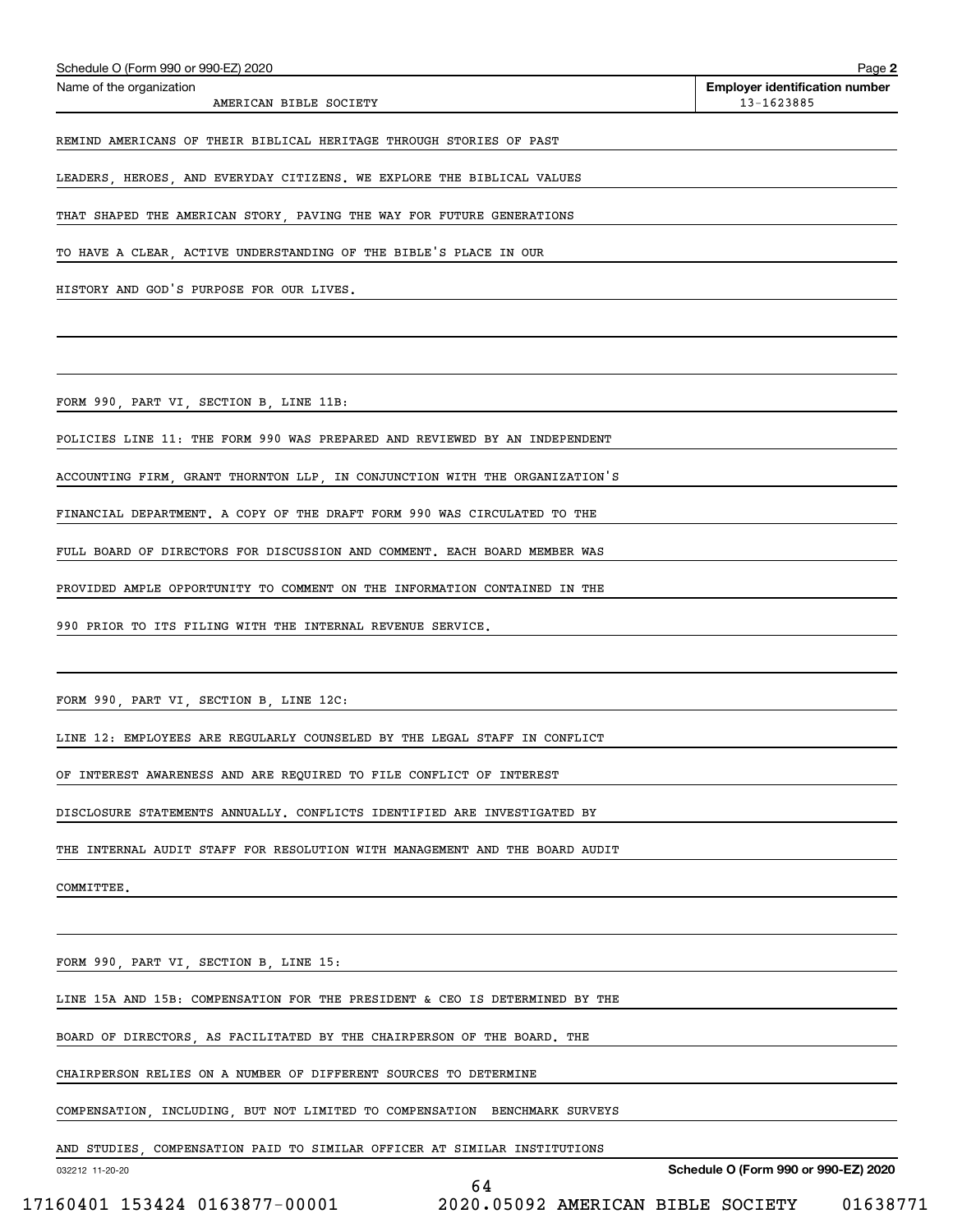Schedule O (Form 990 or 990-EZ) 2020

Name of the organization: AMERICAN BIBLE SOCIETY

**Employer identification number:** 13-1623885

REMIND AMERICANS OF THEIR BIBLICAL HERITAGE THROUGH STORIES OF PAST LEADERS, HEROES, AND EVERYDAY CITIZENS. WE EXPLORE THE BIBLICAL VALUES THAT SHAPED THE AMERICAN STORY, PAVING THE WAY FOR FUTURE GENERATIONS TO HAVE A CLEAR, ACTIVE UNDERSTANDING OF THE BIBLE'S PLACE IN OUR HISTORY AND GOD'S PURPOSE FOR OUR LIVES.

FORM 990, PART VI, SECTION B, LINE 11B:

POLICIES LINE 11: THE FORM 990 WAS PREPARED AND REVIEWED BY AN INDEPENDENT ACCOUNTING FIRM, GRANT THORNTON LLP, IN CONJUNCTION WITH THE ORGANIZATION'S FINANCIAL DEPARTMENT. A COPY OF THE DRAFT FORM 990 WAS CIRCULATED TO THE FULL BOARD OF DIRECTORS FOR DISCUSSION AND COMMENT. EACH BOARD MEMBER WAS PROVIDED AMPLE OPPORTUNITY TO COMMENT ON THE INFORMATION CONTAINED IN THE 990 PRIOR TO ITS FILING WITH THE INTERNAL REVENUE SERVICE.

FORM 990, PART VI, SECTION B, LINE 12C:

LINE 12: EMPLOYEES ARE REGULARLY COUNSELED BY THE LEGAL STAFF IN CONFLICT OF INTEREST AWARENESS AND ARE REQUIRED TO FILE CONFLICT OF INTEREST DISCLOSURE STATEMENTS ANNUALLY. CONFLICTS IDENTIFIED ARE INVESTIGATED BY THE INTERNAL AUDIT STAFF FOR RESOLUTION WITH MANAGEMENT AND THE BOARD AUDIT COMMITTEE.

FORM 990, PART VI, SECTION B, LINE 15:

LINE 15A AND 15B: COMPENSATION FOR THE PRESIDENT & CEO IS DETERMINED BY THE BOARD OF DIRECTORS, AS FACILITATED BY THE CHAIRPERSON OF THE BOARD. THE CHAIRPERSON RELIES ON A NUMBER OF DIFFERENT SOURCES TO DETERMINE COMPENSATION, INCLUDING, BUT NOT LIMITED TO COMPENSATION BENCHMARK SURVEYS AND STUDIES, COMPENSATION PAID TO SIMILAR OFFICER AT SIMILAR INSTITUTIONS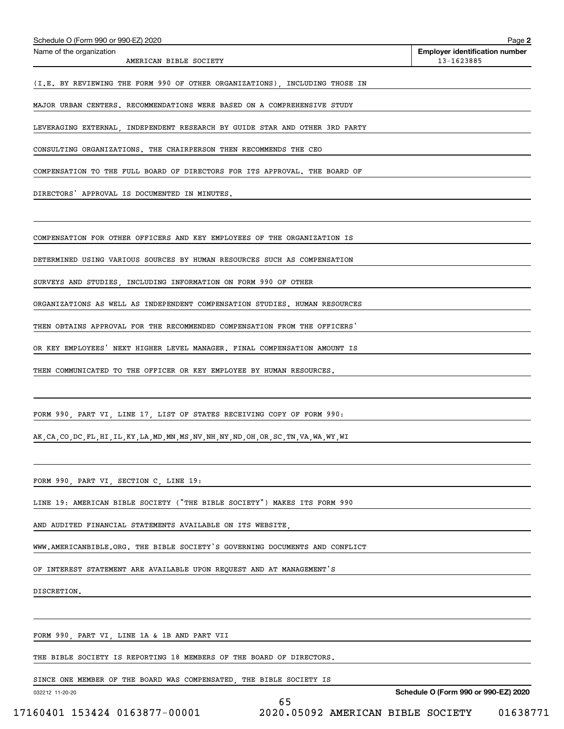Name of the organization: AMERICAN BIBLE SOCIETY

Employer identification number: 13-1623885

(I.E. BY REVIEWING THE FORM 990 OF OTHER ORGANIZATIONS), INCLUDING THOSE IN MAJOR URBAN CENTERS. RECOMMENDATIONS WERE BASED ON A COMPREHENSIVE STUDY LEVERAGING EXTERNAL, INDEPENDENT RESEARCH BY GUIDE STAR AND OTHER 3RD PARTY CONSULTING ORGANIZATIONS. THE CHAIRPERSON THEN RECOMMENDS THE CEO COMPENSATION TO THE FULL BOARD OF DIRECTORS FOR ITS APPROVAL. THE BOARD OF DIRECTORS' APPROVAL IS DOCUMENTED IN MINUTES.

COMPENSATION FOR OTHER OFFICERS AND KEY EMPLOYEES OF THE ORGANIZATION IS DETERMINED USING VARIOUS SOURCES BY HUMAN RESOURCES SUCH AS COMPENSATION SURVEYS AND STUDIES, INCLUDING INFORMATION ON FORM 990 OF OTHER ORGANIZATIONS AS WELL AS INDEPENDENT COMPENSATION STUDIES. HUMAN RESOURCES THEN OBTAINS APPROVAL FOR THE RECOMMENDED COMPENSATION FROM THE OFFICERS' OR KEY EMPLOYEES' NEXT HIGHER LEVEL MANAGER. FINAL COMPENSATION AMOUNT IS THEN COMMUNICATED TO THE OFFICER OR KEY EMPLOYEE BY HUMAN RESOURCES.

FORM 990, PART VI, LINE 17, LIST OF STATES RECEIVING COPY OF FORM 990:

AK,CA,CO,DC,FL,HI,IL,KY,LA,MD,MN,MS,NV,NH,NY,ND,OH,OR,SC,TN,VA,WA,WY,WI

FORM 990, PART VI, SECTION C, LINE 19:

LINE 19: AMERICAN BIBLE SOCIETY ("THE BIBLE SOCIETY") MAKES ITS FORM 990 AND AUDITED FINANCIAL STATEMENTS AVAILABLE ON ITS WEBSITE, WWW.AMERICANBIBLE.ORG. THE BIBLE SOCIETY'S GOVERNING DOCUMENTS AND CONFLICT OF INTEREST STATEMENT ARE AVAILABLE UPON REQUEST AND AT MANAGEMENT'S DISCRETION.

FORM 990, PART VI, LINE 1A & 1B AND PART VII

THE BIBLE SOCIETY IS REPORTING 18 MEMBERS OF THE BOARD OF DIRECTORS.

SINCE ONE MEMBER OF THE BOARD WAS COMPENSATED, THE BIBLE SOCIETY IS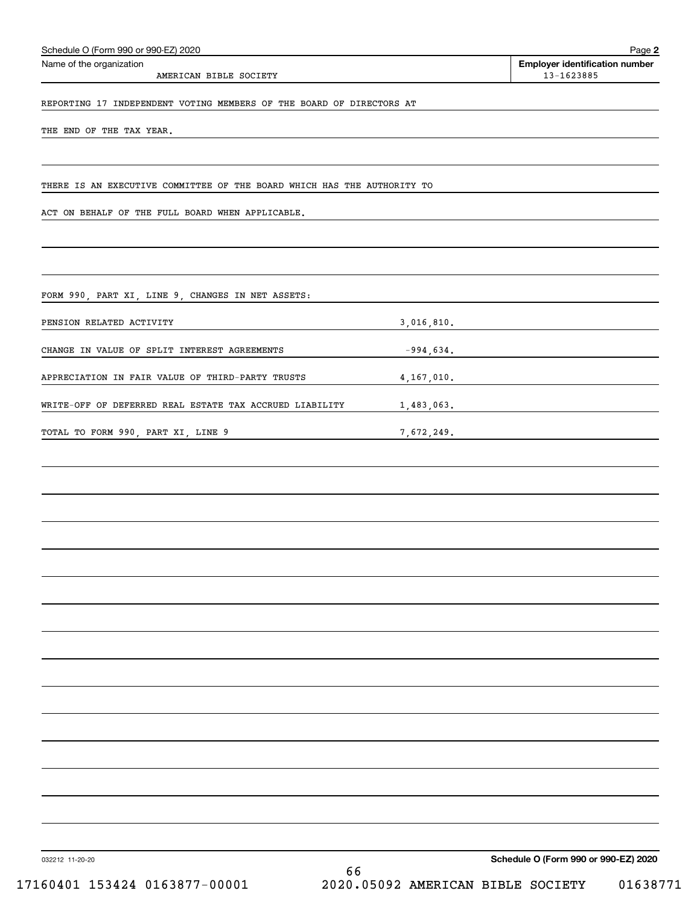Schedule O (Form 990 or 990-EZ) 2020

Name of the organization: AMERICAN BIBLE SOCIETY

Employer identification number: 13-1623885

REPORTING 17 INDEPENDENT VOTING MEMBERS OF THE BOARD OF DIRECTORS AT THE END OF THE TAX YEAR.

THERE IS AN EXECUTIVE COMMITTEE OF THE BOARD WHICH HAS THE AUTHORITY TO ACT ON BEHALF OF THE FULL BOARD WHEN APPLICABLE.

FORM 990, PART XI, LINE 9, CHANGES IN NET ASSETS:

| | |
|---|---|
| PENSION RELATED ACTIVITY | 3,016,810. |
| CHANGE IN VALUE OF SPLIT INTEREST AGREEMENTS | -994,634. |
| APPRECIATION IN FAIR VALUE OF THIRD-PARTY TRUSTS | 4,167,010. |
| WRITE-OFF OF DEFERRED REAL ESTATE TAX ACCRUED LIABILITY | 1,483,063. |
| TOTAL TO FORM 990, PART XI, LINE 9 | 7,672,249. |

Schedule O (Form 990 or 990-EZ) 2020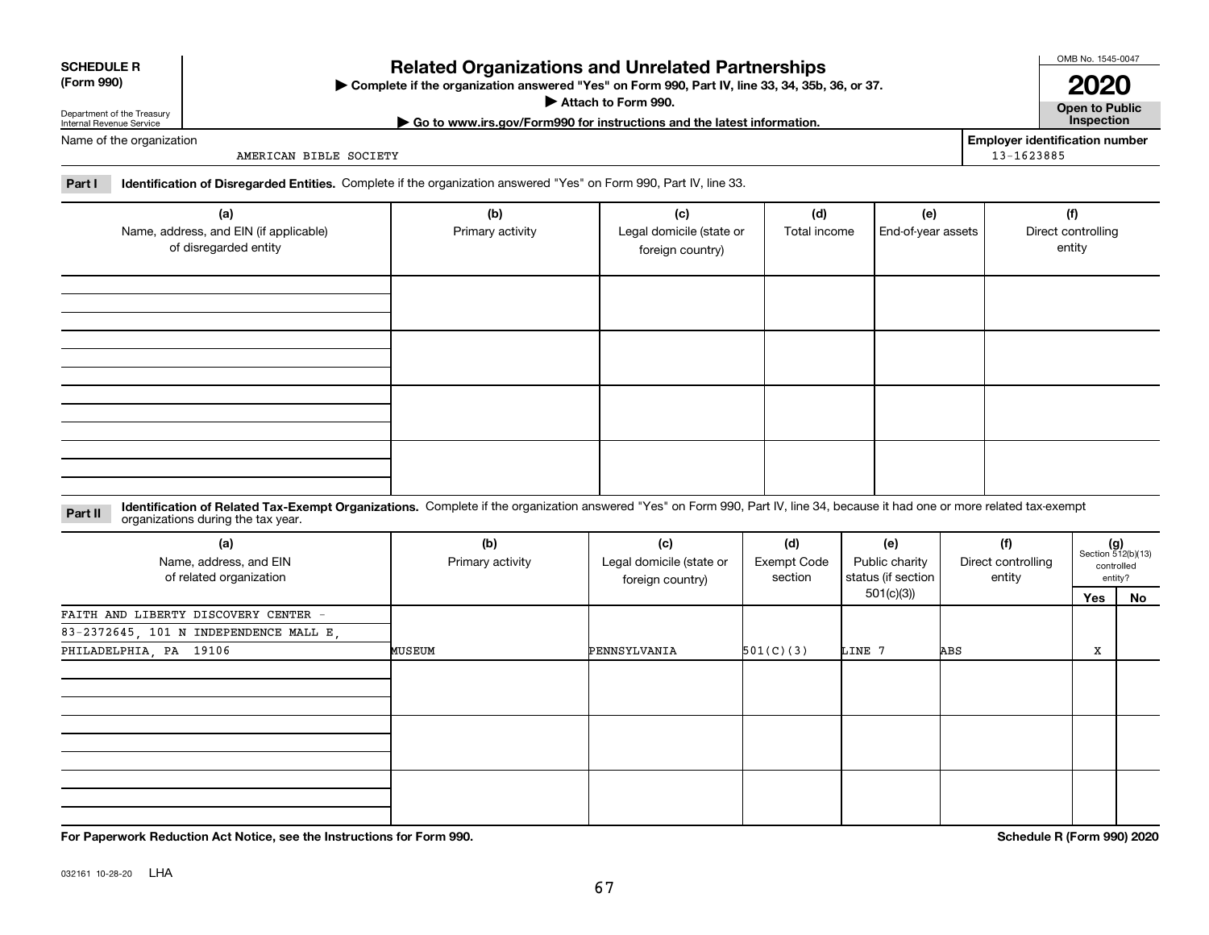**SCHEDULE R (Form 990)**

Department of the Treasury
Internal Revenue Service

# Related Organizations and Unrelated Partnerships

▶ Complete if the organization answered "Yes" on Form 990, Part IV, line 33, 34, 35b, 36, or 37.
▶ Attach to Form 990.
▶ Go to www.irs.gov/Form990 for instructions and the latest information.

OMB No. 1545-0047

**2020**

**Open to Public Inspection**

Name of the organization: AMERICAN BIBLE SOCIETY

Employer identification number: 13-1623885

**Part I** **Identification of Disregarded Entities.** Complete if the organization answered "Yes" on Form 990, Part IV, line 33.

| (a) Name, address, and EIN (if applicable) of disregarded entity | (b) Primary activity | (c) Legal domicile (state or foreign country) | (d) Total income | (e) End-of-year assets | (f) Direct controlling entity |
|---|---|---|---|---|---|
| | | | | | |
| | | | | | |
| | | | | | |
| | | | | | |

**Part II** **Identification of Related Tax-Exempt Organizations.** Complete if the organization answered "Yes" on Form 990, Part IV, line 34, because it had one or more related tax-exempt organizations during the tax year.

| (a) Name, address, and EIN of related organization | (b) Primary activity | (c) Legal domicile (state or foreign country) | (d) Exempt Code section | (e) Public charity status (if section 501(c)(3)) | (f) Direct controlling entity | (g) Section 512(b)(13) controlled entity? Yes | No |
|---|---|---|---|---|---|---|---|
| FAITH AND LIBERTY DISCOVERY CENTER - 83-2372645, 101 N INDEPENDENCE MALL E, PHILADELPHIA, PA 19106 | MUSEUM | PENNSYLVANIA | 501(C)(3) | LINE 7 | ABS | X | |
| | | | | | | | |
| | | | | | | | |
| | | | | | | | |

**For Paperwork Reduction Act Notice, see the Instructions for Form 990.**

**Schedule R (Form 990) 2020**

032161 10-28-20 LHA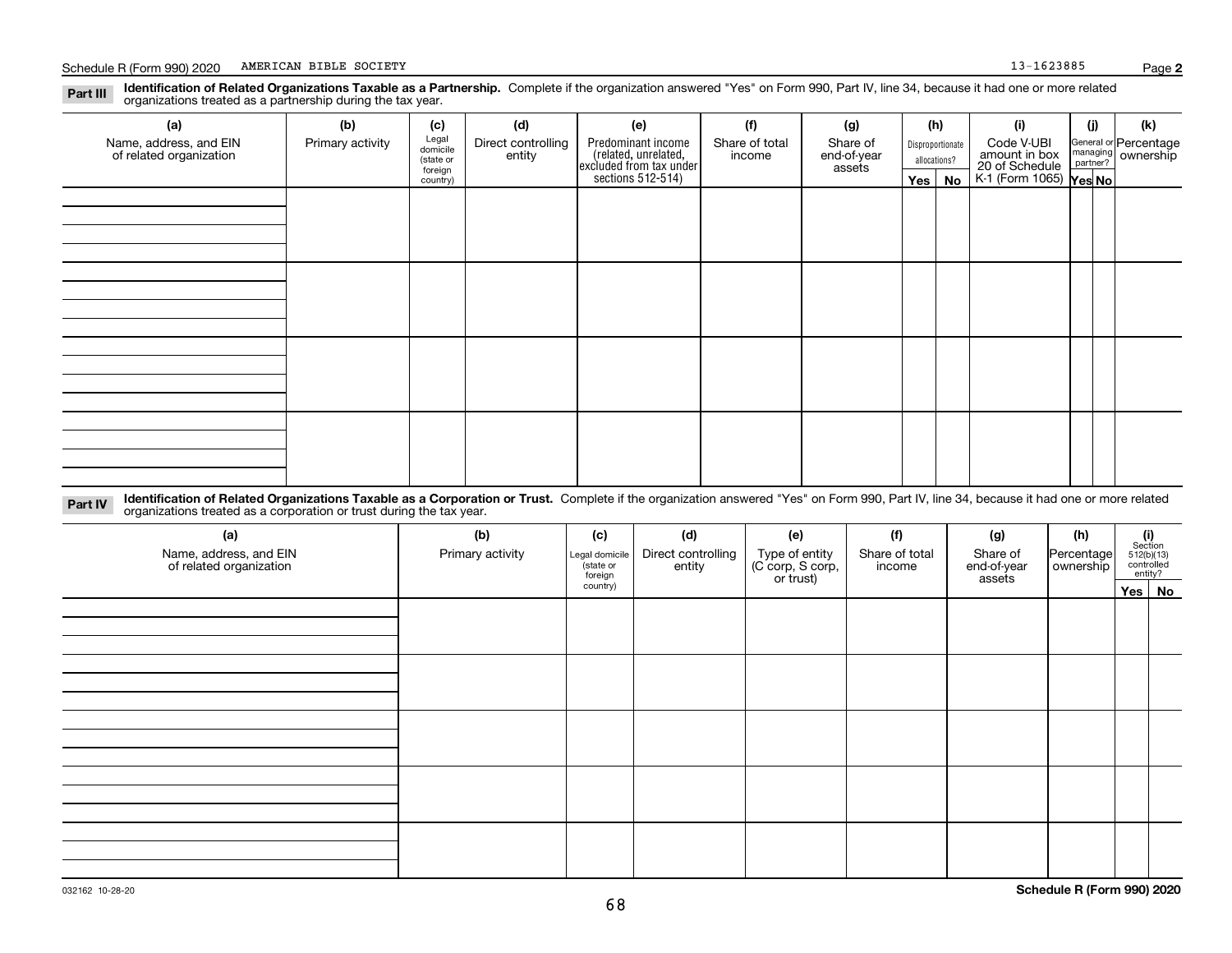Schedule R (Form 990) 2020 AMERICAN BIBLE SOCIETY 13-1623885 Page **2**

**Part III** **Identification of Related Organizations Taxable as a Partnership.** Complete if the organization answered "Yes" on Form 990, Part IV, line 34, because it had one or more related organizations treated as a partnership during the tax year.

| (a) Name, address, and EIN of related organization | (b) Primary activity | (c) Legal domicile (state or foreign country) | (d) Direct controlling entity | (e) Predominant income (related, unrelated, excluded from tax under sections 512-514) | (f) Share of total income | (g) Share of end-of-year assets | (h) Disproportionate allocations? | | (i) Code V-UBI amount in box 20 of Schedule K-1 (Form 1065) | (j) General or managing partner? | | (k) Percentage ownership |
|---|---|---|---|---|---|---|---|---|---|---|---|---|
| | | | | | | | Yes | No | | Yes | No | |
| | | | | | | | | | | | | |
| | | | | | | | | | | | | |
| | | | | | | | | | | | | |
| | | | | | | | | | | | | |

**Part IV** **Identification of Related Organizations Taxable as a Corporation or Trust.** Complete if the organization answered "Yes" on Form 990, Part IV, line 34, because it had one or more related organizations treated as a corporation or trust during the tax year.

| (a) Name, address, and EIN of related organization | (b) Primary activity | (c) Legal domicile (state or foreign country) | (d) Direct controlling entity | (e) Type of entity (C corp, S corp, or trust) | (f) Share of total income | (g) Share of end-of-year assets | (h) Percentage ownership | (i) Section 512(b)(13) controlled entity? | |
|---|---|---|---|---|---|---|---|---|---|
| | | | | | | | | Yes | No |
| | | | | | | | | | |
| | | | | | | | | | |
| | | | | | | | | | |
| | | | | | | | | | |
| | | | | | | | | | |

032162 10-28-20 **Schedule R (Form 990) 2020**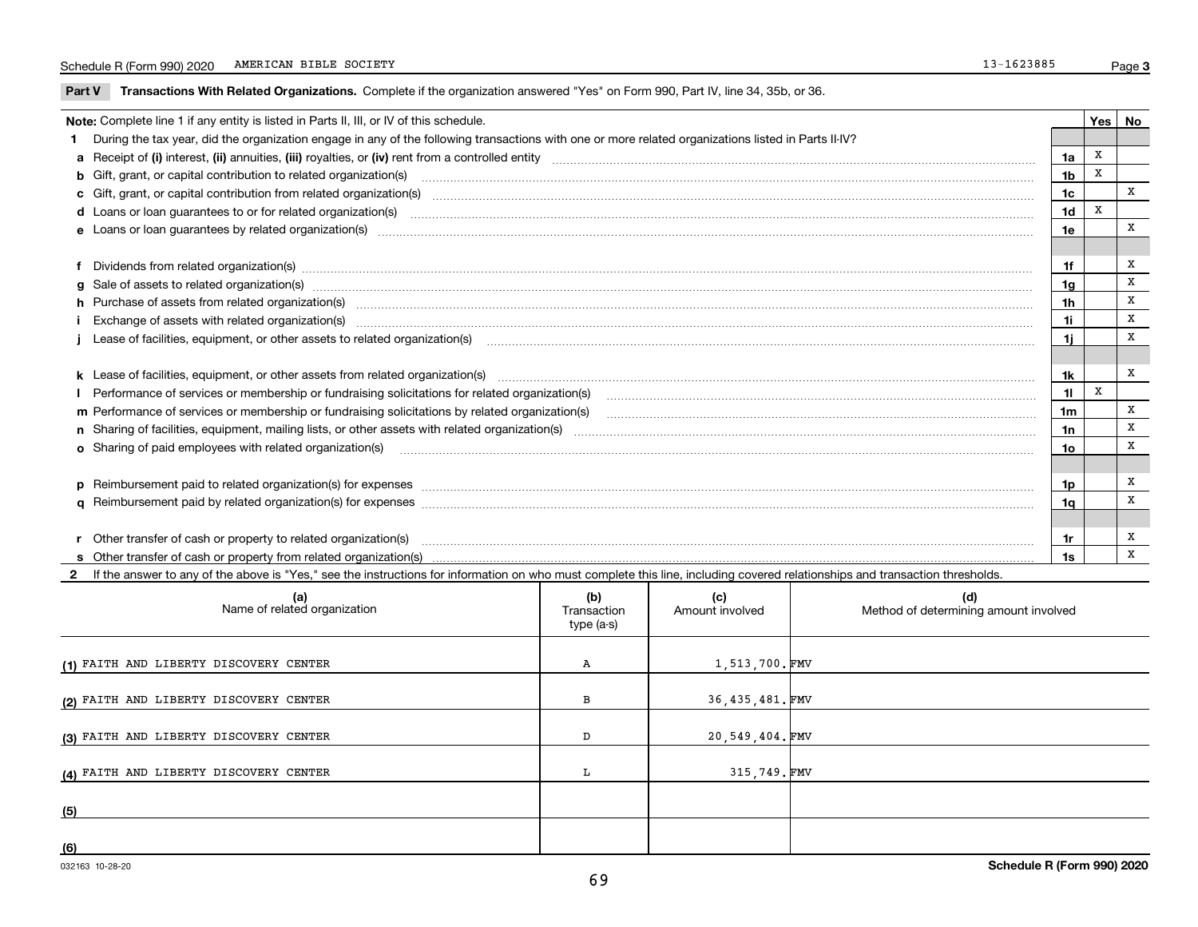Schedule R (Form 990) 2020 AMERICAN BIBLE SOCIETY 13-1623885 Page 3

**Part V Transactions With Related Organizations.** Complete if the organization answered "Yes" on Form 990, Part IV, line 34, 35b, or 36.

| Note: Complete line 1 if any entity is listed in Parts II, III, or IV of this schedule. | | Yes | No |
|---|---|---|---|
| **1** During the tax year, did the organization engage in any of the following transactions with one or more related organizations listed in Parts II-IV? | | | |
| **a** Receipt of **(i)** interest, **(ii)** annuities, **(iii)** royalties, or **(iv)** rent from a controlled entity | 1a | X | |
| **b** Gift, grant, or capital contribution to related organization(s) | 1b | X | |
| **c** Gift, grant, or capital contribution from related organization(s) | 1c | | X |
| **d** Loans or loan guarantees to or for related organization(s) | 1d | X | |
| **e** Loans or loan guarantees by related organization(s) | 1e | | X |
| **f** Dividends from related organization(s) | 1f | | X |
| **g** Sale of assets to related organization(s) | 1g | | X |
| **h** Purchase of assets from related organization(s) | 1h | | X |
| **i** Exchange of assets with related organization(s) | 1i | | X |
| **j** Lease of facilities, equipment, or other assets to related organization(s) | 1j | | X |
| **k** Lease of facilities, equipment, or other assets from related organization(s) | 1k | | X |
| **l** Performance of services or membership or fundraising solicitations for related organization(s) | 1l | X | |
| **m** Performance of services or membership or fundraising solicitations by related organization(s) | 1m | | X |
| **n** Sharing of facilities, equipment, mailing lists, or other assets with related organization(s) | 1n | | X |
| **o** Sharing of paid employees with related organization(s) | 1o | | X |
| **p** Reimbursement paid to related organization(s) for expenses | 1p | | X |
| **q** Reimbursement paid by related organization(s) for expenses | 1q | | X |
| **r** Other transfer of cash or property to related organization(s) | 1r | | X |
| **s** Other transfer of cash or property from related organization(s) | 1s | | X |

**2** If the answer to any of the above is "Yes," see the instructions for information on who must complete this line, including covered relationships and transaction thresholds.

| | (a) Name of related organization | (b) Transaction type (a-s) | (c) Amount involved | (d) Method of determining amount involved |
|---|---|---|---|---|
| (1) | FAITH AND LIBERTY DISCOVERY CENTER | A | 1,513,700. | FMV |
| (2) | FAITH AND LIBERTY DISCOVERY CENTER | B | 36,435,481. | FMV |
| (3) | FAITH AND LIBERTY DISCOVERY CENTER | D | 20,549,404. | FMV |
| (4) | FAITH AND LIBERTY DISCOVERY CENTER | L | 315,749. | FMV |
| (5) | | | | |
| (6) | | | | |

032163 10-28-20 **Schedule R (Form 990) 2020**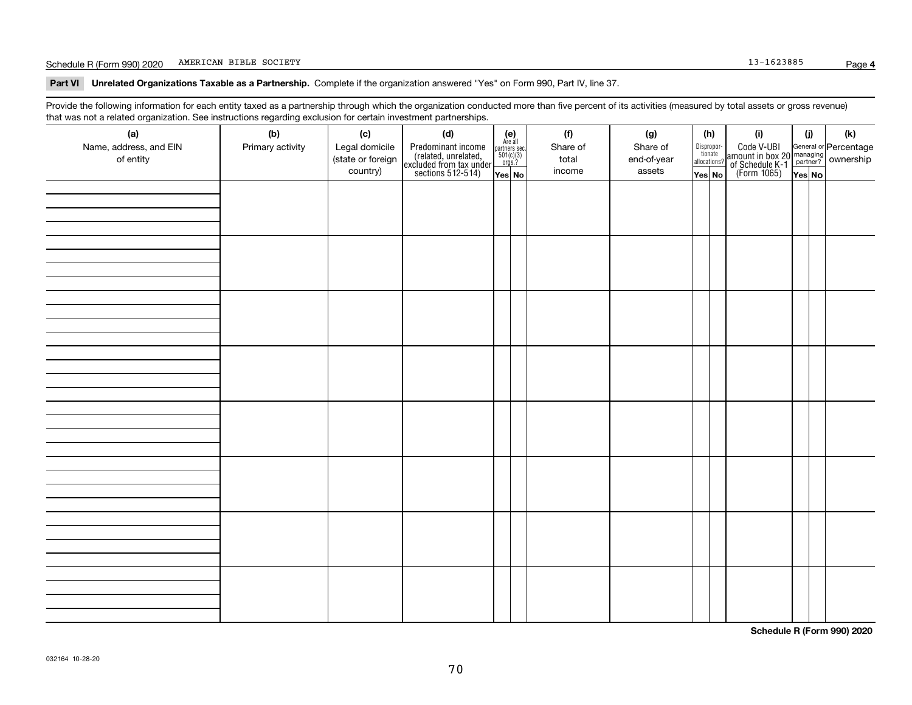Schedule R (Form 990) 2020 AMERICAN BIBLE SOCIETY 13-1623885 Page **4**

**Part VI Unrelated Organizations Taxable as a Partnership.** Complete if the organization answered "Yes" on Form 990, Part IV, line 37.

Provide the following information for each entity taxed as a partnership through which the organization conducted more than five percent of its activities (measured by total assets or gross revenue) that was not a related organization. See instructions regarding exclusion for certain investment partnerships.

| (a) Name, address, and EIN of entity | (b) Primary activity | (c) Legal domicile (state or foreign country) | (d) Predominant income (related, unrelated, excluded from tax under sections 512-514) | (e) Are all partners sec. 501(c)(3) orgs.? Yes | (e) No | (f) Share of total income | (g) Share of end-of-year assets | (h) Disproportionate allocations? Yes | (h) No | (i) Code V-UBI amount in box 20 of Schedule K-1 (Form 1065) | (j) General or managing partner? Yes | (j) No | (k) Percentage ownership |
|---|---|---|---|---|---|---|---|---|---|---|---|---|---|
| | | | | | | | | | | | | | |
| | | | | | | | | | | | | | |
| | | | | | | | | | | | | | |
| | | | | | | | | | | | | | |
| | | | | | | | | | | | | | |
| | | | | | | | | | | | | | |
| | | | | | | | | | | | | | |
| | | | | | | | | | | | | | |

**Schedule R (Form 990) 2020**

032164 10-28-20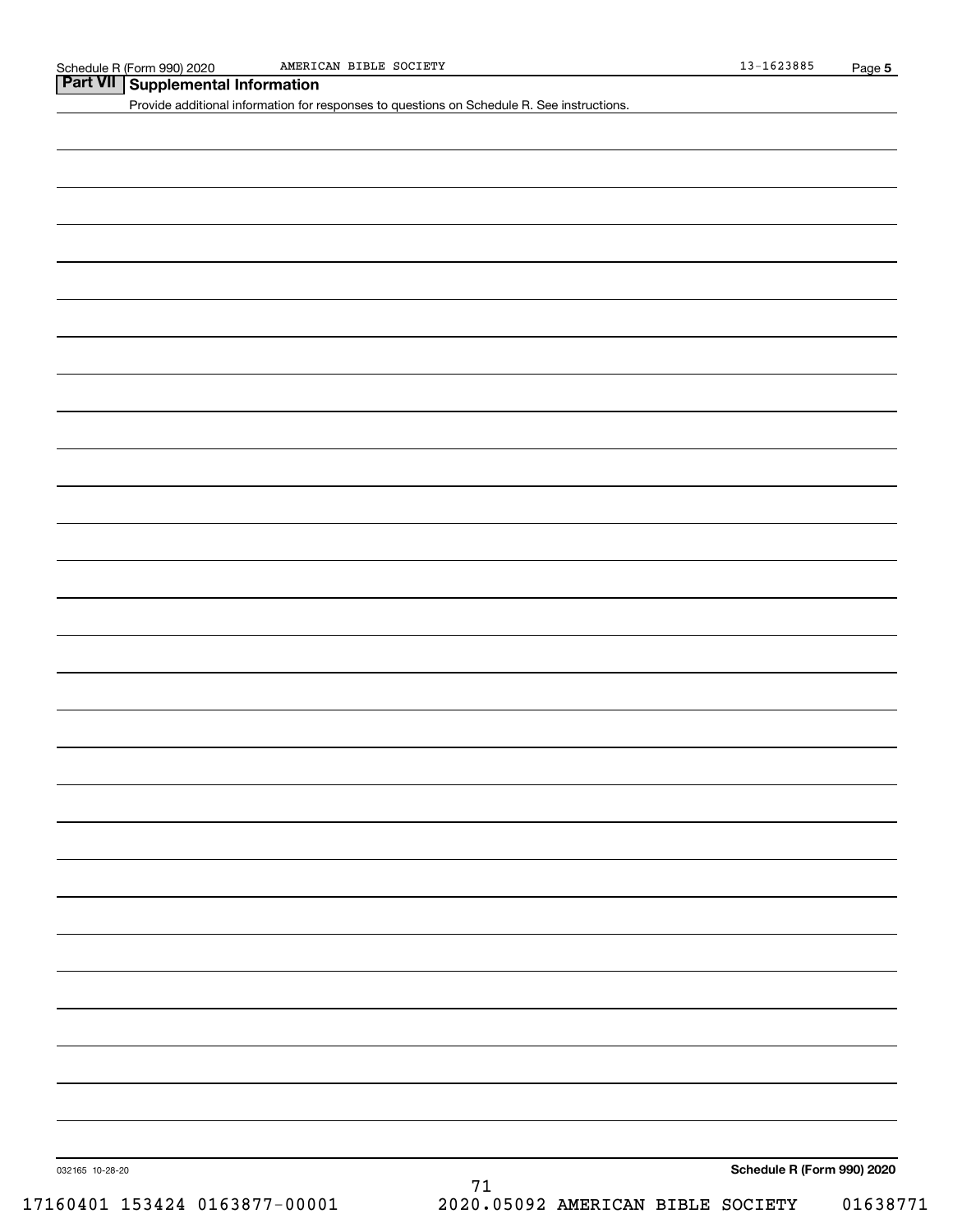## Part VII Supplemental Information

Provide additional information for responses to questions on Schedule R. See instructions.